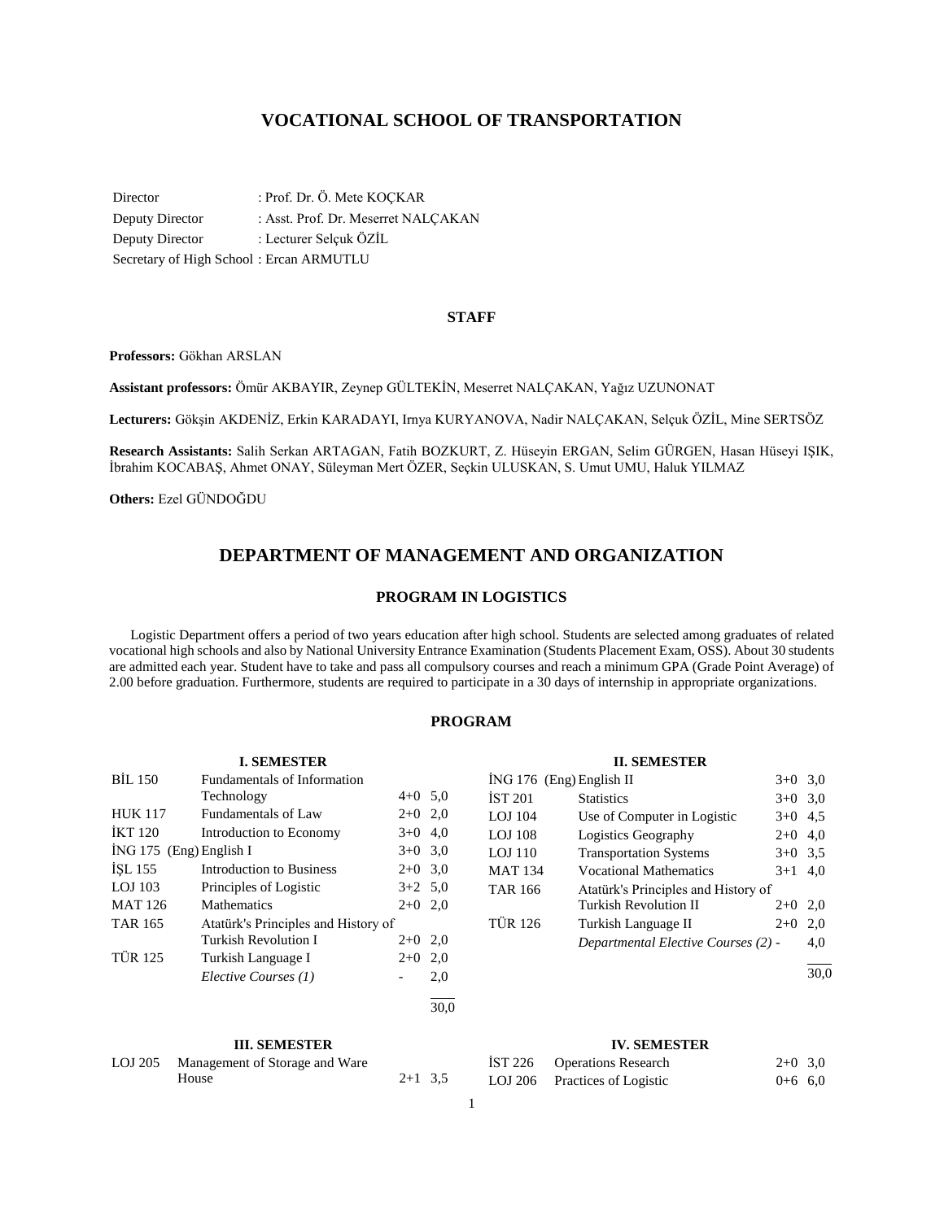# VOCATIONAL SCHOOL OF TRANSPORTATION

Director : Prof. Dr. Ö. Mete KOÇKAR
Deputy Director : Asst. Prof. Dr. Meserret NALÇAKAN
Deputy Director : Lecturer Selçuk ÖZİL
Secretary of High School : Ercan ARMUTLU

### STAFF

**Professors:** Gökhan ARSLAN

**Assistant professors:** Ömür AKBAYIR, Zeynep GÜLTEKİN, Meserret NALÇAKAN, Yağız UZUNONAT

**Lecturers:** Gökşin AKDENİZ, Erkin KARADAYI, Irnya KURYANOVA, Nadir NALÇAKAN, Selçuk ÖZİL, Mine SERTSÖZ

**Research Assistants:** Salih Serkan ARTAGAN, Fatih BOZKURT, Z. Hüseyin ERGAN, Selim GÜRGEN, Hasan Hüseyi IŞIK, İbrahim KOCABAŞ, Ahmet ONAY, Süleyman Mert ÖZER, Seçkin ULUSKAN, S. Umut UMU, Haluk YILMAZ

**Others:** Ezel GÜNDOĞDU

## DEPARTMENT OF MANAGEMENT AND ORGANIZATION

### PROGRAM IN LOGISTICS

Logistic Department offers a period of two years education after high school. Students are selected among graduates of related vocational high schools and also by National University Entrance Examination (Students Placement Exam, OSS). About 30 students are admitted each year. Student have to take and pass all compulsory courses and reach a minimum GPA (Grade Point Average) of 2.00 before graduation. Furthermore, students are required to participate in a 30 days of internship in appropriate organizations.

### PROGRAM

**I. SEMESTER**

| Code | Course | Hours | Credit |
|---|---|---|---|
| BİL 150 | Fundamentals of Information Technology | 4+0 | 5,0 |
| HUK 117 | Fundamentals of Law | 2+0 | 2,0 |
| İKT 120 | Introduction to Economy | 3+0 | 4,0 |
| İNG 175 (Eng) | English I | 3+0 | 3,0 |
| İŞL 155 | Introduction to Business | 2+0 | 3,0 |
| LOJ 103 | Principles of Logistic | 3+2 | 5,0 |
| MAT 126 | Mathematics | 2+0 | 2,0 |
| TAR 165 | Atatürk's Principles and History of Turkish Revolution I | 2+0 | 2,0 |
| TÜR 125 | Turkish Language I | 2+0 | 2,0 |
| | *Elective Courses (1)* | - | 2,0 |
| | | | 30,0 |

**II. SEMESTER**

| Code | Course | Hours | Credit |
|---|---|---|---|
| İNG 176 (Eng) | English II | 3+0 | 3,0 |
| İST 201 | Statistics | 3+0 | 3,0 |
| LOJ 104 | Use of Computer in Logistic | 3+0 | 4,5 |
| LOJ 108 | Logistics Geography | 2+0 | 4,0 |
| LOJ 110 | Transportation Systems | 3+0 | 3,5 |
| MAT 134 | Vocational Mathematics | 3+1 | 4,0 |
| TAR 166 | Atatürk's Principles and History of Turkish Revolution II | 2+0 | 2,0 |
| TÜR 126 | Turkish Language II | 2+0 | 2,0 |
| | *Departmental Elective Courses (2)* | - | 4,0 |
| | | | 30,0 |

**III. SEMESTER**

| Code | Course | Hours | Credit |
|---|---|---|---|
| LOJ 205 | Management of Storage and Ware House | 2+1 | 3,5 |

**IV. SEMESTER**

| Code | Course | Hours | Credit |
|---|---|---|---|
| İST 226 | Operations Research | 2+0 | 3,0 |
| LOJ 206 | Practices of Logistic | 0+6 | 6,0 |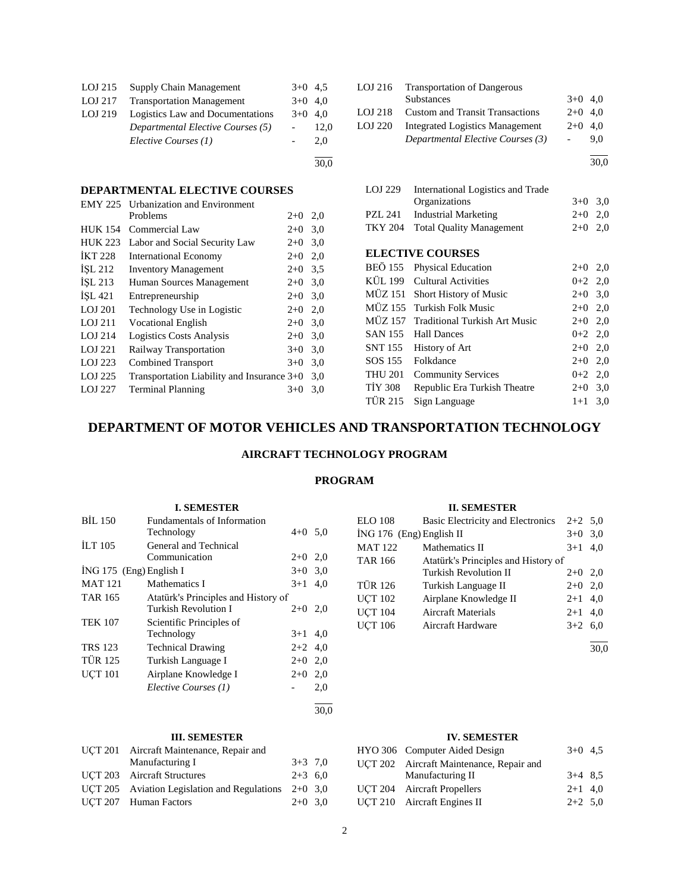| | | | |
|---|---|---|---|
| LOJ 215 | Supply Chain Management | 3+0 | 4,5 |
| LOJ 217 | Transportation Management | 3+0 | 4,0 |
| LOJ 219 | Logistics Law and Documentations | 3+0 | 4,0 |
| | *Departmental Elective Courses (5)* | - | 12,0 |
| | *Elective Courses (1)* | - | 2,0 |
| | | | 30,0 |

| | | | |
|---|---|---|---|
| LOJ 216 | Transportation of Dangerous Substances | 3+0 | 4,0 |
| LOJ 218 | Custom and Transit Transactions | 2+0 | 4,0 |
| LOJ 220 | Integrated Logistics Management | 2+0 | 4,0 |
| | *Departmental Elective Courses (3)* | - | 9,0 |
| | | | 30,0 |

### DEPARTMENTAL ELECTIVE COURSES

| | | | |
|---|---|---|---|
| EMY 225 | Urbanization and Environment Problems | 2+0 | 2,0 |
| HUK 154 | Commercial Law | 2+0 | 3,0 |
| HUK 223 | Labor and Social Security Law | 2+0 | 3,0 |
| İKT 228 | International Economy | 2+0 | 2,0 |
| İŞL 212 | Inventory Management | 2+0 | 3,5 |
| İŞL 213 | Human Sources Management | 2+0 | 3,0 |
| İŞL 421 | Entrepreneurship | 2+0 | 3,0 |
| LOJ 201 | Technology Use in Logistic | 2+0 | 2,0 |
| LOJ 211 | Vocational English | 2+0 | 3,0 |
| LOJ 214 | Logistics Costs Analysis | 2+0 | 3,0 |
| LOJ 221 | Railway Transportation | 3+0 | 3,0 |
| LOJ 223 | Combined Transport | 3+0 | 3,0 |
| LOJ 225 | Transportation Liability and Insurance | 3+0 | 3,0 |
| LOJ 227 | Terminal Planning | 3+0 | 3,0 |
| LOJ 229 | International Logistics and Trade Organizations | 3+0 | 3,0 |
| PZL 241 | Industrial Marketing | 2+0 | 2,0 |
| TKY 204 | Total Quality Management | 2+0 | 2,0 |

### ELECTIVE COURSES

| | | | |
|---|---|---|---|
| BEÖ 155 | Physical Education | 2+0 | 2,0 |
| KÜL 199 | Cultural Activities | 0+2 | 2,0 |
| MÜZ 151 | Short History of Music | 2+0 | 3,0 |
| MÜZ 155 | Turkish Folk Music | 2+0 | 2,0 |
| MÜZ 157 | Traditional Turkish Art Music | 2+0 | 2,0 |
| SAN 155 | Hall Dances | 0+2 | 2,0 |
| SNT 155 | History of Art | 2+0 | 2,0 |
| SOS 155 | Folkdance | 2+0 | 2,0 |
| THU 201 | Community Services | 0+2 | 2,0 |
| TİY 308 | Republic Era Turkish Theatre | 2+0 | 3,0 |
| TÜR 215 | Sign Language | 1+1 | 3,0 |

## DEPARTMENT OF MOTOR VEHICLES AND TRANSPORTATION TECHNOLOGY

### AIRCRAFT TECHNOLOGY PROGRAM

### PROGRAM

#### I. SEMESTER

| | | | |
|---|---|---|---|
| BİL 150 | Fundamentals of Information Technology | 4+0 | 5,0 |
| İLT 105 | General and Technical Communication | 2+0 | 2,0 |
| İNG 175 (Eng) | English I | 3+0 | 3,0 |
| MAT 121 | Mathematics I | 3+1 | 4,0 |
| TAR 165 | Atatürk's Principles and History of Turkish Revolution I | 2+0 | 2,0 |
| TEK 107 | Scientific Principles of Technology | 3+1 | 4,0 |
| TRS 123 | Technical Drawing | 2+2 | 4,0 |
| TÜR 125 | Turkish Language I | 2+0 | 2,0 |
| UÇT 101 | Airplane Knowledge I | 2+0 | 2,0 |
| | *Elective Courses (1)* | - | 2,0 |
| | | | 30,0 |

#### II. SEMESTER

| | | | |
|---|---|---|---|
| ELO 108 | Basic Electricity and Electronics | 2+2 | 5,0 |
| İNG 176 (Eng) | English II | 3+0 | 3,0 |
| MAT 122 | Mathematics II | 3+1 | 4,0 |
| TAR 166 | Atatürk's Principles and History of Turkish Revolution II | 2+0 | 2,0 |
| TÜR 126 | Turkish Language II | 2+0 | 2,0 |
| UÇT 102 | Airplane Knowledge II | 2+1 | 4,0 |
| UÇT 104 | Aircraft Materials | 2+1 | 4,0 |
| UÇT 106 | Aircraft Hardware | 3+2 | 6,0 |
| | | | 30,0 |

#### III. SEMESTER

| | | | |
|---|---|---|---|
| UÇT 201 | Aircraft Maintenance, Repair and Manufacturing I | 3+3 | 7,0 |
| UÇT 203 | Aircraft Structures | 2+3 | 6,0 |
| UÇT 205 | Aviation Legislation and Regulations | 2+0 | 3,0 |
| UÇT 207 | Human Factors | 2+0 | 3,0 |

#### IV. SEMESTER

| | | | |
|---|---|---|---|
| HYO 306 | Computer Aided Design | 3+0 | 4,5 |
| UÇT 202 | Aircraft Maintenance, Repair and Manufacturing II | 3+4 | 8,5 |
| UÇT 204 | Aircraft Propellers | 2+1 | 4,0 |
| UÇT 210 | Aircraft Engines II | 2+2 | 5,0 |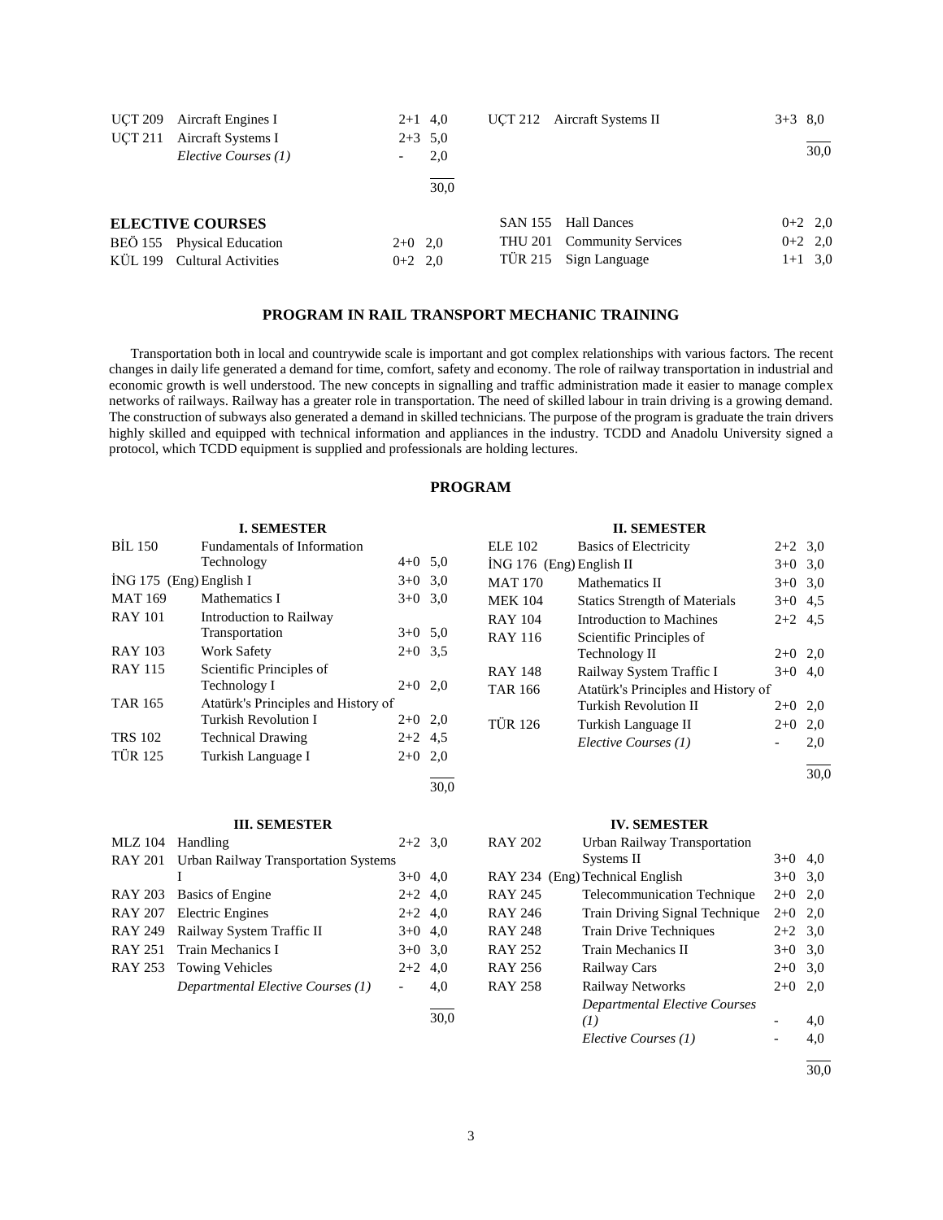| | | | |
|---|---|---|---|
| UÇT 209 | Aircraft Engines I | 2+1 | 4,0 |
| UÇT 211 | Aircraft Systems I | 2+3 | 5,0 |
| | *Elective Courses (1)* | - | 2,0 |
| | | | 30,0 |

| | | | |
|---|---|---|---|
| UÇT 212 | Aircraft Systems II | 3+3 | 8,0 |
| | | | 30,0 |

**ELECTIVE COURSES**

| | | | |
|---|---|---|---|
| BEÖ 155 | Physical Education | 2+0 | 2,0 |
| KÜL 199 | Cultural Activities | 0+2 | 2,0 |
| SAN 155 | Hall Dances | 0+2 | 2,0 |
| THU 201 | Community Services | 0+2 | 2,0 |
| TÜR 215 | Sign Language | 1+1 | 3,0 |

## PROGRAM IN RAIL TRANSPORT MECHANIC TRAINING

Transportation both in local and countrywide scale is important and got complex relationships with various factors. The recent changes in daily life generated a demand for time, comfort, safety and economy. The role of railway transportation in industrial and economic growth is well understood. The new concepts in signalling and traffic administration made it easier to manage complex networks of railways. Railway has a greater role in transportation. The need of skilled labour in train driving is a growing demand. The construction of subways also generated a demand in skilled technicians. The purpose of the program is graduate the train drivers highly skilled and equipped with technical information and appliances in the industry. TCDD and Anadolu University signed a protocol, which TCDD equipment is supplied and professionals are holding lectures.

### PROGRAM

**I. SEMESTER**

| | | | |
|---|---|---|---|
| BİL 150 | Fundamentals of Information Technology | 4+0 | 5,0 |
| İNG 175 (Eng) | English I | 3+0 | 3,0 |
| MAT 169 | Mathematics I | 3+0 | 3,0 |
| RAY 101 | Introduction to Railway Transportation | 3+0 | 5,0 |
| RAY 103 | Work Safety | 2+0 | 3,5 |
| RAY 115 | Scientific Principles of Technology I | 2+0 | 2,0 |
| TAR 165 | Atatürk's Principles and History of Turkish Revolution I | 2+0 | 2,0 |
| TRS 102 | Technical Drawing | 2+2 | 4,5 |
| TÜR 125 | Turkish Language I | 2+0 | 2,0 |
| | | | 30,0 |

**II. SEMESTER**

| | | | |
|---|---|---|---|
| ELE 102 | Basics of Electricity | 2+2 | 3,0 |
| İNG 176 (Eng) | English II | 3+0 | 3,0 |
| MAT 170 | Mathematics II | 3+0 | 3,0 |
| MEK 104 | Statics Strength of Materials | 3+0 | 4,5 |
| RAY 104 | Introduction to Machines | 2+2 | 4,5 |
| RAY 116 | Scientific Principles of Technology II | 2+0 | 2,0 |
| RAY 148 | Railway System Traffic I | 3+0 | 4,0 |
| TAR 166 | Atatürk's Principles and History of Turkish Revolution II | 2+0 | 2,0 |
| TÜR 126 | Turkish Language II | 2+0 | 2,0 |
| | *Elective Courses (1)* | - | 2,0 |
| | | | 30,0 |

**III. SEMESTER**

| | | | |
|---|---|---|---|
| MLZ 104 | Handling | 2+2 | 3,0 |
| RAY 201 | Urban Railway Transportation Systems I | 3+0 | 4,0 |
| RAY 203 | Basics of Engine | 2+2 | 4,0 |
| RAY 207 | Electric Engines | 2+2 | 4,0 |
| RAY 249 | Railway System Traffic II | 3+0 | 4,0 |
| RAY 251 | Train Mechanics I | 3+0 | 3,0 |
| RAY 253 | Towing Vehicles | 2+2 | 4,0 |
| | *Departmental Elective Courses (1)* | - | 4,0 |
| | | | 30,0 |

**IV. SEMESTER**

| | | | |
|---|---|---|---|
| RAY 202 | Urban Railway Transportation Systems II | 3+0 | 4,0 |
| RAY 234 (Eng) | Technical English | 3+0 | 3,0 |
| RAY 245 | Telecommunication Technique | 2+0 | 2,0 |
| RAY 246 | Train Driving Signal Technique | 2+0 | 2,0 |
| RAY 248 | Train Drive Techniques | 2+2 | 3,0 |
| RAY 252 | Train Mechanics II | 3+0 | 3,0 |
| RAY 256 | Railway Cars | 2+0 | 3,0 |
| RAY 258 | Railway Networks | 2+0 | 2,0 |
| | *Departmental Elective Courses (1)* | - | 4,0 |
| | *Elective Courses (1)* | - | 4,0 |
| | | | 30,0 |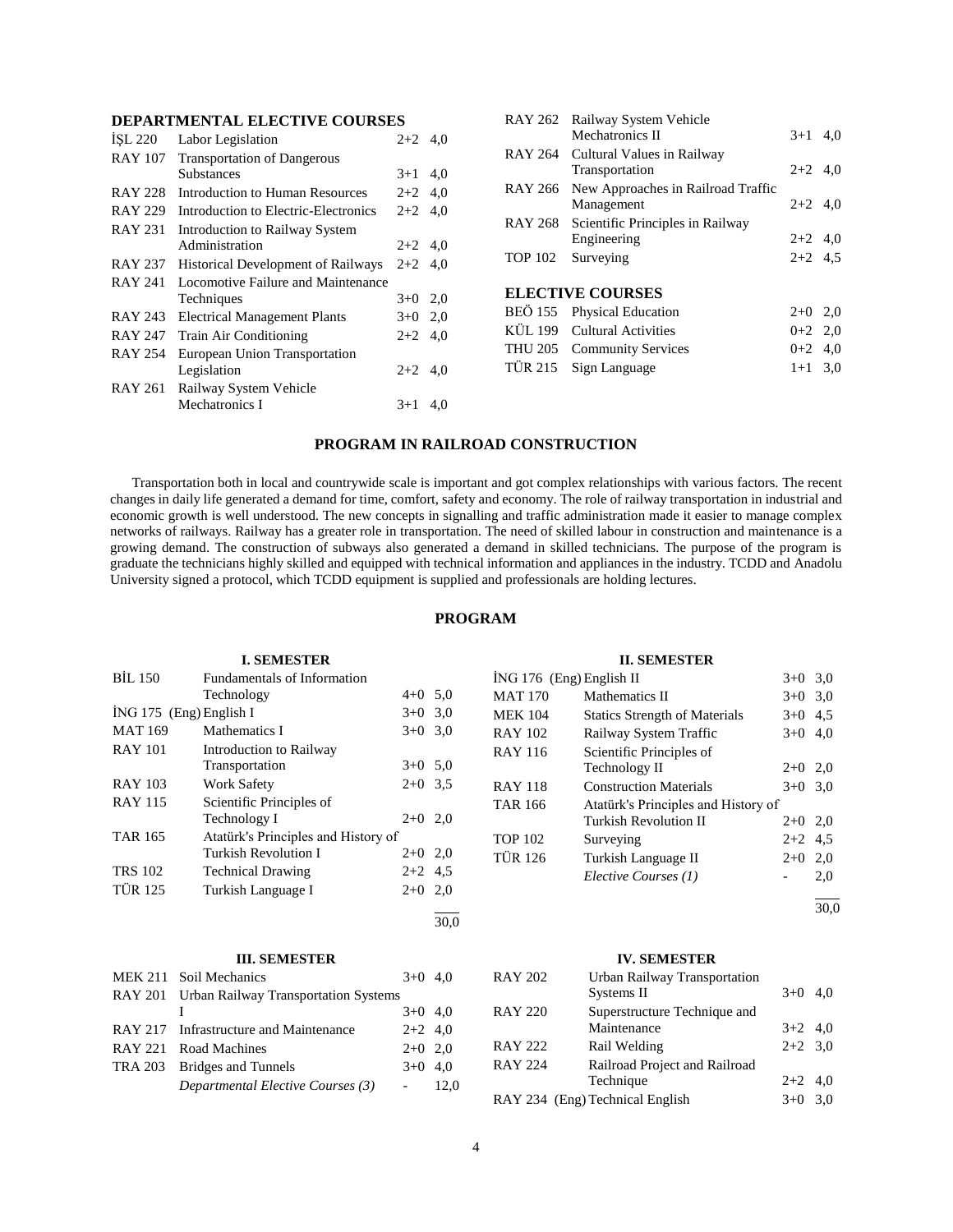### DEPARTMENTAL ELECTIVE COURSES

| | | | |
|---|---|---|---|
| İŞL 220 | Labor Legislation | 2+2 | 4,0 |
| RAY 107 | Transportation of Dangerous Substances | 3+1 | 4,0 |
| RAY 228 | Introduction to Human Resources | 2+2 | 4,0 |
| RAY 229 | Introduction to Electric-Electronics | 2+2 | 4,0 |
| RAY 231 | Introduction to Railway System Administration | 2+2 | 4,0 |
| RAY 237 | Historical Development of Railways | 2+2 | 4,0 |
| RAY 241 | Locomotive Failure and Maintenance Techniques | 3+0 | 2,0 |
| RAY 243 | Electrical Management Plants | 3+0 | 2,0 |
| RAY 247 | Train Air Conditioning | 2+2 | 4,0 |
| RAY 254 | European Union Transportation Legislation | 2+2 | 4,0 |
| RAY 261 | Railway System Vehicle Mechatronics I | 3+1 | 4,0 |
| RAY 262 | Railway System Vehicle Mechatronics II | 3+1 | 4,0 |
| RAY 264 | Cultural Values in Railway Transportation | 2+2 | 4,0 |
| RAY 266 | New Approaches in Railroad Traffic Management | 2+2 | 4,0 |
| RAY 268 | Scientific Principles in Railway Engineering | 2+2 | 4,0 |
| TOP 102 | Surveying | 2+2 | 4,5 |

### ELECTIVE COURSES

| | | | |
|---|---|---|---|
| BEÖ 155 | Physical Education | 2+0 | 2,0 |
| KÜL 199 | Cultural Activities | 0+2 | 2,0 |
| THU 205 | Community Services | 0+2 | 4,0 |
| TÜR 215 | Sign Language | 1+1 | 3,0 |

## PROGRAM IN RAILROAD CONSTRUCTION

Transportation both in local and countrywide scale is important and got complex relationships with various factors. The recent changes in daily life generated a demand for time, comfort, safety and economy. The role of railway transportation in industrial and economic growth is well understood. The new concepts in signalling and traffic administration made it easier to manage complex networks of railways. Railway has a greater role in transportation. The need of skilled labour in construction and maintenance is a growing demand. The construction of subways also generated a demand in skilled technicians. The purpose of the program is graduate the technicians highly skilled and equipped with technical information and appliances in the industry. TCDD and Anadolu University signed a protocol, which TCDD equipment is supplied and professionals are holding lectures.

## PROGRAM

### I. SEMESTER

| | | | |
|---|---|---|---|
| BİL 150 | Fundamentals of Information Technology | 4+0 | 5,0 |
| İNG 175 (Eng) | English I | 3+0 | 3,0 |
| MAT 169 | Mathematics I | 3+0 | 3,0 |
| RAY 101 | Introduction to Railway Transportation | 3+0 | 5,0 |
| RAY 103 | Work Safety | 2+0 | 3,5 |
| RAY 115 | Scientific Principles of Technology I | 2+0 | 2,0 |
| TAR 165 | Atatürk's Principles and History of Turkish Revolution I | 2+0 | 2,0 |
| TRS 102 | Technical Drawing | 2+2 | 4,5 |
| TÜR 125 | Turkish Language I | 2+0 | 2,0 |
| | | | 30,0 |

### II. SEMESTER

| | | | |
|---|---|---|---|
| İNG 176 (Eng) | English II | 3+0 | 3,0 |
| MAT 170 | Mathematics II | 3+0 | 3,0 |
| MEK 104 | Statics Strength of Materials | 3+0 | 4,5 |
| RAY 102 | Railway System Traffic | 3+0 | 4,0 |
| RAY 116 | Scientific Principles of Technology II | 2+0 | 2,0 |
| RAY 118 | Construction Materials | 3+0 | 3,0 |
| TAR 166 | Atatürk's Principles and History of Turkish Revolution II | 2+0 | 2,0 |
| TOP 102 | Surveying | 2+2 | 4,5 |
| TÜR 126 | Turkish Language II | 2+0 | 2,0 |
| | *Elective Courses (1)* | - | 2,0 |
| | | | 30,0 |

### III. SEMESTER

| | | | |
|---|---|---|---|
| MEK 211 | Soil Mechanics | 3+0 | 4,0 |
| RAY 201 | Urban Railway Transportation Systems I | 3+0 | 4,0 |
| RAY 217 | Infrastructure and Maintenance | 2+2 | 4,0 |
| RAY 221 | Road Machines | 2+0 | 2,0 |
| TRA 203 | Bridges and Tunnels | 3+0 | 4,0 |
| | *Departmental Elective Courses (3)* | - | 12,0 |

### IV. SEMESTER

| | | | |
|---|---|---|---|
| RAY 202 | Urban Railway Transportation Systems II | 3+0 | 4,0 |
| RAY 220 | Superstructure Technique and Maintenance | 3+2 | 4,0 |
| RAY 222 | Rail Welding | 2+2 | 3,0 |
| RAY 224 | Railroad Project and Railroad Technique | 2+2 | 4,0 |
| RAY 234 (Eng) | Technical English | 3+0 | 3,0 |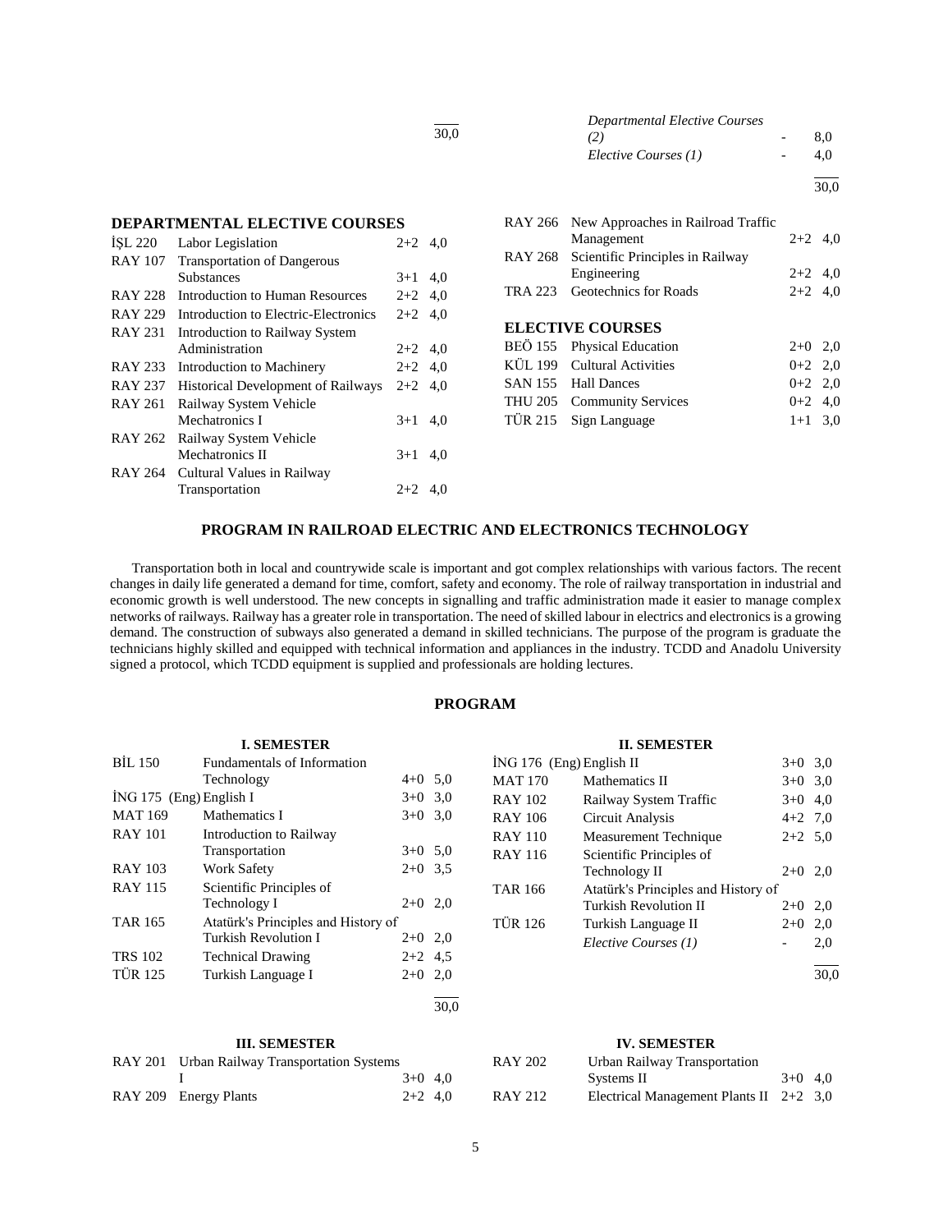| | | | |
|---|---|---|---|
| | | | 30,0 |

| | | | |
|---|---|---|---|
| | *Departmental Elective Courses (2)* | - | 8,0 |
| | *Elective Courses (1)* | - | 4,0 |
| | | | 30,0 |

### DEPARTMENTAL ELECTIVE COURSES

| | | | |
|---|---|---|---|
| İŞL 220 | Labor Legislation | 2+2 | 4,0 |
| RAY 107 | Transportation of Dangerous Substances | 3+1 | 4,0 |
| RAY 228 | Introduction to Human Resources | 2+2 | 4,0 |
| RAY 229 | Introduction to Electric-Electronics | 2+2 | 4,0 |
| RAY 231 | Introduction to Railway System Administration | 2+2 | 4,0 |
| RAY 233 | Introduction to Machinery | 2+2 | 4,0 |
| RAY 237 | Historical Development of Railways | 2+2 | 4,0 |
| RAY 261 | Railway System Vehicle Mechatronics I | 3+1 | 4,0 |
| RAY 262 | Railway System Vehicle Mechatronics II | 3+1 | 4,0 |
| RAY 264 | Cultural Values in Railway Transportation | 2+2 | 4,0 |
| RAY 266 | New Approaches in Railroad Traffic Management | 2+2 | 4,0 |
| RAY 268 | Scientific Principles in Railway Engineering | 2+2 | 4,0 |
| TRA 223 | Geotechnics for Roads | 2+2 | 4,0 |

### ELECTIVE COURSES

| | | | |
|---|---|---|---|
| BEÖ 155 | Physical Education | 2+0 | 2,0 |
| KÜL 199 | Cultural Activities | 0+2 | 2,0 |
| SAN 155 | Hall Dances | 0+2 | 2,0 |
| THU 205 | Community Services | 0+2 | 4,0 |
| TÜR 215 | Sign Language | 1+1 | 3,0 |

## PROGRAM IN RAILROAD ELECTRIC AND ELECTRONICS TECHNOLOGY

Transportation both in local and countrywide scale is important and got complex relationships with various factors. The recent changes in daily life generated a demand for time, comfort, safety and economy. The role of railway transportation in industrial and economic growth is well understood. The new concepts in signalling and traffic administration made it easier to manage complex networks of railways. Railway has a greater role in transportation. The need of skilled labour in electrics and electronics is a growing demand. The construction of subways also generated a demand in skilled technicians. The purpose of the program is graduate the technicians highly skilled and equipped with technical information and appliances in the industry. TCDD and Anadolu University signed a protocol, which TCDD equipment is supplied and professionals are holding lectures.

## PROGRAM

### I. SEMESTER

| | | | |
|---|---|---|---|
| BİL 150 | Fundamentals of Information Technology | 4+0 | 5,0 |
| İNG 175 (Eng) | English I | 3+0 | 3,0 |
| MAT 169 | Mathematics I | 3+0 | 3,0 |
| RAY 101 | Introduction to Railway Transportation | 3+0 | 5,0 |
| RAY 103 | Work Safety | 2+0 | 3,5 |
| RAY 115 | Scientific Principles of Technology I | 2+0 | 2,0 |
| TAR 165 | Atatürk's Principles and History of Turkish Revolution I | 2+0 | 2,0 |
| TRS 102 | Technical Drawing | 2+2 | 4,5 |
| TÜR 125 | Turkish Language I | 2+0 | 2,0 |
| | | | 30,0 |

### II. SEMESTER

| | | | |
|---|---|---|---|
| İNG 176 (Eng) | English II | 3+0 | 3,0 |
| MAT 170 | Mathematics II | 3+0 | 3,0 |
| RAY 102 | Railway System Traffic | 3+0 | 4,0 |
| RAY 106 | Circuit Analysis | 4+2 | 7,0 |
| RAY 110 | Measurement Technique | 2+2 | 5,0 |
| RAY 116 | Scientific Principles of Technology II | 2+0 | 2,0 |
| TAR 166 | Atatürk's Principles and History of Turkish Revolution II | 2+0 | 2,0 |
| TÜR 126 | Turkish Language II | 2+0 | 2,0 |
| | *Elective Courses (1)* | - | 2,0 |
| | | | 30,0 |

### III. SEMESTER

| | | | |
|---|---|---|---|
| RAY 201 | Urban Railway Transportation Systems I | 3+0 | 4,0 |
| RAY 209 | Energy Plants | 2+2 | 4,0 |

### IV. SEMESTER

| | | | |
|---|---|---|---|
| RAY 202 | Urban Railway Transportation Systems II | 3+0 | 4,0 |
| RAY 212 | Electrical Management Plants II | 2+2 | 3,0 |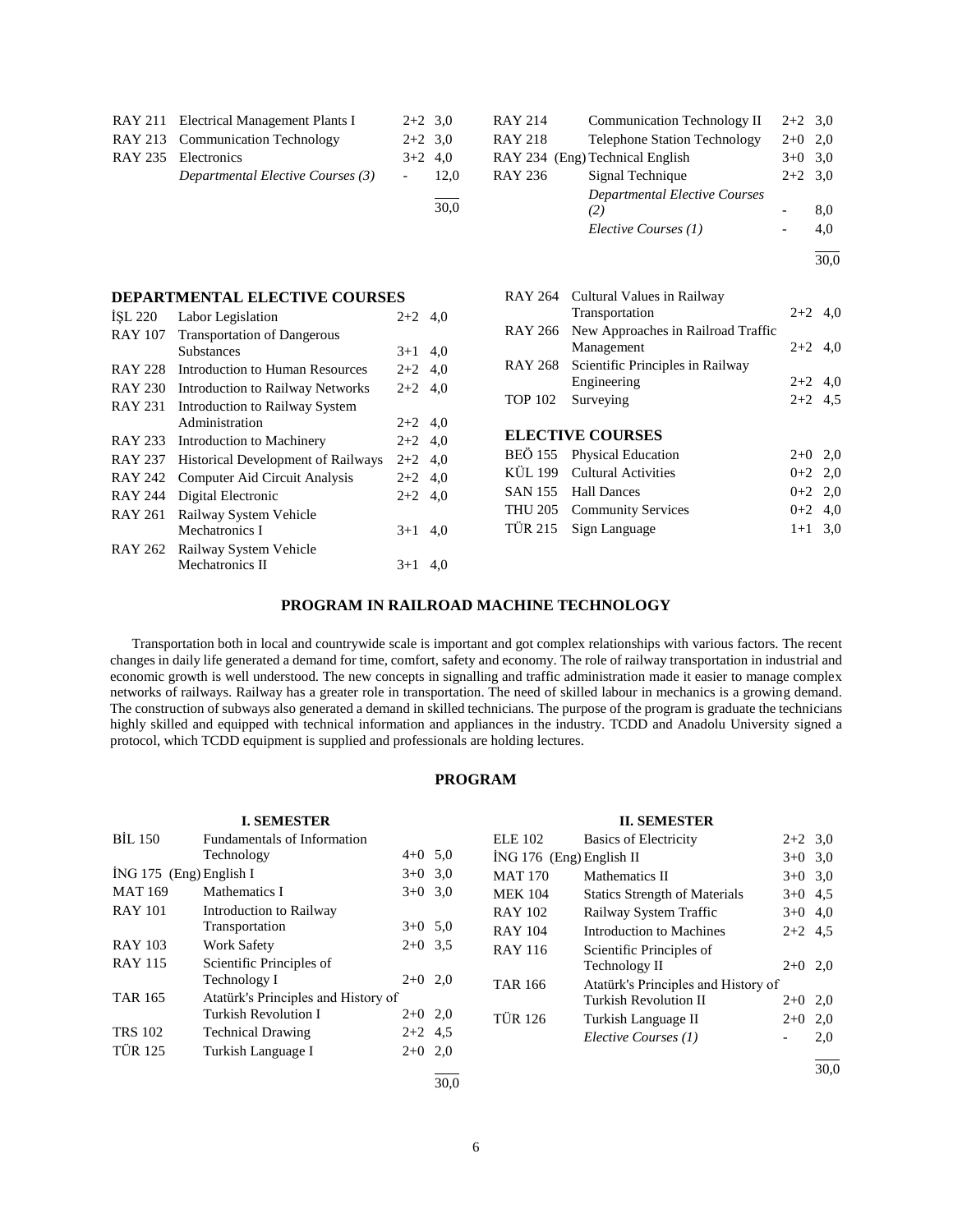| | | | |
|---|---|---|---|
| RAY 211 | Electrical Management Plants I | 2+2 | 3,0 |
| RAY 213 | Communication Technology | 2+2 | 3,0 |
| RAY 235 | Electronics | 3+2 | 4,0 |
| | *Departmental Elective Courses (3)* | - | 12,0 |
| | | | 30,0 |

| | | | |
|---|---|---|---|
| RAY 214 | Communication Technology II | 2+2 | 3,0 |
| RAY 218 | Telephone Station Technology | 2+0 | 2,0 |
| RAY 234 (Eng) | Technical English | 3+0 | 3,0 |
| RAY 236 | Signal Technique | 2+2 | 3,0 |
| | *Departmental Elective Courses (2)* | - | 8,0 |
| | *Elective Courses (1)* | - | 4,0 |
| | | | 30,0 |

### DEPARTMENTAL ELECTIVE COURSES

| | | | |
|---|---|---|---|
| İŞL 220 | Labor Legislation | 2+2 | 4,0 |
| RAY 107 | Transportation of Dangerous Substances | 3+1 | 4,0 |
| RAY 228 | Introduction to Human Resources | 2+2 | 4,0 |
| RAY 230 | Introduction to Railway Networks | 2+2 | 4,0 |
| RAY 231 | Introduction to Railway System Administration | 2+2 | 4,0 |
| RAY 233 | Introduction to Machinery | 2+2 | 4,0 |
| RAY 237 | Historical Development of Railways | 2+2 | 4,0 |
| RAY 242 | Computer Aid Circuit Analysis | 2+2 | 4,0 |
| RAY 244 | Digital Electronic | 2+2 | 4,0 |
| RAY 261 | Railway System Vehicle Mechatronics I | 3+1 | 4,0 |
| RAY 262 | Railway System Vehicle Mechatronics II | 3+1 | 4,0 |
| RAY 264 | Cultural Values in Railway Transportation | 2+2 | 4,0 |
| RAY 266 | New Approaches in Railroad Traffic Management | 2+2 | 4,0 |
| RAY 268 | Scientific Principles in Railway Engineering | 2+2 | 4,0 |
| TOP 102 | Surveying | 2+2 | 4,5 |

### ELECTIVE COURSES

| | | | |
|---|---|---|---|
| BEÖ 155 | Physical Education | 2+0 | 2,0 |
| KÜL 199 | Cultural Activities | 0+2 | 2,0 |
| SAN 155 | Hall Dances | 0+2 | 2,0 |
| THU 205 | Community Services | 0+2 | 4,0 |
| TÜR 215 | Sign Language | 1+1 | 3,0 |

## PROGRAM IN RAILROAD MACHINE TECHNOLOGY

Transportation both in local and countrywide scale is important and got complex relationships with various factors. The recent changes in daily life generated a demand for time, comfort, safety and economy. The role of railway transportation in industrial and economic growth is well understood. The new concepts in signalling and traffic administration made it easier to manage complex networks of railways. Railway has a greater role in transportation. The need of skilled labour in mechanics is a growing demand. The construction of subways also generated a demand in skilled technicians. The purpose of the program is graduate the technicians highly skilled and equipped with technical information and appliances in the industry. TCDD and Anadolu University signed a protocol, which TCDD equipment is supplied and professionals are holding lectures.

## PROGRAM

### I. SEMESTER

| | | | |
|---|---|---|---|
| BİL 150 | Fundamentals of Information Technology | 4+0 | 5,0 |
| İNG 175 (Eng) | English I | 3+0 | 3,0 |
| MAT 169 | Mathematics I | 3+0 | 3,0 |
| RAY 101 | Introduction to Railway Transportation | 3+0 | 5,0 |
| RAY 103 | Work Safety | 2+0 | 3,5 |
| RAY 115 | Scientific Principles of Technology I | 2+0 | 2,0 |
| TAR 165 | Atatürk's Principles and History of Turkish Revolution I | 2+0 | 2,0 |
| TRS 102 | Technical Drawing | 2+2 | 4,5 |
| TÜR 125 | Turkish Language I | 2+0 | 2,0 |
| | | | 30,0 |

### II. SEMESTER

| | | | |
|---|---|---|---|
| ELE 102 | Basics of Electricity | 2+2 | 3,0 |
| İNG 176 (Eng) | English II | 3+0 | 3,0 |
| MAT 170 | Mathematics II | 3+0 | 3,0 |
| MEK 104 | Statics Strength of Materials | 3+0 | 4,5 |
| RAY 102 | Railway System Traffic | 3+0 | 4,0 |
| RAY 104 | Introduction to Machines | 2+2 | 4,5 |
| RAY 116 | Scientific Principles of Technology II | 2+0 | 2,0 |
| TAR 166 | Atatürk's Principles and History of Turkish Revolution II | 2+0 | 2,0 |
| TÜR 126 | Turkish Language II | 2+0 | 2,0 |
| | *Elective Courses (1)* | - | 2,0 |
| | | | 30,0 |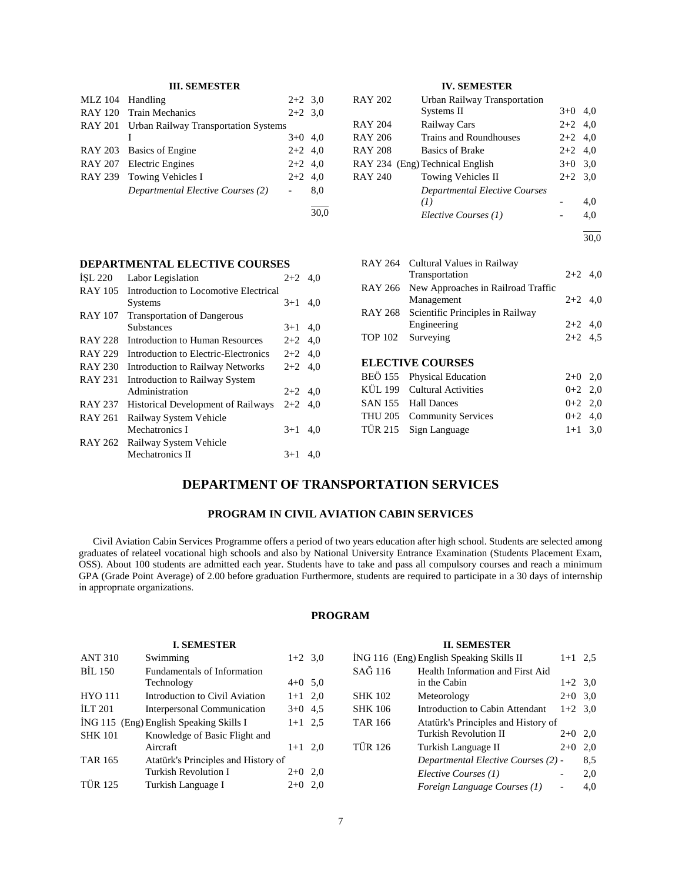### III. SEMESTER

| Code | Course | | |
|---|---|---|---|
| MLZ 104 | Handling | 2+2 | 3,0 |
| RAY 120 | Train Mechanics | 2+2 | 3,0 |
| RAY 201 | Urban Railway Transportation Systems I | 3+0 | 4,0 |
| RAY 203 | Basics of Engine | 2+2 | 4,0 |
| RAY 207 | Electric Engines | 2+2 | 4,0 |
| RAY 239 | Towing Vehicles I | 2+2 | 4,0 |
| | *Departmental Elective Courses (2)* | - | 8,0 |
| | | | 30,0 |

### IV. SEMESTER

| Code | Course | | |
|---|---|---|---|
| RAY 202 | Urban Railway Transportation Systems II | 3+0 | 4,0 |
| RAY 204 | Railway Cars | 2+2 | 4,0 |
| RAY 206 | Trains and Roundhouses | 2+2 | 4,0 |
| RAY 208 | Basics of Brake | 2+2 | 4,0 |
| RAY 234 | (Eng) Technical English | 3+0 | 3,0 |
| RAY 240 | Towing Vehicles II | 2+2 | 3,0 |
| | *Departmental Elective Courses (1)* | - | 4,0 |
| | *Elective Courses (1)* | - | 4,0 |
| | | | 30,0 |

### DEPARTMENTAL ELECTIVE COURSES

| Code | Course | | |
|---|---|---|---|
| İŞL 220 | Labor Legislation | 2+2 | 4,0 |
| RAY 105 | Introduction to Locomotive Electrical Systems | 3+1 | 4,0 |
| RAY 107 | Transportation of Dangerous Substances | 3+1 | 4,0 |
| RAY 228 | Introduction to Human Resources | 2+2 | 4,0 |
| RAY 229 | Introduction to Electric-Electronics | 2+2 | 4,0 |
| RAY 230 | Introduction to Railway Networks | 2+2 | 4,0 |
| RAY 231 | Introduction to Railway System Administration | 2+2 | 4,0 |
| RAY 237 | Historical Development of Railways | 2+2 | 4,0 |
| RAY 261 | Railway System Vehicle Mechatronics I | 3+1 | 4,0 |
| RAY 262 | Railway System Vehicle Mechatronics II | 3+1 | 4,0 |
| RAY 264 | Cultural Values in Railway Transportation | 2+2 | 4,0 |
| RAY 266 | New Approaches in Railroad Traffic Management | 2+2 | 4,0 |
| RAY 268 | Scientific Principles in Railway Engineering | 2+2 | 4,0 |
| TOP 102 | Surveying | 2+2 | 4,5 |

### ELECTIVE COURSES

| Code | Course | | |
|---|---|---|---|
| BEÖ 155 | Physical Education | 2+0 | 2,0 |
| KÜL 199 | Cultural Activities | 0+2 | 2,0 |
| SAN 155 | Hall Dances | 0+2 | 2,0 |
| THU 205 | Community Services | 0+2 | 4,0 |
| TÜR 215 | Sign Language | 1+1 | 3,0 |

# DEPARTMENT OF TRANSPORTATION SERVICES

## PROGRAM IN CIVIL AVIATION CABIN SERVICES

Civil Aviation Cabin Services Programme offers a period of two years education after high school. Students are selected among graduates of relateel vocational high schools and also by National University Entrance Examination (Students Placement Exam, OSS). About 100 students are admitted each year. Students have to take and pass all compulsory courses and reach a minimum GPA (Grade Point Average) of 2.00 before graduation Furthermore, students are required to participate in a 30 days of internship in approprıate organizations.

## PROGRAM

### I. SEMESTER

| Code | Course | | |
|---|---|---|---|
| ANT 310 | Swimming | 1+2 | 3,0 |
| BİL 150 | Fundamentals of Information Technology | 4+0 | 5,0 |
| HYO 111 | Introduction to Civil Aviation | 1+1 | 2,0 |
| İLT 201 | Interpersonal Communication | 3+0 | 4,5 |
| İNG 115 | (Eng) English Speaking Skills I | 1+1 | 2,5 |
| SHK 101 | Knowledge of Basic Flight and Aircraft | 1+1 | 2,0 |
| TAR 165 | Atatürk's Principles and History of Turkish Revolution I | 2+0 | 2,0 |
| TÜR 125 | Turkish Language I | 2+0 | 2,0 |

### II. SEMESTER

| Code | Course | | |
|---|---|---|---|
| İNG 116 | (Eng) English Speaking Skills II | 1+1 | 2,5 |
| SAĞ 116 | Health Information and First Aid in the Cabin | 1+2 | 3,0 |
| SHK 102 | Meteorology | 2+0 | 3,0 |
| SHK 106 | Introduction to Cabin Attendant | 1+2 | 3,0 |
| TAR 166 | Atatürk's Principles and History of Turkish Revolution II | 2+0 | 2,0 |
| TÜR 126 | Turkish Language II | 2+0 | 2,0 |
| | *Departmental Elective Courses (2)* | - | 8,5 |
| | *Elective Courses (1)* | - | 2,0 |
| | *Foreign Language Courses (1)* | - | 4,0 |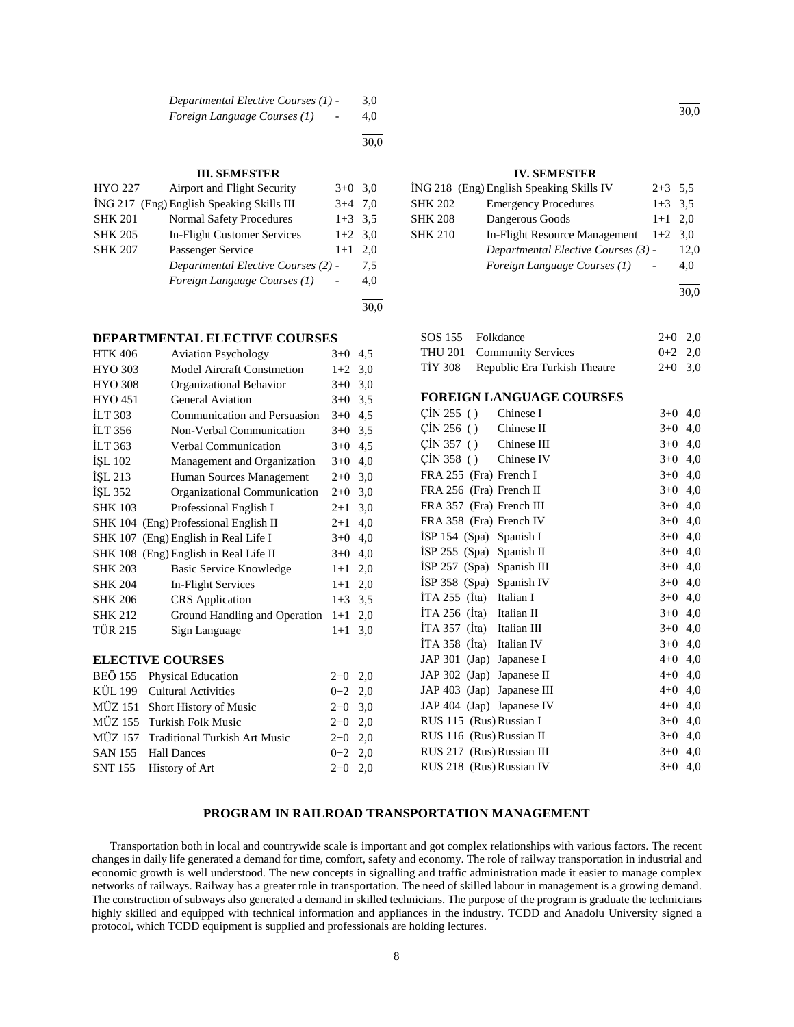| | | | |
|---|---|---|---|
| | *Departmental Elective Courses (1) -* | | 3,0 |
| | *Foreign Language Courses (1)* | - | 4,0 |
| | | | 30,0 |

30,0

### III. SEMESTER

| | | | |
|---|---|---|---|
| HYO 227 | Airport and Flight Security | 3+0 | 3,0 |
| İNG 217 | (Eng) English Speaking Skills III | 3+4 | 7,0 |
| SHK 201 | Normal Safety Procedures | 1+3 | 3,5 |
| SHK 205 | In-Flight Customer Services | 1+2 | 3,0 |
| SHK 207 | Passenger Service | 1+1 | 2,0 |
| | *Departmental Elective Courses (2) -* | | 7,5 |
| | *Foreign Language Courses (1)* | - | 4,0 |
| | | | 30,0 |

### IV. SEMESTER

| | | | |
|---|---|---|---|
| İNG 218 | (Eng) English Speaking Skills IV | 2+3 | 5,5 |
| SHK 202 | Emergency Procedures | 1+3 | 3,5 |
| SHK 208 | Dangerous Goods | 1+1 | 2,0 |
| SHK 210 | In-Flight Resource Management | 1+2 | 3,0 |
| | *Departmental Elective Courses (3) -* | | 12,0 |
| | *Foreign Language Courses (1)* | - | 4,0 |
| | | | 30,0 |

### DEPARTMENTAL ELECTIVE COURSES

| | | | |
|---|---|---|---|
| HTK 406 | Aviation Psychology | 3+0 | 4,5 |
| HYO 303 | Model Aircraft Constmetion | 1+2 | 3,0 |
| HYO 308 | Organizational Behavior | 3+0 | 3,0 |
| HYO 451 | General Aviation | 3+0 | 3,5 |
| İLT 303 | Communication and Persuasion | 3+0 | 4,5 |
| İLT 356 | Non-Verbal Communication | 3+0 | 3,5 |
| İLT 363 | Verbal Communication | 3+0 | 4,5 |
| İŞL 102 | Management and Organization | 3+0 | 4,0 |
| İŞL 213 | Human Sources Management | 2+0 | 3,0 |
| İŞL 352 | Organizational Communication | 2+0 | 3,0 |
| SHK 103 | Professional English I | 2+1 | 3,0 |
| SHK 104 | (Eng) Professional English II | 2+1 | 4,0 |
| SHK 107 | (Eng) English in Real Life I | 3+0 | 4,0 |
| SHK 108 | (Eng) English in Real Life II | 3+0 | 4,0 |
| SHK 203 | Basic Service Knowledge | 1+1 | 2,0 |
| SHK 204 | In-Flight Services | 1+1 | 2,0 |
| SHK 206 | CRS Application | 1+3 | 3,5 |
| SHK 212 | Ground Handling and Operation | 1+1 | 2,0 |
| TÜR 215 | Sign Language | 1+1 | 3,0 |

### ELECTIVE COURSES

| | | | |
|---|---|---|---|
| BEÖ 155 | Physical Education | 2+0 | 2,0 |
| KÜL 199 | Cultural Activities | 0+2 | 2,0 |
| MÜZ 151 | Short History of Music | 2+0 | 3,0 |
| MÜZ 155 | Turkish Folk Music | 2+0 | 2,0 |
| MÜZ 157 | Traditional Turkish Art Music | 2+0 | 2,0 |
| SAN 155 | Hall Dances | 0+2 | 2,0 |
| SNT 155 | History of Art | 2+0 | 2,0 |
| SOS 155 | Folkdance | 2+0 | 2,0 |
| THU 201 | Community Services | 0+2 | 2,0 |
| TİY 308 | Republic Era Turkish Theatre | 2+0 | 3,0 |

### FOREIGN LANGUAGE COURSES

| | | | |
|---|---|---|---|
| ÇİN 255 ( ) | Chinese I | 3+0 | 4,0 |
| ÇİN 256 ( ) | Chinese II | 3+0 | 4,0 |
| ÇİN 357 ( ) | Chinese III | 3+0 | 4,0 |
| ÇİN 358 ( ) | Chinese IV | 3+0 | 4,0 |
| FRA 255 (Fra) | French I | 3+0 | 4,0 |
| FRA 256 (Fra) | French II | 3+0 | 4,0 |
| FRA 357 (Fra) | French III | 3+0 | 4,0 |
| FRA 358 (Fra) | French IV | 3+0 | 4,0 |
| İSP 154 (Spa) | Spanish I | 3+0 | 4,0 |
| İSP 255 (Spa) | Spanish II | 3+0 | 4,0 |
| İSP 257 (Spa) | Spanish III | 3+0 | 4,0 |
| İSP 358 (Spa) | Spanish IV | 3+0 | 4,0 |
| İTA 255 (İta) | Italian I | 3+0 | 4,0 |
| İTA 256 (İta) | Italian II | 3+0 | 4,0 |
| İTA 357 (İta) | Italian III | 3+0 | 4,0 |
| İTA 358 (İta) | Italian IV | 3+0 | 4,0 |
| JAP 301 (Jap) | Japanese I | 4+0 | 4,0 |
| JAP 302 (Jap) | Japanese II | 4+0 | 4,0 |
| JAP 403 (Jap) | Japanese III | 4+0 | 4,0 |
| JAP 404 (Jap) | Japanese IV | 4+0 | 4,0 |
| RUS 115 (Rus) | Russian I | 3+0 | 4,0 |
| RUS 116 (Rus) | Russian II | 3+0 | 4,0 |
| RUS 217 (Rus) | Russian III | 3+0 | 4,0 |
| RUS 218 (Rus) | Russian IV | 3+0 | 4,0 |

## PROGRAM IN RAILROAD TRANSPORTATION MANAGEMENT

Transportation both in local and countrywide scale is important and got complex relationships with various factors. The recent changes in daily life generated a demand for time, comfort, safety and economy. The role of railway transportation in industrial and economic growth is well understood. The new concepts in signalling and traffic administration made it easier to manage complex networks of railways. Railway has a greater role in transportation. The need of skilled labour in management is a growing demand. The construction of subways also generated a demand in skilled technicians. The purpose of the program is graduate the technicians highly skilled and equipped with technical information and appliances in the industry. TCDD and Anadolu University signed a protocol, which TCDD equipment is supplied and professionals are holding lectures.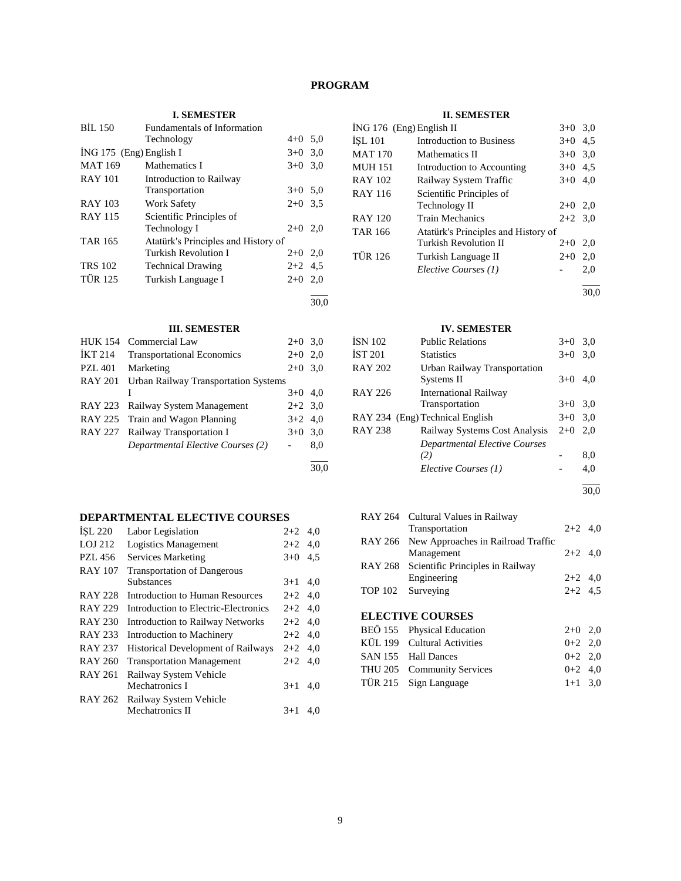# PROGRAM

### I. SEMESTER

| Code | Course | Hours | ECTS |
|---|---|---|---|
| BİL 150 | Fundamentals of Information Technology | 4+0 | 5,0 |
| İNG 175 (Eng) | English I | 3+0 | 3,0 |
| MAT 169 | Mathematics I | 3+0 | 3,0 |
| RAY 101 | Introduction to Railway Transportation | 3+0 | 5,0 |
| RAY 103 | Work Safety | 2+0 | 3,5 |
| RAY 115 | Scientific Principles of Technology I | 2+0 | 2,0 |
| TAR 165 | Atatürk's Principles and History of Turkish Revolution I | 2+0 | 2,0 |
| TRS 102 | Technical Drawing | 2+2 | 4,5 |
| TÜR 125 | Turkish Language I | 2+0 | 2,0 |
| | | | 30,0 |

### II. SEMESTER

| Code | Course | Hours | ECTS |
|---|---|---|---|
| İNG 176 (Eng) | English II | 3+0 | 3,0 |
| İŞL 101 | Introduction to Business | 3+0 | 4,5 |
| MAT 170 | Mathematics II | 3+0 | 3,0 |
| MUH 151 | Introduction to Accounting | 3+0 | 4,5 |
| RAY 102 | Railway System Traffic | 3+0 | 4,0 |
| RAY 116 | Scientific Principles of Technology II | 2+0 | 2,0 |
| RAY 120 | Train Mechanics | 2+2 | 3,0 |
| TAR 166 | Atatürk's Principles and History of Turkish Revolution II | 2+0 | 2,0 |
| TÜR 126 | Turkish Language II | 2+0 | 2,0 |
| | *Elective Courses (1)* | - | 2,0 |
| | | | 30,0 |

### III. SEMESTER

| Code | Course | Hours | ECTS |
|---|---|---|---|
| HUK 154 | Commercial Law | 2+0 | 3,0 |
| İKT 214 | Transportational Economics | 2+0 | 2,0 |
| PZL 401 | Marketing | 2+0 | 3,0 |
| RAY 201 | Urban Railway Transportation Systems I | 3+0 | 4,0 |
| RAY 223 | Railway System Management | 2+2 | 3,0 |
| RAY 225 | Train and Wagon Planning | 3+2 | 4,0 |
| RAY 227 | Railway Transportation I | 3+0 | 3,0 |
| | *Departmental Elective Courses (2)* | - | 8,0 |
| | | | 30,0 |

### IV. SEMESTER

| Code | Course | Hours | ECTS |
|---|---|---|---|
| İSN 102 | Public Relations | 3+0 | 3,0 |
| İST 201 | Statistics | 3+0 | 3,0 |
| RAY 202 | Urban Railway Transportation Systems II | 3+0 | 4,0 |
| RAY 226 | International Railway Transportation | 3+0 | 3,0 |
| RAY 234 (Eng) | Technical English | 3+0 | 3,0 |
| RAY 238 | Railway Systems Cost Analysis | 2+0 | 2,0 |
| | *Departmental Elective Courses (2)* | - | 8,0 |
| | *Elective Courses (1)* | - | 4,0 |
| | | | 30,0 |

## DEPARTMENTAL ELECTIVE COURSES

| Code | Course | Hours | ECTS |
|---|---|---|---|
| İŞL 220 | Labor Legislation | 2+2 | 4,0 |
| LOJ 212 | Logistics Management | 2+2 | 4,0 |
| PZL 456 | Services Marketing | 3+0 | 4,5 |
| RAY 107 | Transportation of Dangerous Substances | 3+1 | 4,0 |
| RAY 228 | Introduction to Human Resources | 2+2 | 4,0 |
| RAY 229 | Introduction to Electric-Electronics | 2+2 | 4,0 |
| RAY 230 | Introduction to Railway Networks | 2+2 | 4,0 |
| RAY 233 | Introduction to Machinery | 2+2 | 4,0 |
| RAY 237 | Historical Development of Railways | 2+2 | 4,0 |
| RAY 260 | Transportation Management | 2+2 | 4,0 |
| RAY 261 | Railway System Vehicle Mechatronics I | 3+1 | 4,0 |
| RAY 262 | Railway System Vehicle Mechatronics II | 3+1 | 4,0 |
| RAY 264 | Cultural Values in Railway Transportation | 2+2 | 4,0 |
| RAY 266 | New Approaches in Railroad Traffic Management | 2+2 | 4,0 |
| RAY 268 | Scientific Principles in Railway Engineering | 2+2 | 4,0 |
| TOP 102 | Surveying | 2+2 | 4,5 |

## ELECTIVE COURSES

| Code | Course | Hours | ECTS |
|---|---|---|---|
| BEÖ 155 | Physical Education | 2+0 | 2,0 |
| KÜL 199 | Cultural Activities | 0+2 | 2,0 |
| SAN 155 | Hall Dances | 0+2 | 2,0 |
| THU 205 | Community Services | 0+2 | 4,0 |
| TÜR 215 | Sign Language | 1+1 | 3,0 |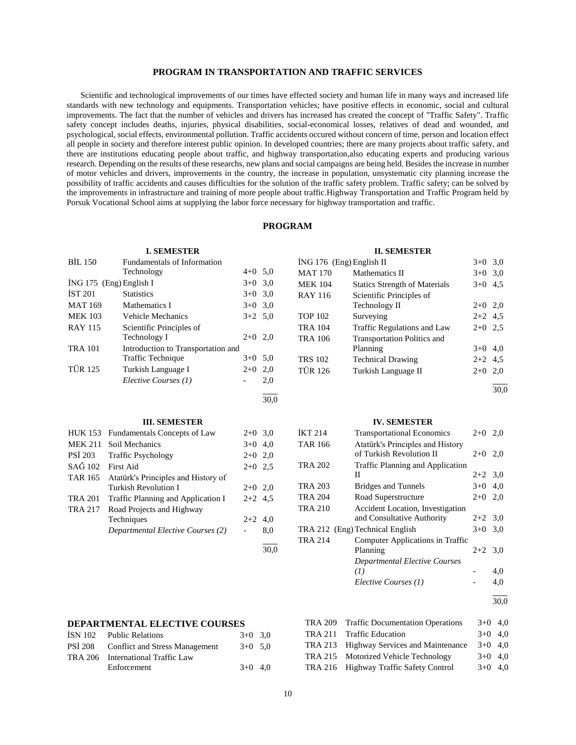## PROGRAM IN TRANSPORTATION AND TRAFFIC SERVICES

Scientific and technological improvements of our times have effected society and human life in many ways and increased life standards with new technology and equipments. Transportation vehicles; have positive effects in economic, social and cultural improvements. The fact that the number of vehicles and drivers has increased has created the concept of "Traffic Safety". Traffic safety concept includes deaths, injuries, physical disabilities, social-economical losses, relatives of dead and wounded, and psychological, social effects, environmental pollution. Traffic accidents occured without concern of time, person and location effect all people in society and therefore interest public opinion. In developed countries; there are many projects about traffic safety, and there are institutions educating people about traffic, and highway transportation,also educating experts and producing various research. Depending on the results of these researchs, new plans and social campaigns are being held. Besides the increase in number of motor vehicles and drivers, improvements in the country, the increase in population, unsystematic city planning increase the possibility of traffic accidents and causes difficulties for the solution of the traffic safety problem. Traffic safety; can be solved by the improvements in infrastructure and training of more people about traffic.Highway Transportation and Traffic Program held by Porsuk Vocational School aims at supplying the labor force necessary for highway transportation and traffic.

## PROGRAM

### I. SEMESTER

| | | | |
|---|---|---|---|
| BİL 150 | Fundamentals of Information Technology | 4+0 | 5,0 |
| İNG 175 (Eng) | English I | 3+0 | 3,0 |
| İST 201 | Statistics | 3+0 | 3,0 |
| MAT 169 | Mathematics I | 3+0 | 3,0 |
| MEK 103 | Vehicle Mechanics | 3+2 | 5,0 |
| RAY 115 | Scientific Principles of Technology I | 2+0 | 2,0 |
| TRA 101 | Introduction to Transportation and Traffic Technique | 3+0 | 5,0 |
| TÜR 125 | Turkish Language I | 2+0 | 2,0 |
| | *Elective Courses (1)* | - | 2,0 |
| | | | 30,0 |

### II. SEMESTER

| | | | |
|---|---|---|---|
| İNG 176 (Eng) | English II | 3+0 | 3,0 |
| MAT 170 | Mathematics II | 3+0 | 3,0 |
| MEK 104 | Statics Strength of Materials | 3+0 | 4,5 |
| RAY 116 | Scientific Principles of Technology II | 2+0 | 2,0 |
| TOP 102 | Surveying | 2+2 | 4,5 |
| TRA 104 | Traffic Regulations and Law | 2+0 | 2,5 |
| TRA 106 | Transportation Politics and Planning | 3+0 | 4,0 |
| TRS 102 | Technical Drawing | 2+2 | 4,5 |
| TÜR 126 | Turkish Language II | 2+0 | 2,0 |
| | | | 30,0 |

### III. SEMESTER

| | | | |
|---|---|---|---|
| HUK 153 | Fundamentals Concepts of Law | 2+0 | 3,0 |
| MEK 211 | Soil Mechanics | 3+0 | 4,0 |
| PSİ 203 | Traffic Psychology | 2+0 | 2,0 |
| SAĞ 102 | First Aid | 2+0 | 2,5 |
| TAR 165 | Atatürk's Principles and History of Turkish Revolution I | 2+0 | 2,0 |
| TRA 201 | Traffic Planning and Application I | 2+2 | 4,5 |
| TRA 217 | Road Projects and Highway Techniques | 2+2 | 4,0 |
| | *Departmental Elective Courses (2)* | - | 8,0 |
| | | | 30,0 |

### IV. SEMESTER

| | | | |
|---|---|---|---|
| İKT 214 | Transportational Economics | 2+0 | 2,0 |
| TAR 166 | Atatürk's Principles and History of Turkish Revolution II | 2+0 | 2,0 |
| TRA 202 | Traffic Planning and Application II | 2+2 | 3,0 |
| TRA 203 | Bridges and Tunnels | 3+0 | 4,0 |
| TRA 204 | Road Superstructure | 2+0 | 2,0 |
| TRA 210 | Accident Location, Investigation and Consultative Authority | 2+2 | 3,0 |
| TRA 212 (Eng) | Technical English | 3+0 | 3,0 |
| TRA 214 | Computer Applications in Traffic Planning | 2+2 | 3,0 |
| | *Departmental Elective Courses (1)* | - | 4,0 |
| | *Elective Courses (1)* | - | 4,0 |
| | | | 30,0 |

### DEPARTMENTAL ELECTIVE COURSES

| | | | |
|---|---|---|---|
| İSN 102 | Public Relations | 3+0 | 3,0 |
| PSİ 208 | Conflict and Stress Management | 3+0 | 5,0 |
| TRA 206 | International Traffic Law Enforcement | 3+0 | 4,0 |
| TRA 209 | Traffic Documentation Operations | 3+0 | 4,0 |
| TRA 211 | Traffic Education | 3+0 | 4,0 |
| TRA 213 | Highway Services and Maintenance | 3+0 | 4,0 |
| TRA 215 | Motorized Vehicle Technology | 3+0 | 4,0 |
| TRA 216 | Highway Traffic Safety Control | 3+0 | 4,0 |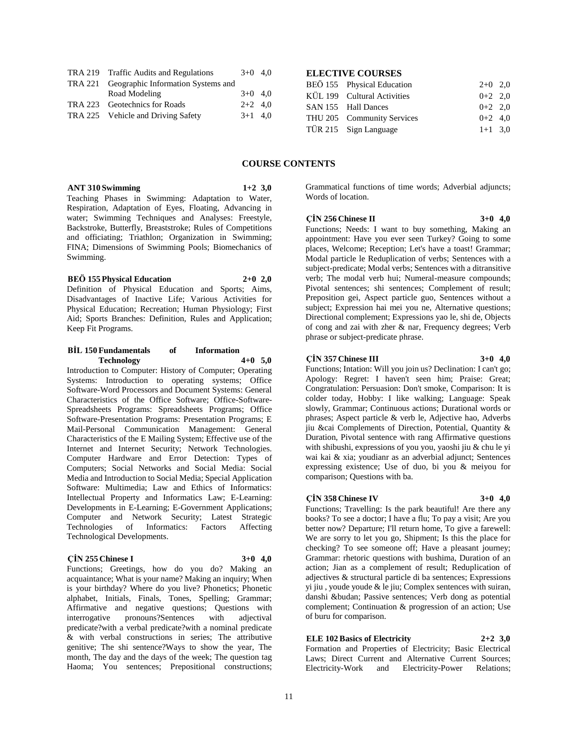| | | | |
|---|---|---|---|
| TRA 219 | Traffic Audits and Regulations | 3+0 | 4,0 |
| TRA 221 | Geographic Information Systems and Road Modeling | 3+0 | 4,0 |
| TRA 223 | Geotechnics for Roads | 2+2 | 4,0 |
| TRA 225 | Vehicle and Driving Safety | 3+1 | 4,0 |

### ELECTIVE COURSES

| | | | |
|---|---|---|---|
| BEÖ 155 | Physical Education | 2+0 | 2,0 |
| KÜL 199 | Cultural Activities | 0+2 | 2,0 |
| SAN 155 | Hall Dances | 0+2 | 2,0 |
| THU 205 | Community Services | 0+2 | 4,0 |
| TÜR 215 | Sign Language | 1+1 | 3,0 |

## COURSE CONTENTS

**ANT 310 Swimming 1+2 3,0**

Teaching Phases in Swimming: Adaptation to Water, Respiration, Adaptation of Eyes, Floating, Advancing in water; Swimming Techniques and Analyses: Freestyle, Backstroke, Butterfly, Breaststroke; Rules of Competitions and officiating; Triathlon; Organization in Swimming; FINA; Dimensions of Swimming Pools; Biomechanics of Swimming.

**BEÖ 155 Physical Education 2+0 2,0**

Definition of Physical Education and Sports; Aims, Disadvantages of Inactive Life; Various Activities for Physical Education; Recreation; Human Physiology; First Aid; Sports Branches: Definition, Rules and Application; Keep Fit Programs.

**BİL 150 Fundamentals of Information Technology 4+0 5,0**

Introduction to Computer: History of Computer; Operating Systems: Introduction to operating systems; Office Software-Word Processors and Document Systems: General Characteristics of the Office Software; Office-Software-Spreadsheets Programs: Spreadsheets Programs; Office Software-Presentation Programs: Presentation Programs; E Mail-Personal Communication Management: General Characteristics of the E Mailing System; Effective use of the Internet and Internet Security; Network Technologies. Computer Hardware and Error Detection: Types of Computers; Social Networks and Social Media: Social Media and Introduction to Social Media; Special Application Software: Multimedia; Law and Ethics of Informatics: Intellectual Property and Informatics Law; E-Learning: Developments in E-Learning; E-Government Applications; Computer and Network Security; Latest Strategic Technologies of Informatics: Factors Affecting Technological Developments.

**ÇİN 255 Chinese I 3+0 4,0**

Functions; Greetings, how do you do? Making an acquaintance; What is your name? Making an inquiry; When is your birthday? Where do you live? Phonetics; Phonetic alphabet, Initials, Finals, Tones, Spelling; Grammar; Affirmative and negative questions; Questions with interrogative pronouns?Sentences with adjectival predicate?with a verbal predicate?with a nominal predicate & with verbal constructions in series; The attributive genitive; The shi sentence?Ways to show the year, The month, The day and the days of the week; The question tag Haoma; You sentences; Prepositional constructions; Grammatical functions of time words; Adverbial adjuncts; Words of location.

**ÇİN 256 Chinese II 3+0 4,0**

Functions; Needs: I want to buy something, Making an appointment: Have you ever seen Turkey? Going to some places, Welcome; Reception; Let's have a toast! Grammar; Modal particle le Reduplication of verbs; Sentences with a subject-predicate; Modal verbs; Sentences with a ditransitive verb; The modal verb hui; Numeral-measure compounds; Pivotal sentences; shi sentences; Complement of result; Preposition gei, Aspect particle guo, Sentences without a subject; Expression hai mei you ne, Alternative questions; Directional complement; Expressions yao le, shi de, Objects of cong and zai with zher & nar, Frequency degrees; Verb phrase or subject-predicate phrase.

**ÇİN 357 Chinese III 3+0 4,0**

Functions; Intation: Will you join us? Declination: I can't go; Apology: Regret: I haven't seen him; Praise: Great; Congratulation: Persuasion: Don't smoke, Comparison: It is colder today, Hobby: I like walking; Language: Speak slowly, Grammar; Continuous actions; Durational words or phrases; Aspect particle & verb le, Adjective hao, Adverbs jiu &cai Complements of Direction, Potential, Quantity & Duration, Pivotal sentence with rang Affirmative questions with shibushi, expressions of you you, yaoshi jiu & chu le yi wai kai & xia; youdianr as an adverbial adjunct; Sentences expressing existence; Use of duo, bi you & meiyou for comparison; Questions with ba.

**ÇİN 358 Chinese IV 3+0 4,0**

Functions; Travelling: Is the park beautiful! Are there any books? To see a doctor; I have a flu; To pay a visit; Are you better now? Departure; I'll return home, To give a farewell: We are sorry to let you go, Shipment; Is this the place for checking? To see someone off; Have a pleasant journey; Grammar: rhetoric questions with bushima, Duration of an action; Jian as a complement of result; Reduplication of adjectives & structural particle di ba sentences; Expressions yi jiu , youde youde & le jiu; Complex sentences with suiran, danshi &budan; Passive sentences; Verb dong as potential complement; Continuation & progression of an action; Use of buru for comparison.

**ELE 102 Basics of Electricity 2+2 3,0**

Formation and Properties of Electricity; Basic Electrical Laws; Direct Current and Alternative Current Sources; Electricity-Work and Electricity-Power Relations;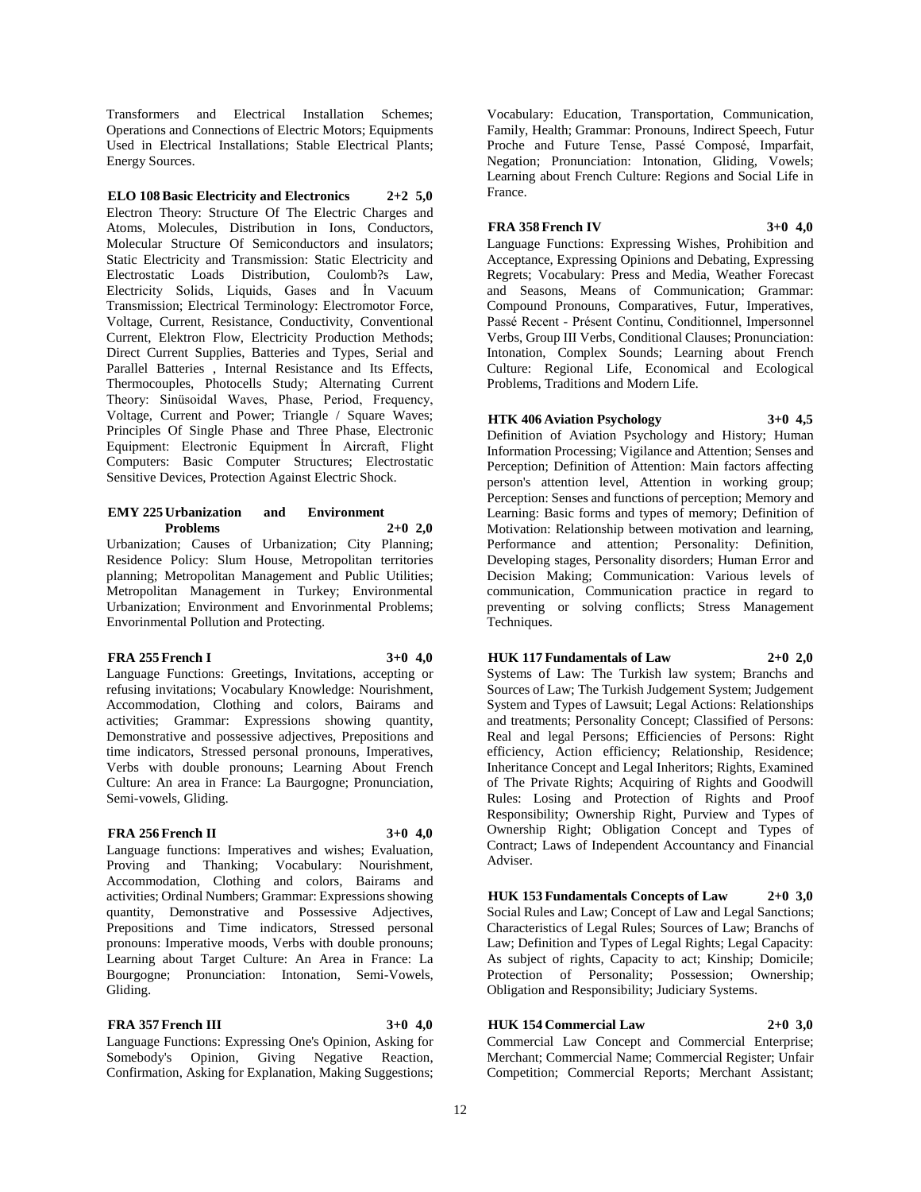Transformers and Electrical Installation Schemes; Operations and Connections of Electric Motors; Equipments Used in Electrical Installations; Stable Electrical Plants; Energy Sources.

**ELO 108 Basic Electricity and Electronics 2+2 5,0**

Electron Theory: Structure Of The Electric Charges and Atoms, Molecules, Distribution in Ions, Conductors, Molecular Structure Of Semiconductors and insulators; Static Electricity and Transmission: Static Electricity and Electrostatic Loads Distribution, Coulomb?s Law, Electricity Solids, Liquids, Gases and İn Vacuum Transmission; Electrical Terminology: Electromotor Force, Voltage, Current, Resistance, Conductivity, Conventional Current, Elektron Flow, Electricity Production Methods; Direct Current Supplies, Batteries and Types, Serial and Parallel Batteries , Internal Resistance and Its Effects, Thermocouples, Photocells Study; Alternating Current Theory: Sinüsoidal Waves, Phase, Period, Frequency, Voltage, Current and Power; Triangle / Square Waves; Principles Of Single Phase and Three Phase, Electronic Equipment: Electronic Equipment İn Aircraft, Flight Computers: Basic Computer Structures; Electrostatic Sensitive Devices, Protection Against Electric Shock.

**EMY 225 Urbanization and Environment Problems 2+0 2,0**

Urbanization; Causes of Urbanization; City Planning; Residence Policy: Slum House, Metropolitan territories planning; Metropolitan Management and Public Utilities; Metropolitan Management in Turkey; Environmental Urbanization; Environment and Envorinmental Problems; Envorinmental Pollution and Protecting.

**FRA 255 French I 3+0 4,0**

Language Functions: Greetings, Invitations, accepting or refusing invitations; Vocabulary Knowledge: Nourishment, Accommodation, Clothing and colors, Bairams and activities; Grammar: Expressions showing quantity, Demonstrative and possessive adjectives, Prepositions and time indicators, Stressed personal pronouns, Imperatives, Verbs with double pronouns; Learning About French Culture: An area in France: La Baurgogne; Pronunciation, Semi-vowels, Gliding.

**FRA 256 French II 3+0 4,0**

Language functions: Imperatives and wishes; Evaluation, Proving and Thanking; Vocabulary: Nourishment, Accommodation, Clothing and colors, Bairams and activities; Ordinal Numbers; Grammar: Expressions showing quantity, Demonstrative and Possessive Adjectives, Prepositions and Time indicators, Stressed personal pronouns: Imperative moods, Verbs with double pronouns; Learning about Target Culture: An Area in France: La Bourgogne; Pronunciation: Intonation, Semi-Vowels, Gliding.

**FRA 357 French III 3+0 4,0**

Language Functions: Expressing One's Opinion, Asking for Somebody's Opinion, Giving Negative Reaction, Confirmation, Asking for Explanation, Making Suggestions; Vocabulary: Education, Transportation, Communication, Family, Health; Grammar: Pronouns, Indirect Speech, Futur Proche and Future Tense, Passé Composé, Imparfait, Negation; Pronunciation: Intonation, Gliding, Vowels; Learning about French Culture: Regions and Social Life in France.

**FRA 358 French IV 3+0 4,0**

Language Functions: Expressing Wishes, Prohibition and Acceptance, Expressing Opinions and Debating, Expressing Regrets; Vocabulary: Press and Media, Weather Forecast and Seasons, Means of Communication; Grammar: Compound Pronouns, Comparatives, Futur, Imperatives, Passé Recent - Présent Continu, Conditionnel, Impersonnel Verbs, Group III Verbs, Conditional Clauses; Pronunciation: Intonation, Complex Sounds; Learning about French Culture: Regional Life, Economical and Ecological Problems, Traditions and Modern Life.

**HTK 406 Aviation Psychology 3+0 4,5**

Definition of Aviation Psychology and History; Human Information Processing; Vigilance and Attention; Senses and Perception; Definition of Attention: Main factors affecting person's attention level, Attention in working group; Perception: Senses and functions of perception; Memory and Learning: Basic forms and types of memory; Definition of Motivation: Relationship between motivation and learning, Performance and attention; Personality: Definition, Developing stages, Personality disorders; Human Error and Decision Making; Communication: Various levels of communication, Communication practice in regard to preventing or solving conflicts; Stress Management Techniques.

**HUK 117 Fundamentals of Law 2+0 2,0**

Systems of Law: The Turkish law system; Branchs and Sources of Law; The Turkish Judgement System; Judgement System and Types of Lawsuit; Legal Actions: Relationships and treatments; Personality Concept; Classified of Persons: Real and legal Persons; Efficiencies of Persons: Right efficiency, Action efficiency; Relationship, Residence; Inheritance Concept and Legal Inheritors; Rights, Examined of The Private Rights; Acquiring of Rights and Goodwill Rules: Losing and Protection of Rights and Proof Responsibility; Ownership Right, Purview and Types of Ownership Right; Obligation Concept and Types of Contract; Laws of Independent Accountancy and Financial Adviser.

**HUK 153 Fundamentals Concepts of Law 2+0 3,0**

Social Rules and Law; Concept of Law and Legal Sanctions; Characteristics of Legal Rules; Sources of Law; Branchs of Law; Definition and Types of Legal Rights; Legal Capacity: As subject of rights, Capacity to act; Kinship; Domicile; Protection of Personality; Possession; Ownership; Obligation and Responsibility; Judiciary Systems.

**HUK 154 Commercial Law 2+0 3,0**

Commercial Law Concept and Commercial Enterprise; Merchant; Commercial Name; Commercial Register; Unfair Competition; Commercial Reports; Merchant Assistant;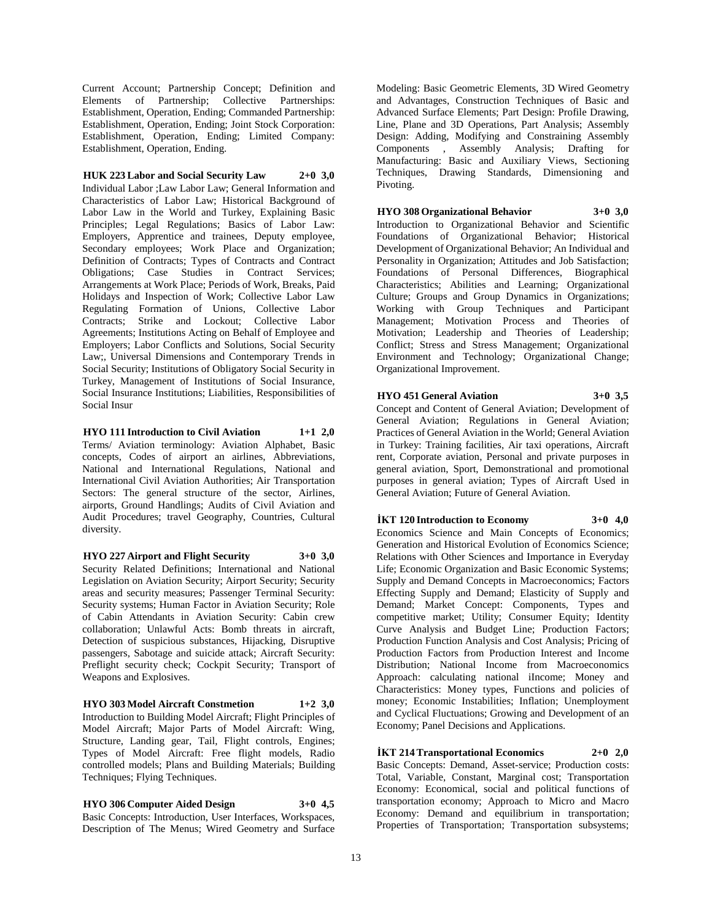Current Account; Partnership Concept; Definition and Elements of Partnership; Collective Partnerships: Establishment, Operation, Ending; Commanded Partnership: Establishment, Operation, Ending; Joint Stock Corporation: Establishment, Operation, Ending; Limited Company: Establishment, Operation, Ending.

**HUK 223 Labor and Social Security Law 2+0 3,0**

Individual Labor ;Law Labor Law; General Information and Characteristics of Labor Law; Historical Background of Labor Law in the World and Turkey, Explaining Basic Principles; Legal Regulations; Basics of Labor Law: Employers, Apprentice and trainees, Deputy employee, Secondary employees; Work Place and Organization; Definition of Contracts; Types of Contracts and Contract Obligations; Case Studies in Contract Services; Arrangements at Work Place; Periods of Work, Breaks, Paid Holidays and Inspection of Work; Collective Labor Law Regulating Formation of Unions, Collective Labor Contracts; Strike and Lockout; Collective Labor Agreements; Institutions Acting on Behalf of Employee and Employers; Labor Conflicts and Solutions, Social Security Law;, Universal Dimensions and Contemporary Trends in Social Security; Institutions of Obligatory Social Security in Turkey, Management of Institutions of Social Insurance, Social Insurance Institutions; Liabilities, Responsibilities of Social Insur

**HYO 111 Introduction to Civil Aviation 1+1 2,0**

Terms/ Aviation terminology: Aviation Alphabet, Basic concepts, Codes of airport an airlines, Abbreviations, National and International Regulations, National and International Civil Aviation Authorities; Air Transportation Sectors: The general structure of the sector, Airlines, airports, Ground Handlings; Audits of Civil Aviation and Audit Procedures; travel Geography, Countries, Cultural diversity.

**HYO 227 Airport and Flight Security 3+0 3,0**

Security Related Definitions; International and National Legislation on Aviation Security; Airport Security; Security areas and security measures; Passenger Terminal Security: Security systems; Human Factor in Aviation Security; Role of Cabin Attendants in Aviation Security: Cabin crew collaboration; Unlawful Acts: Bomb threats in aircraft, Detection of suspicious substances, Hijacking, Disruptive passengers, Sabotage and suicide attack; Aircraft Security: Preflight security check; Cockpit Security; Transport of Weapons and Explosives.

**HYO 303 Model Aircraft Constmetion 1+2 3,0**

Introduction to Building Model Aircraft; Flight Principles of Model Aircraft; Major Parts of Model Aircraft: Wing, Structure, Landing gear, Tail, Flight controls, Engines; Types of Model Aircraft: Free flight models, Radio controlled models; Plans and Building Materials; Building Techniques; Flying Techniques.

**HYO 306 Computer Aided Design 3+0 4,5**

Basic Concepts: Introduction, User Interfaces, Workspaces, Description of The Menus; Wired Geometry and Surface Modeling: Basic Geometric Elements, 3D Wired Geometry and Advantages, Construction Techniques of Basic and Advanced Surface Elements; Part Design: Profile Drawing, Line, Plane and 3D Operations, Part Analysis; Assembly Design: Adding, Modifying and Constraining Assembly Components , Assembly Analysis; Drafting for Manufacturing: Basic and Auxiliary Views, Sectioning Techniques, Drawing Standards, Dimensioning and Pivoting.

**HYO 308 Organizational Behavior 3+0 3,0**

Introduction to Organizational Behavior and Scientific Foundations of Organizational Behavior; Historical Development of Organizational Behavior; An Individual and Personality in Organization; Attitudes and Job Satisfaction; Foundations of Personal Differences, Biographical Characteristics; Abilities and Learning; Organizational Culture; Groups and Group Dynamics in Organizations; Working with Group Techniques and Participant Management; Motivation Process and Theories of Motivation; Leadership and Theories of Leadership; Conflict; Stress and Stress Management; Organizational Environment and Technology; Organizational Change; Organizational Improvement.

**HYO 451 General Aviation 3+0 3,5**

Concept and Content of General Aviation; Development of General Aviation; Regulations in General Aviation; Practices of General Aviation in the World; General Aviation in Turkey: Training facilities, Air taxi operations, Aircraft rent, Corporate aviation, Personal and private purposes in general aviation, Sport, Demonstrational and promotional purposes in general aviation; Types of Aircraft Used in General Aviation; Future of General Aviation.

**İKT 120 Introduction to Economy 3+0 4,0**

Economics Science and Main Concepts of Economics; Generation and Historical Evolution of Economics Science; Relations with Other Sciences and Importance in Everyday Life; Economic Organization and Basic Economic Systems; Supply and Demand Concepts in Macroeconomics; Factors Effecting Supply and Demand; Elasticity of Supply and Demand; Market Concept: Components, Types and competitive market; Utility; Consumer Equity; Identity Curve Analysis and Budget Line; Production Factors; Production Function Analysis and Cost Analysis; Pricing of Production Factors from Production Interest and Income Distribution; National Income from Macroeconomics Approach: calculating national iIncome; Money and Characteristics: Money types, Functions and policies of money; Economic Instabilities; Inflation; Unemployment and Cyclical Fluctuations; Growing and Development of an Economy; Panel Decisions and Applications.

**İKT 214 Transportational Economics 2+0 2,0**

Basic Concepts: Demand, Asset-service; Production costs: Total, Variable, Constant, Marginal cost; Transportation Economy: Economical, social and political functions of transportation economy; Approach to Micro and Macro Economy: Demand and equilibrium in transportation; Properties of Transportation; Transportation subsystems;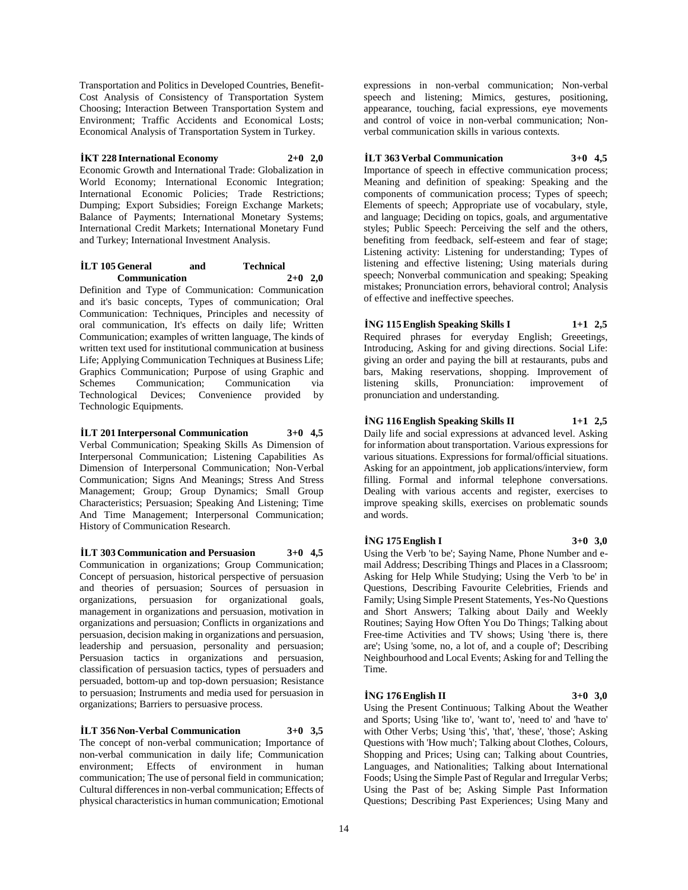Transportation and Politics in Developed Countries, Benefit-Cost Analysis of Consistency of Transportation System Choosing; Interaction Between Transportation System and Environment; Traffic Accidents and Economical Losts; Economical Analysis of Transportation System in Turkey.

**İKT 228 International Economy 2+0 2,0**

Economic Growth and International Trade: Globalization in World Economy; International Economic Integration; International Economic Policies; Trade Restrictions; Dumping; Export Subsidies; Foreign Exchange Markets; Balance of Payments; International Monetary Systems; International Credit Markets; International Monetary Fund and Turkey; International Investment Analysis.

**İLT 105 General and Technical Communication 2+0 2,0**

Definition and Type of Communication: Communication and it's basic concepts, Types of communication; Oral Communication: Techniques, Principles and necessity of oral communication, It's effects on daily life; Written Communication; examples of written language, The kinds of written text used for institutional communication at business Life; Applying Communication Techniques at Business Life; Graphics Communication; Purpose of using Graphic and Schemes Communication; Communication via Technological Devices; Convenience provided by Technologic Equipments.

**İLT 201 Interpersonal Communication 3+0 4,5**

Verbal Communication; Speaking Skills As Dimension of Interpersonal Communication; Listening Capabilities As Dimension of Interpersonal Communication; Non-Verbal Communication; Signs And Meanings; Stress And Stress Management; Group; Group Dynamics; Small Group Characteristics; Persuasion; Speaking And Listening; Time And Time Management; Interpersonal Communication; History of Communication Research.

**İLT 303 Communication and Persuasion 3+0 4,5**

Communication in organizations; Group Communication; Concept of persuasion, historical perspective of persuasion and theories of persuasion; Sources of persuasion in organizations, persuasion for organizational goals, management in organizations and persuasion, motivation in organizations and persuasion; Conflicts in organizations and persuasion, decision making in organizations and persuasion, leadership and persuasion, personality and persuasion; Persuasion tactics in organizations and persuasion, classification of persuasion tactics, types of persuaders and persuaded, bottom-up and top-down persuasion; Resistance to persuasion; Instruments and media used for persuasion in organizations; Barriers to persuasive process.

**İLT 356 Non-Verbal Communication 3+0 3,5**

The concept of non-verbal communication; Importance of non-verbal communication in daily life; Communication environment; Effects of environment in human communication; The use of personal field in communication; Cultural differences in non-verbal communication; Effects of physical characteristics in human communication; Emotional expressions in non-verbal communication; Non-verbal speech and listening; Mimics, gestures, positioning, appearance, touching, facial expressions, eye movements and control of voice in non-verbal communication; Non-verbal communication skills in various contexts.

**İLT 363 Verbal Communication 3+0 4,5**

Importance of speech in effective communication process; Meaning and definition of speaking: Speaking and the components of communication process; Types of speech; Elements of speech; Appropriate use of vocabulary, style, and language; Deciding on topics, goals, and argumentative styles; Public Speech: Perceiving the self and the others, benefiting from feedback, self-esteem and fear of stage; Listening activity: Listening for understanding; Types of listening and effective listening; Using materials during speech; Nonverbal communication and speaking; Speaking mistakes; Pronunciation errors, behavioral control; Analysis of effective and ineffective speeches.

**İNG 115 English Speaking Skills I 1+1 2,5**

Required phrases for everyday English; Greeetings, Introducing, Asking for and giving directions. Social Life: giving an order and paying the bill at restaurants, pubs and bars, Making reservations, shopping. Improvement of listening skills, Pronunciation: improvement of pronunciation and understanding.

**İNG 116 English Speaking Skills II 1+1 2,5**

Daily life and social expressions at advanced level. Asking for information about transportation. Various expressions for various situations. Expressions for formal/official situations. Asking for an appointment, job applications/interview, form filling. Formal and informal telephone conversations. Dealing with various accents and register, exercises to improve speaking skills, exercises on problematic sounds and words.

**İNG 175 English I 3+0 3,0**

Using the Verb 'to be'; Saying Name, Phone Number and e-mail Address; Describing Things and Places in a Classroom; Asking for Help While Studying; Using the Verb 'to be' in Questions, Describing Favourite Celebrities, Friends and Family; Using Simple Present Statements, Yes-No Questions and Short Answers; Talking about Daily and Weekly Routines; Saying How Often You Do Things; Talking about Free-time Activities and TV shows; Using 'there is, there are'; Using 'some, no, a lot of, and a couple of'; Describing Neighbourhood and Local Events; Asking for and Telling the Time.

**İNG 176 English II 3+0 3,0**

Using the Present Continuous; Talking About the Weather and Sports; Using 'like to', 'want to', 'need to' and 'have to' with Other Verbs; Using 'this', 'that', 'these', 'those'; Asking Questions with 'How much'; Talking about Clothes, Colours, Shopping and Prices; Using can; Talking about Countries, Languages, and Nationalities; Talking about International Foods; Using the Simple Past of Regular and Irregular Verbs; Using the Past of be; Asking Simple Past Information Questions; Describing Past Experiences; Using Many and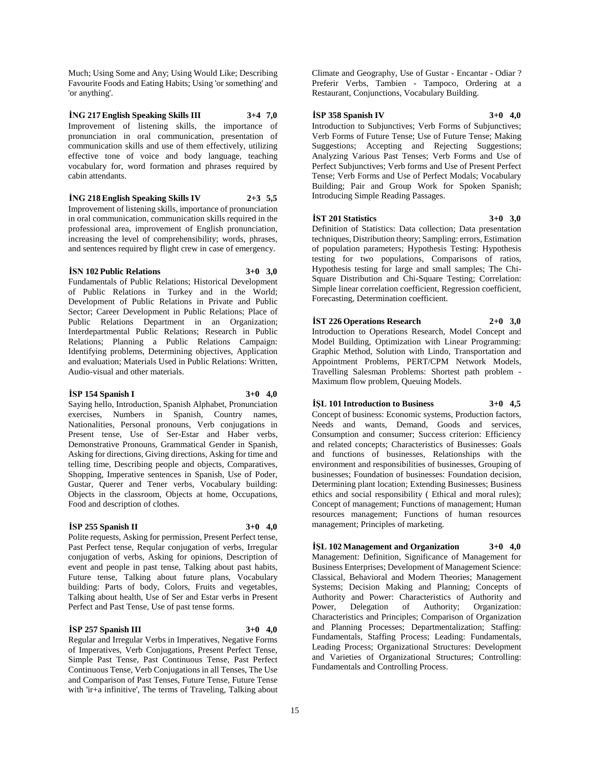Much; Using Some and Any; Using Would Like; Describing Favourite Foods and Eating Habits; Using 'or something' and 'or anything'.

**İNG 217 English Speaking Skills III 3+4 7,0**

Improvement of listening skills, the importance of pronunciation in oral communication, presentation of communication skills and use of them effectively, utilizing effective tone of voice and body language, teaching vocabulary for, word formation and phrases required by cabin attendants.

**İNG 218 English Speaking Skills IV 2+3 5,5**

Improvement of listening skills, importance of pronunciation in oral communication, communication skills required in the professional area, improvement of English pronunciation, increasing the level of comprehensibility; words, phrases, and sentences required by flight crew in case of emergency.

**İSN 102 Public Relations 3+0 3,0**

Fundamentals of Public Relations; Historical Development of Public Relations in Turkey and in the World; Development of Public Relations in Private and Public Sector; Career Development in Public Relations; Place of Public Relations Department in an Organization; Interdepartmental Public Relations; Research in Public Relations; Planning a Public Relations Campaign: Identifying problems, Determining objectives, Application and evaluation; Materials Used in Public Relations: Written, Audio-visual and other materials.

**İSP 154 Spanish I 3+0 4,0**

Saying hello, Introduction, Spanish Alphabet, Pronunciation exercises, Numbers in Spanish, Country names, Nationalities, Personal pronouns, Verb conjugations in Present tense, Use of Ser-Estar and Haber verbs, Demonstrative Pronouns, Grammatical Gender in Spanish, Asking for directions, Giving directions, Asking for time and telling time, Describing people and objects, Comparatives, Shopping, Imperative sentences in Spanish, Use of Poder, Gustar, Querer and Tener verbs, Vocabulary building: Objects in the classroom, Objects at home, Occupations, Food and description of clothes.

**İSP 255 Spanish II 3+0 4,0**

Polite requests, Asking for permission, Present Perfect tense, Past Perfect tense, Reqular conjugation of verbs, Irregular conjugation of verbs, Asking for opinions, Description of event and people in past tense, Talking about past habits, Future tense, Talking about future plans, Vocabulary building: Parts of body, Colors, Fruits and vegetables, Talking about health, Use of Ser and Estar verbs in Present Perfect and Past Tense, Use of past tense forms.

**İSP 257 Spanish III 3+0 4,0**

Regular and Irregular Verbs in Imperatives, Negative Forms of Imperatives, Verb Conjugations, Present Perfect Tense, Simple Past Tense, Past Continuous Tense, Past Perfect Continuous Tense, Verb Conjugations in all Tenses, The Use and Comparison of Past Tenses, Future Tense, Future Tense with 'ir+a infinitive', The terms of Traveling, Talking about Climate and Geography, Use of Gustar - Encantar - Odiar ? Preferir Verbs, Tambien - Tampoco, Ordering at a Restaurant, Conjunctions, Vocabulary Building.

**İSP 358 Spanish IV 3+0 4,0**

Introduction to Subjunctives; Verb Forms of Subjunctives; Verb Forms of Future Tense; Use of Future Tense; Making Suggestions; Accepting and Rejecting Suggestions; Analyzing Various Past Tenses; Verb Forms and Use of Perfect Subjunctives; Verb forms and Use of Present Perfect Tense; Verb Forms and Use of Perfect Modals; Vocabulary Building; Pair and Group Work for Spoken Spanish; Introducing Simple Reading Passages.

**İST 201 Statistics 3+0 3,0**

Definition of Statistics: Data collection; Data presentation techniques, Distribution theory; Sampling: errors, Estimation of population parameters; Hypothesis Testing: Hypothesis testing for two populations, Comparisons of ratios, Hypothesis testing for large and small samples; The Chi-Square Distribution and Chi-Square Testing; Correlation: Simple linear correlation coefficient, Regression coefficient, Forecasting, Determination coefficient.

**İST 226 Operations Research 2+0 3,0**

Introduction to Operations Research, Model Concept and Model Building, Optimization with Linear Programming: Graphic Method, Solution with Lindo, Transportation and Appointment Problems, PERT/CPM Network Models, Travelling Salesman Problems: Shortest path problem - Maximum flow problem, Queuing Models.

**İŞL 101 Introduction to Business 3+0 4,5**

Concept of business: Economic systems, Production factors, Needs and wants, Demand, Goods and services, Consumption and consumer; Success criterion: Efficiency and related concepts; Characteristics of Businesses: Goals and functions of businesses, Relationships with the environment and responsibilities of businesses, Grouping of businesses; Foundation of businesses: Foundation decision, Determining plant location; Extending Businesses; Business ethics and social responsibility ( Ethical and moral rules); Concept of management; Functions of management; Human resources management; Functions of human resources management; Principles of marketing.

**İŞL 102 Management and Organization 3+0 4,0**

Management: Definition, Significance of Management for Business Enterprises; Development of Management Science: Classical, Behavioral and Modern Theories; Management Systems; Decision Making and Planning; Concepts of Authority and Power: Characteristics of Authority and Power, Delegation of Authority; Organization: Characteristics and Principles; Comparison of Organization and Planning Processes; Departmentalization; Staffing: Fundamentals, Staffing Process; Leading: Fundamentals, Leading Process; Organizational Structures: Development and Varieties of Organizational Structures; Controlling: Fundamentals and Controlling Process.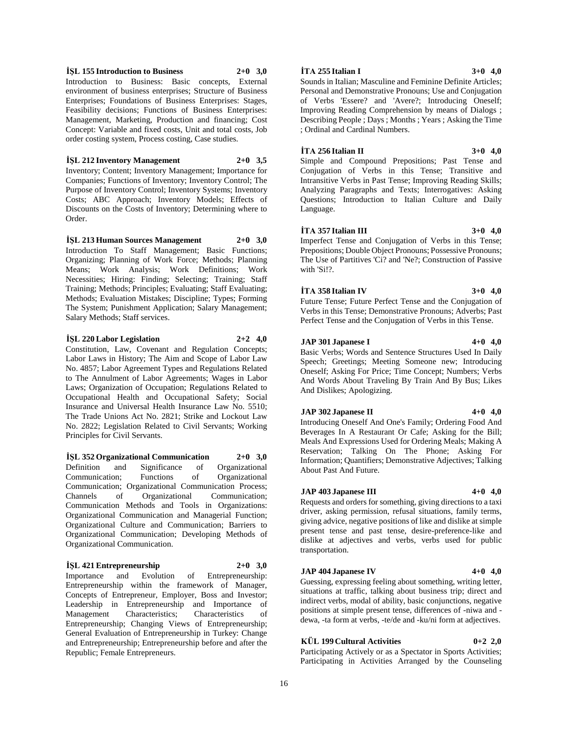**İŞL 155 Introduction to Business 2+0 3,0**

Introduction to Business: Basic concepts, External environment of business enterprises; Structure of Business Enterprises; Foundations of Business Enterprises: Stages, Feasibility decisions; Functions of Business Enterprises: Management, Marketing, Production and financing; Cost Concept: Variable and fixed costs, Unit and total costs, Job order costing system, Process costing, Case studies.

**İŞL 212 Inventory Management 2+0 3,5**

Inventory; Content; Inventory Management; Importance for Companies; Functions of Inventory; Inventory Control; The Purpose of Inventory Control; Inventory Systems; Inventory Costs; ABC Approach; Inventory Models; Effects of Discounts on the Costs of Inventory; Determining where to Order.

**İŞL 213 Human Sources Management 2+0 3,0**

Introduction To Staff Management; Basic Functions; Organizing; Planning of Work Force; Methods; Planning Means; Work Analysis; Work Definitions; Work Necessities; Hiring: Finding; Selecting; Training; Staff Training; Methods; Principles; Evaluating; Staff Evaluating; Methods; Evaluation Mistakes; Discipline; Types; Forming The System; Punishment Application; Salary Management; Salary Methods; Staff services.

**İŞL 220 Labor Legislation 2+2 4,0**

Constitution, Law, Covenant and Regulation Concepts; Labor Laws in History; The Aim and Scope of Labor Law No. 4857; Labor Agreement Types and Regulations Related to The Annulment of Labor Agreements; Wages in Labor Laws; Organization of Occupation; Regulations Related to Occupational Health and Occupational Safety; Social Insurance and Universal Health Insurance Law No. 5510; The Trade Unions Act No. 2821; Strike and Lockout Law No. 2822; Legislation Related to Civil Servants; Working Principles for Civil Servants.

**İŞL 352 Organizational Communication 2+0 3,0**

Definition and Significance of Organizational Communication; Functions of Organizational Communication; Organizational Communication Process; Channels of Organizational Communication; Communication Methods and Tools in Organizations: Organizational Communication and Managerial Function; Organizational Culture and Communication; Barriers to Organizational Communication; Developing Methods of Organizational Communication.

**İŞL 421 Entrepreneurship 2+0 3,0**

Importance and Evolution of Entrepreneurship: Entrepreneurship within the framework of Manager, Concepts of Entrepreneur, Employer, Boss and Investor; Leadership in Entrepreneurship and Importance of Management Characteristics; Characteristics of Entrepreneurship; Changing Views of Entrepreneurship; General Evaluation of Entrepreneurship in Turkey: Change and Entrepreneurship; Entrepreneurship before and after the Republic; Female Entrepreneurs.

**İTA 255 Italian I 3+0 4,0**

Sounds in Italian; Masculine and Feminine Definite Articles; Personal and Demonstrative Pronouns; Use and Conjugation of Verbs 'Essere? and 'Avere?; Introducing Oneself; Improving Reading Comprehension by means of Dialogs ; Describing People ; Days ; Months ; Years ; Asking the Time ; Ordinal and Cardinal Numbers.

**İTA 256 Italian II 3+0 4,0**

Simple and Compound Prepositions; Past Tense and Conjugation of Verbs in this Tense; Transitive and Intransitive Verbs in Past Tense; Improving Reading Skills; Analyzing Paragraphs and Texts; Interrogatives: Asking Questions; Introduction to Italian Culture and Daily Language.

**İTA 357 Italian III 3+0 4,0**

Imperfect Tense and Conjugation of Verbs in this Tense; Prepositions; Double Object Pronouns; Possessive Pronouns; The Use of Partitives 'Ci? and 'Ne?; Construction of Passive with 'Si!?.

**İTA 358 Italian IV 3+0 4,0**

Future Tense; Future Perfect Tense and the Conjugation of Verbs in this Tense; Demonstrative Pronouns; Adverbs; Past Perfect Tense and the Conjugation of Verbs in this Tense.

**JAP 301 Japanese I 4+0 4,0**

Basic Verbs; Words and Sentence Structures Used In Daily Speech; Greetings; Meeting Someone new; Introducing Oneself; Asking For Price; Time Concept; Numbers; Verbs And Words About Traveling By Train And By Bus; Likes And Dislikes; Apologizing.

**JAP 302 Japanese II 4+0 4,0**

Introducing Oneself And One's Family; Ordering Food And Beverages In A Restaurant Or Cafe; Asking for the Bill; Meals And Expressions Used for Ordering Meals; Making A Reservation; Talking On The Phone; Asking For Information; Quantifiers; Demonstrative Adjectives; Talking About Past And Future.

**JAP 403 Japanese III 4+0 4,0**

Requests and orders for something, giving directions to a taxi driver, asking permission, refusal situations, family terms, giving advice, negative positions of like and dislike at simple present tense and past tense, desire-preference-like and dislike at adjectives and verbs, verbs used for public transportation.

**JAP 404 Japanese IV 4+0 4,0**

Guessing, expressing feeling about something, writing letter, situations at traffic, talking about business trip; direct and indirect verbs, modal of ability, basic conjunctions, negative positions at simple present tense, differences of -niwa and -dewa, -ta form at verbs, -te/de and -ku/ni form at adjectives.

**KÜL 199 Cultural Activities 0+2 2,0**

Participating Actively or as a Spectator in Sports Activities; Participating in Activities Arranged by the Counseling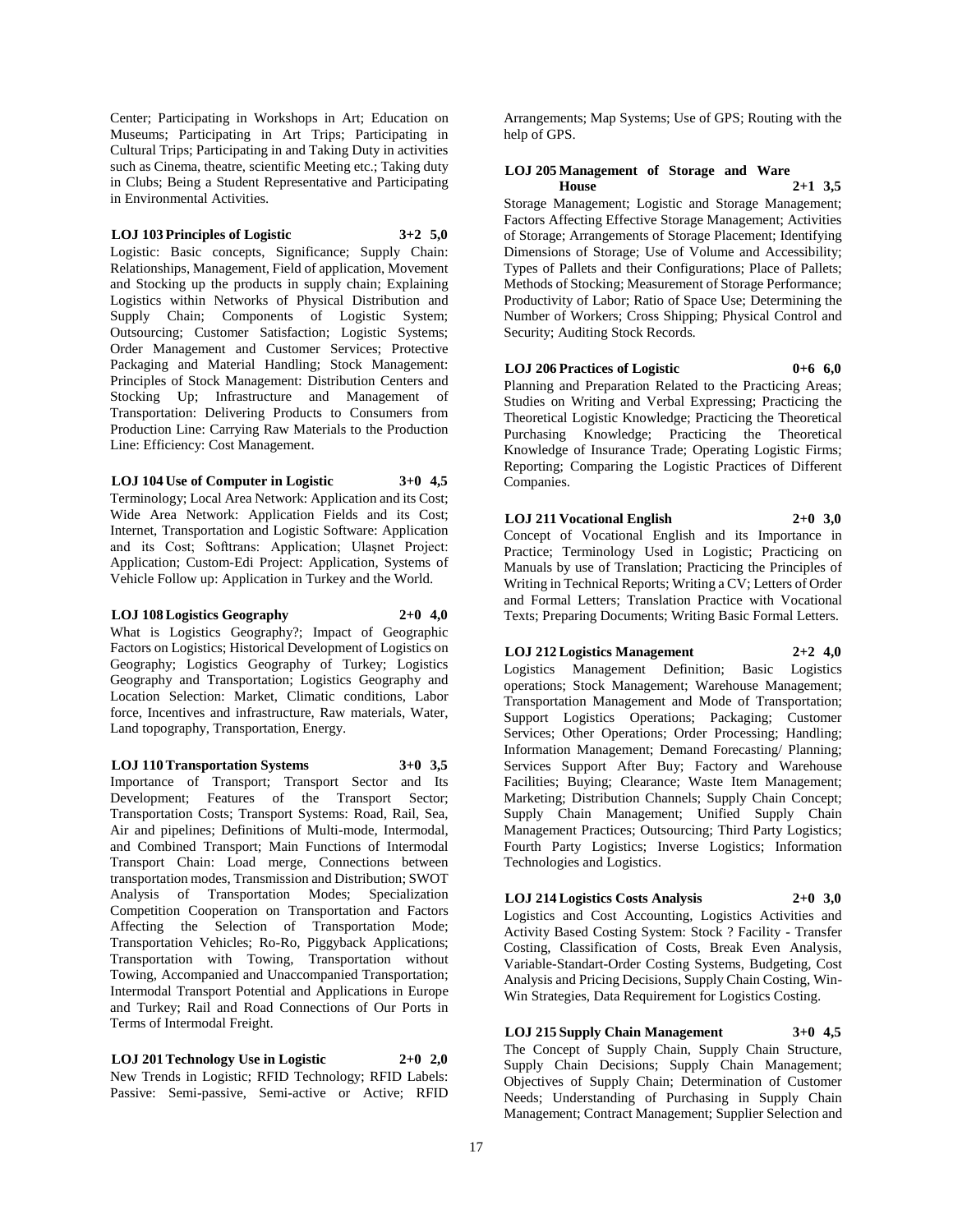Center; Participating in Workshops in Art; Education on Museums; Participating in Art Trips; Participating in Cultural Trips; Participating in and Taking Duty in activities such as Cinema, theatre, scientific Meeting etc.; Taking duty in Clubs; Being a Student Representative and Participating in Environmental Activities.

**LOJ 103 Principles of Logistic 3+2 5,0**

Logistic: Basic concepts, Significance; Supply Chain: Relationships, Management, Field of application, Movement and Stocking up the products in supply chain; Explaining Logistics within Networks of Physical Distribution and Supply Chain; Components of Logistic System; Outsourcing; Customer Satisfaction; Logistic Systems; Order Management and Customer Services; Protective Packaging and Material Handling; Stock Management: Principles of Stock Management: Distribution Centers and Stocking Up; Infrastructure and Management of Transportation: Delivering Products to Consumers from Production Line: Carrying Raw Materials to the Production Line: Efficiency: Cost Management.

**LOJ 104 Use of Computer in Logistic 3+0 4,5**

Terminology; Local Area Network: Application and its Cost; Wide Area Network: Application Fields and its Cost; Internet, Transportation and Logistic Software: Application and its Cost; Softtrans: Application; Ulaşnet Project: Application; Custom-Edi Project: Application, Systems of Vehicle Follow up: Application in Turkey and the World.

**LOJ 108 Logistics Geography 2+0 4,0**

What is Logistics Geography?; Impact of Geographic Factors on Logistics; Historical Development of Logistics on Geography; Logistics Geography of Turkey; Logistics Geography and Transportation; Logistics Geography and Location Selection: Market, Climatic conditions, Labor force, Incentives and infrastructure, Raw materials, Water, Land topography, Transportation, Energy.

**LOJ 110 Transportation Systems 3+0 3,5**

Importance of Transport; Transport Sector and Its Development; Features of the Transport Sector; Transportation Costs; Transport Systems: Road, Rail, Sea, Air and pipelines; Definitions of Multi-mode, Intermodal, and Combined Transport; Main Functions of Intermodal Transport Chain: Load merge, Connections between transportation modes, Transmission and Distribution; SWOT Analysis of Transportation Modes; Specialization Competition Cooperation on Transportation and Factors Affecting the Selection of Transportation Mode; Transportation Vehicles; Ro-Ro, Piggyback Applications; Transportation with Towing, Transportation without Towing, Accompanied and Unaccompanied Transportation; Intermodal Transport Potential and Applications in Europe and Turkey; Rail and Road Connections of Our Ports in Terms of Intermodal Freight.

**LOJ 201 Technology Use in Logistic 2+0 2,0**

New Trends in Logistic; RFID Technology; RFID Labels: Passive: Semi-passive, Semi-active or Active; RFID Arrangements; Map Systems; Use of GPS; Routing with the help of GPS.

**LOJ 205 Management of Storage and Ware House 2+1 3,5**

Storage Management; Logistic and Storage Management; Factors Affecting Effective Storage Management; Activities of Storage; Arrangements of Storage Placement; Identifying Dimensions of Storage; Use of Volume and Accessibility; Types of Pallets and their Configurations; Place of Pallets; Methods of Stocking; Measurement of Storage Performance; Productivity of Labor; Ratio of Space Use; Determining the Number of Workers; Cross Shipping; Physical Control and Security; Auditing Stock Records.

**LOJ 206 Practices of Logistic 0+6 6,0**

Planning and Preparation Related to the Practicing Areas; Studies on Writing and Verbal Expressing; Practicing the Theoretical Logistic Knowledge; Practicing the Theoretical Purchasing Knowledge; Practicing the Theoretical Knowledge of Insurance Trade; Operating Logistic Firms; Reporting; Comparing the Logistic Practices of Different Companies.

**LOJ 211 Vocational English 2+0 3,0**

Concept of Vocational English and its Importance in Practice; Terminology Used in Logistic; Practicing on Manuals by use of Translation; Practicing the Principles of Writing in Technical Reports; Writing a CV; Letters of Order and Formal Letters; Translation Practice with Vocational Texts; Preparing Documents; Writing Basic Formal Letters.

**LOJ 212 Logistics Management 2+2 4,0**

Logistics Management Definition; Basic Logistics operations; Stock Management; Warehouse Management; Transportation Management and Mode of Transportation; Support Logistics Operations; Packaging; Customer Services; Other Operations; Order Processing; Handling; Information Management; Demand Forecasting/ Planning; Services Support After Buy; Factory and Warehouse Facilities; Buying; Clearance; Waste Item Management; Marketing; Distribution Channels; Supply Chain Concept; Supply Chain Management; Unified Supply Chain Management Practices; Outsourcing; Third Party Logistics; Fourth Party Logistics; Inverse Logistics; Information Technologies and Logistics.

**LOJ 214 Logistics Costs Analysis 2+0 3,0**

Logistics and Cost Accounting, Logistics Activities and Activity Based Costing System: Stock ? Facility - Transfer Costing, Classification of Costs, Break Even Analysis, Variable-Standart-Order Costing Systems, Budgeting, Cost Analysis and Pricing Decisions, Supply Chain Costing, Win-Win Strategies, Data Requirement for Logistics Costing.

**LOJ 215 Supply Chain Management 3+0 4,5**

The Concept of Supply Chain, Supply Chain Structure, Supply Chain Decisions; Supply Chain Management; Objectives of Supply Chain; Determination of Customer Needs; Understanding of Purchasing in Supply Chain Management; Contract Management; Supplier Selection and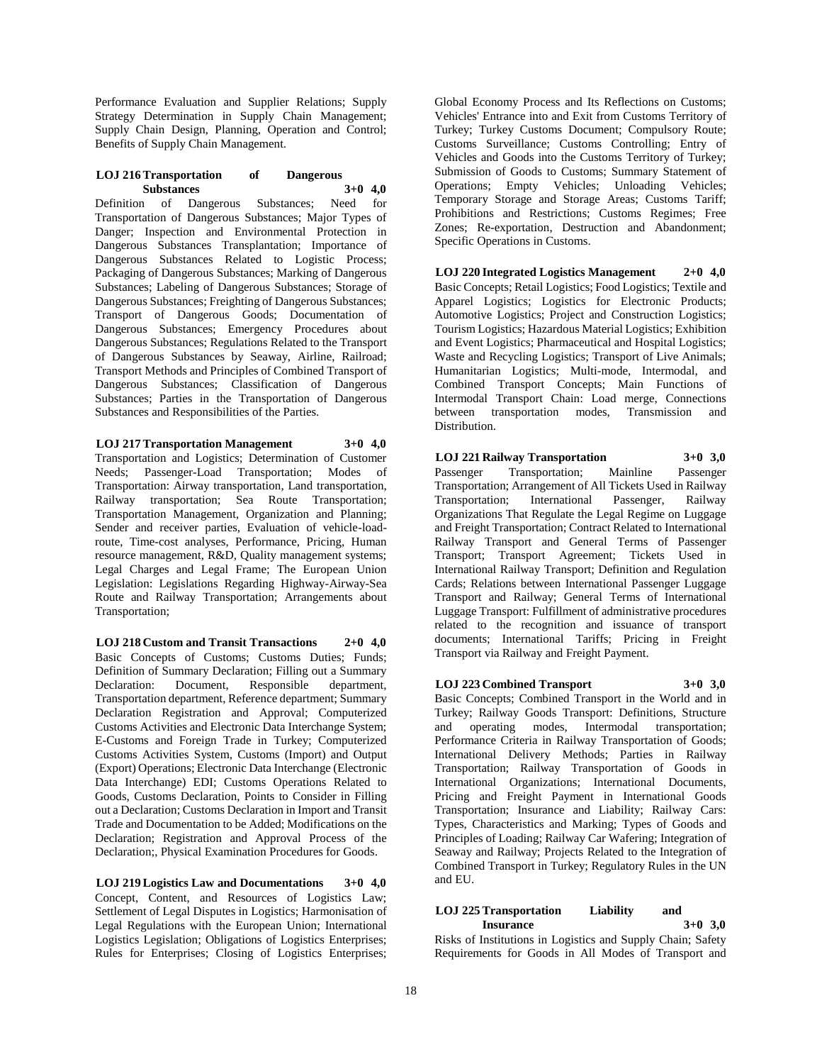Performance Evaluation and Supplier Relations; Supply Strategy Determination in Supply Chain Management; Supply Chain Design, Planning, Operation and Control; Benefits of Supply Chain Management.

**LOJ 216 Transportation of Dangerous Substances 3+0 4,0**

Definition of Dangerous Substances; Need for Transportation of Dangerous Substances; Major Types of Danger; Inspection and Environmental Protection in Dangerous Substances Transplantation; Importance of Dangerous Substances Related to Logistic Process; Packaging of Dangerous Substances; Marking of Dangerous Substances; Labeling of Dangerous Substances; Storage of Dangerous Substances; Freighting of Dangerous Substances; Transport of Dangerous Goods; Documentation of Dangerous Substances; Emergency Procedures about Dangerous Substances; Regulations Related to the Transport of Dangerous Substances by Seaway, Airline, Railroad; Transport Methods and Principles of Combined Transport of Dangerous Substances; Classification of Dangerous Substances; Parties in the Transportation of Dangerous Substances and Responsibilities of the Parties.

**LOJ 217 Transportation Management 3+0 4,0**

Transportation and Logistics; Determination of Customer Needs; Passenger-Load Transportation; Modes of Transportation: Airway transportation, Land transportation, Railway transportation; Sea Route Transportation; Transportation Management, Organization and Planning; Sender and receiver parties, Evaluation of vehicle-load-route, Time-cost analyses, Performance, Pricing, Human resource management, R&D, Quality management systems; Legal Charges and Legal Frame; The European Union Legislation: Legislations Regarding Highway-Airway-Sea Route and Railway Transportation; Arrangements about Transportation;

**LOJ 218 Custom and Transit Transactions 2+0 4,0**

Basic Concepts of Customs; Customs Duties; Funds; Definition of Summary Declaration; Filling out a Summary Declaration: Document, Responsible department, Transportation department, Reference department; Summary Declaration Registration and Approval; Computerized Customs Activities and Electronic Data Interchange System; E-Customs and Foreign Trade in Turkey; Computerized Customs Activities System, Customs (Import) and Output (Export) Operations; Electronic Data Interchange (Electronic Data Interchange) EDI; Customs Operations Related to Goods, Customs Declaration, Points to Consider in Filling out a Declaration; Customs Declaration in Import and Transit Trade and Documentation to be Added; Modifications on the Declaration; Registration and Approval Process of the Declaration;, Physical Examination Procedures for Goods.

**LOJ 219 Logistics Law and Documentations 3+0 4,0**

Concept, Content, and Resources of Logistics Law; Settlement of Legal Disputes in Logistics; Harmonisation of Legal Regulations with the European Union; International Logistics Legislation; Obligations of Logistics Enterprises; Rules for Enterprises; Closing of Logistics Enterprises; Global Economy Process and Its Reflections on Customs; Vehicles' Entrance into and Exit from Customs Territory of Turkey; Turkey Customs Document; Compulsory Route; Customs Surveillance; Customs Controlling; Entry of Vehicles and Goods into the Customs Territory of Turkey; Submission of Goods to Customs; Summary Statement of Operations; Empty Vehicles; Unloading Vehicles; Temporary Storage and Storage Areas; Customs Tariff; Prohibitions and Restrictions; Customs Regimes; Free Zones; Re-exportation, Destruction and Abandonment; Specific Operations in Customs.

**LOJ 220 Integrated Logistics Management 2+0 4,0**

Basic Concepts; Retail Logistics; Food Logistics; Textile and Apparel Logistics; Logistics for Electronic Products; Automotive Logistics; Project and Construction Logistics; Tourism Logistics; Hazardous Material Logistics; Exhibition and Event Logistics; Pharmaceutical and Hospital Logistics; Waste and Recycling Logistics; Transport of Live Animals; Humanitarian Logistics; Multi-mode, Intermodal, and Combined Transport Concepts; Main Functions of Intermodal Transport Chain: Load merge, Connections between transportation modes, Transmission and Distribution.

**LOJ 221 Railway Transportation 3+0 3,0**

Passenger Transportation; Mainline Passenger Transportation; Arrangement of All Tickets Used in Railway Transportation; International Passenger, Railway Organizations That Regulate the Legal Regime on Luggage and Freight Transportation; Contract Related to International Railway Transport and General Terms of Passenger Transport; Transport Agreement; Tickets Used in International Railway Transport; Definition and Regulation Cards; Relations between International Passenger Luggage Transport and Railway; General Terms of International Luggage Transport: Fulfillment of administrative procedures related to the recognition and issuance of transport documents; International Tariffs; Pricing in Freight Transport via Railway and Freight Payment.

**LOJ 223 Combined Transport 3+0 3,0**

Basic Concepts; Combined Transport in the World and in Turkey; Railway Goods Transport: Definitions, Structure and operating modes, Intermodal transportation; Performance Criteria in Railway Transportation of Goods; International Delivery Methods; Parties in Railway Transportation; Railway Transportation of Goods in International Organizations; International Documents, Pricing and Freight Payment in International Goods Transportation; Insurance and Liability; Railway Cars: Types, Characteristics and Marking; Types of Goods and Principles of Loading; Railway Car Wafering; Integration of Seaway and Railway; Projects Related to the Integration of Combined Transport in Turkey; Regulatory Rules in the UN and EU.

**LOJ 225 Transportation Liability and Insurance 3+0 3,0**

Risks of Institutions in Logistics and Supply Chain; Safety Requirements for Goods in All Modes of Transport and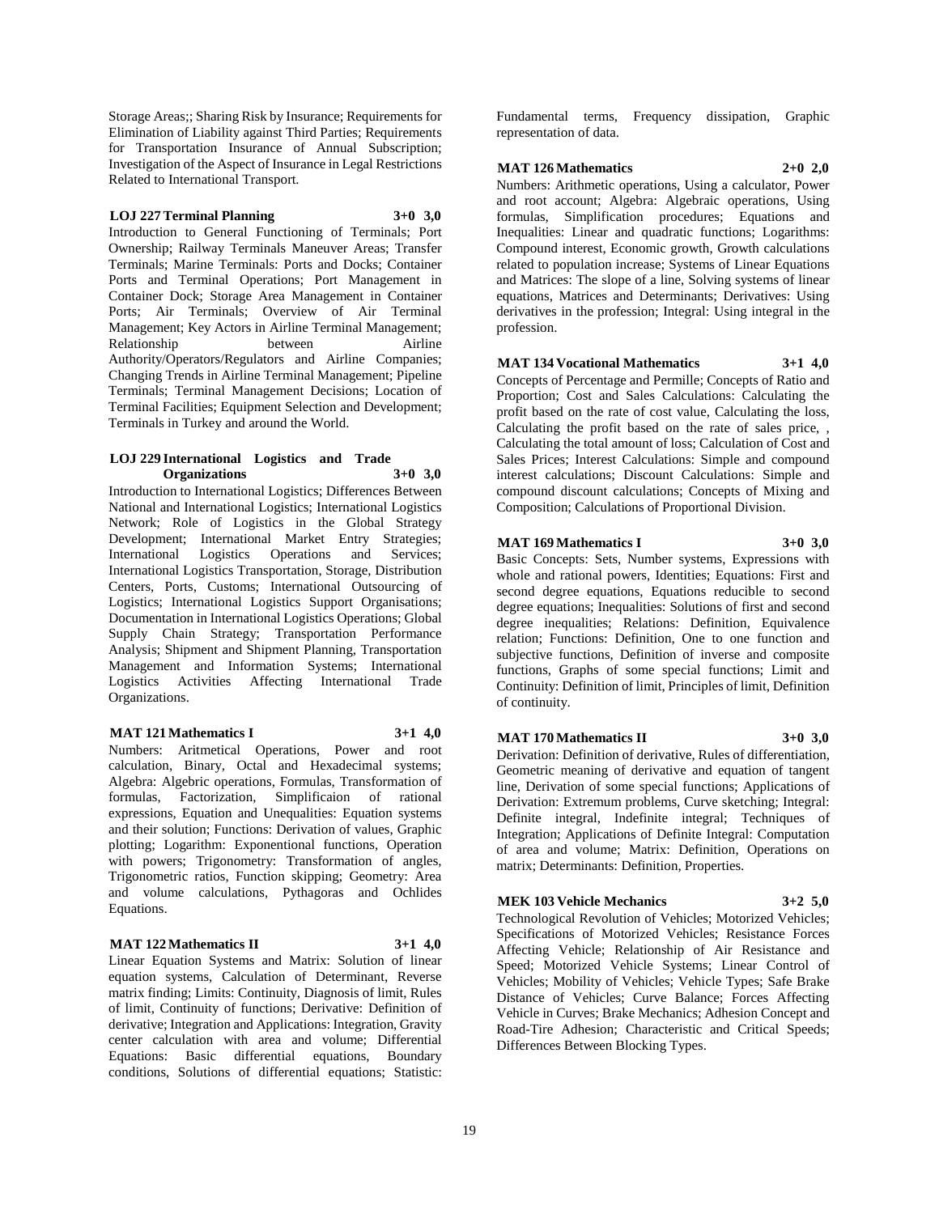Storage Areas;; Sharing Risk by Insurance; Requirements for Elimination of Liability against Third Parties; Requirements for Transportation Insurance of Annual Subscription; Investigation of the Aspect of Insurance in Legal Restrictions Related to International Transport.

**LOJ 227 Terminal Planning 3+0 3,0**

Introduction to General Functioning of Terminals; Port Ownership; Railway Terminals Maneuver Areas; Transfer Terminals; Marine Terminals: Ports and Docks; Container Ports and Terminal Operations; Port Management in Container Dock; Storage Area Management in Container Ports; Air Terminals; Overview of Air Terminal Management; Key Actors in Airline Terminal Management; Relationship between Airline Authority/Operators/Regulators and Airline Companies; Changing Trends in Airline Terminal Management; Pipeline Terminals; Terminal Management Decisions; Location of Terminal Facilities; Equipment Selection and Development; Terminals in Turkey and around the World.

**LOJ 229 International Logistics and Trade Organizations 3+0 3,0**

Introduction to International Logistics; Differences Between National and International Logistics; International Logistics Network; Role of Logistics in the Global Strategy Development; International Market Entry Strategies; International Logistics Operations and Services; International Logistics Transportation, Storage, Distribution Centers, Ports, Customs; International Outsourcing of Logistics; International Logistics Support Organisations; Documentation in International Logistics Operations; Global Supply Chain Strategy; Transportation Performance Analysis; Shipment and Shipment Planning, Transportation Management and Information Systems; International Logistics Activities Affecting International Trade Organizations.

**MAT 121 Mathematics I 3+1 4,0**

Numbers: Aritmetical Operations, Power and root calculation, Binary, Octal and Hexadecimal systems; Algebra: Algebric operations, Formulas, Transformation of formulas, Factorization, Simplificaion of rational expressions, Equation and Unequalities: Equation systems and their solution; Functions: Derivation of values, Graphic plotting; Logarithm: Exponentional functions, Operation with powers; Trigonometry: Transformation of angles, Trigonometric ratios, Function skipping; Geometry: Area and volume calculations, Pythagoras and Ochlides Equations.

**MAT 122 Mathematics II 3+1 4,0**

Linear Equation Systems and Matrix: Solution of linear equation systems, Calculation of Determinant, Reverse matrix finding; Limits: Continuity, Diagnosis of limit, Rules of limit, Continuity of functions; Derivative: Definition of derivative; Integration and Applications: Integration, Gravity center calculation with area and volume; Differential Equations: Basic differential equations, Boundary conditions, Solutions of differential equations; Statistic: Fundamental terms, Frequency dissipation, Graphic representation of data.

**MAT 126 Mathematics 2+0 2,0**

Numbers: Arithmetic operations, Using a calculator, Power and root account; Algebra: Algebraic operations, Using formulas, Simplification procedures; Equations and Inequalities: Linear and quadratic functions; Logarithms: Compound interest, Economic growth, Growth calculations related to population increase; Systems of Linear Equations and Matrices: The slope of a line, Solving systems of linear equations, Matrices and Determinants; Derivatives: Using derivatives in the profession; Integral: Using integral in the profession.

**MAT 134 Vocational Mathematics 3+1 4,0**

Concepts of Percentage and Permille; Concepts of Ratio and Proportion; Cost and Sales Calculations: Calculating the profit based on the rate of cost value, Calculating the loss, Calculating the profit based on the rate of sales price, , Calculating the total amount of loss; Calculation of Cost and Sales Prices; Interest Calculations: Simple and compound interest calculations; Discount Calculations: Simple and compound discount calculations; Concepts of Mixing and Composition; Calculations of Proportional Division.

**MAT 169 Mathematics I 3+0 3,0**

Basic Concepts: Sets, Number systems, Expressions with whole and rational powers, Identities; Equations: First and second degree equations, Equations reducible to second degree equations; Inequalities: Solutions of first and second degree inequalities; Relations: Definition, Equivalence relation; Functions: Definition, One to one function and subjective functions, Definition of inverse and composite functions, Graphs of some special functions; Limit and Continuity: Definition of limit, Principles of limit, Definition of continuity.

**MAT 170 Mathematics II 3+0 3,0**

Derivation: Definition of derivative, Rules of differentiation, Geometric meaning of derivative and equation of tangent line, Derivation of some special functions; Applications of Derivation: Extremum problems, Curve sketching; Integral: Definite integral, Indefinite integral; Techniques of Integration; Applications of Definite Integral: Computation of area and volume; Matrix: Definition, Operations on matrix; Determinants: Definition, Properties.

**MEK 103 Vehicle Mechanics 3+2 5,0**

Technological Revolution of Vehicles; Motorized Vehicles; Specifications of Motorized Vehicles; Resistance Forces Affecting Vehicle; Relationship of Air Resistance and Speed; Motorized Vehicle Systems; Linear Control of Vehicles; Mobility of Vehicles; Vehicle Types; Safe Brake Distance of Vehicles; Curve Balance; Forces Affecting Vehicle in Curves; Brake Mechanics; Adhesion Concept and Road-Tire Adhesion; Characteristic and Critical Speeds; Differences Between Blocking Types.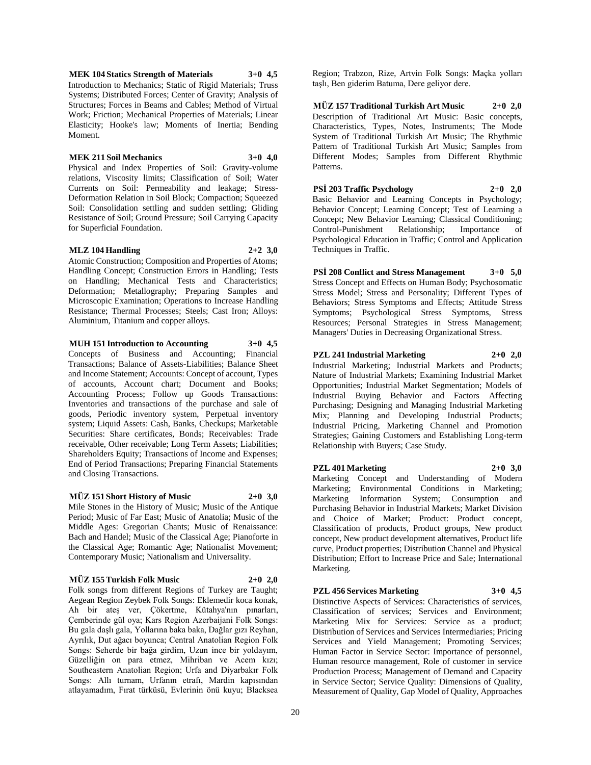**MEK 104 Statics Strength of Materials 3+0 4,5**

Introduction to Mechanics; Static of Rigid Materials; Truss Systems; Distributed Forces; Center of Gravity; Analysis of Structures; Forces in Beams and Cables; Method of Virtual Work; Friction; Mechanical Properties of Materials; Linear Elasticity; Hooke's law; Moments of Inertia; Bending Moment.

**MEK 211 Soil Mechanics 3+0 4,0**

Physical and Index Properties of Soil: Gravity-volume relations, Viscosity limits; Classification of Soil; Water Currents on Soil: Permeability and leakage; Stress-Deformation Relation in Soil Block; Compaction; Squeezed Soil: Consolidation settling and sudden settling; Gliding Resistance of Soil; Ground Pressure; Soil Carrying Capacity for Superficial Foundation.

**MLZ 104 Handling 2+2 3,0**

Atomic Construction; Composition and Properties of Atoms; Handling Concept; Construction Errors in Handling; Tests on Handling; Mechanical Tests and Characteristics; Deformation; Metallography; Preparing Samples and Microscopic Examination; Operations to Increase Handling Resistance; Thermal Processes; Steels; Cast Iron; Alloys: Aluminium, Titanium and copper alloys.

**MUH 151 Introduction to Accounting 3+0 4,5**

Concepts of Business and Accounting; Financial Transactions; Balance of Assets-Liabilities; Balance Sheet and Income Statement; Accounts: Concept of account, Types of accounts, Account chart; Document and Books; Accounting Process; Follow up Goods Transactions: Inventories and transactions of the purchase and sale of goods, Periodic inventory system, Perpetual inventory system; Liquid Assets: Cash, Banks, Checkups; Marketable Securities: Share certificates, Bonds; Receivables: Trade receivable, Other receivable; Long Term Assets; Liabilities; Shareholders Equity; Transactions of Income and Expenses; End of Period Transactions; Preparing Financial Statements and Closing Transactions.

**MÜZ 151 Short History of Music 2+0 3,0**

Mile Stones in the History of Music; Music of the Antique Period; Music of Far East; Music of Anatolia; Music of the Middle Ages: Gregorian Chants; Music of Renaissance: Bach and Handel; Music of the Classical Age; Pianoforte in the Classical Age; Romantic Age; Nationalist Movement; Contemporary Music; Nationalism and Universality.

**MÜZ 155 Turkish Folk Music 2+0 2,0**

Folk songs from different Regions of Turkey are Taught; Aegean Region Zeybek Folk Songs: Eklemedir koca konak, Ah bir ateş ver, Çökertme, Kütahya'nın pınarları, Çemberinde gül oya; Kars Region Azerbaijani Folk Songs: Bu gala daşlı gala, Yollarına baka baka, Dağlar gızı Reyhan, Ayrılık, Dut ağacı boyunca; Central Anatolian Region Folk Songs: Seherde bir bağa girdim, Uzun ince bir yoldayım, Güzelliğin on para etmez, Mihriban ve Acem kızı; Southeastern Anatolian Region; Urfa and Diyarbakır Folk Songs: Allı turnam, Urfanın etrafı, Mardin kapısından atlayamadım, Fırat türküsü, Evlerinin önü kuyu; Blacksea Region; Trabzon, Rize, Artvin Folk Songs: Maçka yolları taşlı, Ben giderim Batuma, Dere geliyor dere.

**MÜZ 157 Traditional Turkish Art Music 2+0 2,0**

Description of Traditional Art Music: Basic concepts, Characteristics, Types, Notes, Instruments; The Mode System of Traditional Turkish Art Music; The Rhythmic Pattern of Traditional Turkish Art Music; Samples from Different Modes; Samples from Different Rhythmic Patterns.

**PSİ 203 Traffic Psychology 2+0 2,0**

Basic Behavior and Learning Concepts in Psychology; Behavior Concept; Learning Concept; Test of Learning a Concept; New Behavior Learning; Classical Conditioning; Control-Punishment Relationship; Importance of Psychological Education in Traffic; Control and Application Techniques in Traffic.

**PSİ 208 Conflict and Stress Management 3+0 5,0**

Stress Concept and Effects on Human Body; Psychosomatic Stress Model; Stress and Personality; Different Types of Behaviors; Stress Symptoms and Effects; Attitude Stress Symptoms; Psychological Stress Symptoms, Stress Resources; Personal Strategies in Stress Management; Managers' Duties in Decreasing Organizational Stress.

**PZL 241 Industrial Marketing 2+0 2,0**

Industrial Marketing; Industrial Markets and Products; Nature of Industrial Markets; Examining Industrial Market Opportunities; Industrial Market Segmentation; Models of Industrial Buying Behavior and Factors Affecting Purchasing; Designing and Managing Industrial Marketing Mix; Planning and Developing Industrial Products; Industrial Pricing, Marketing Channel and Promotion Strategies; Gaining Customers and Establishing Long-term Relationship with Buyers; Case Study.

**PZL 401 Marketing 2+0 3,0**

Marketing Concept and Understanding of Modern Marketing; Environmental Conditions in Marketing; Marketing Information System; Consumption and Purchasing Behavior in Industrial Markets; Market Division and Choice of Market; Product: Product concept, Classification of products, Product groups, New product concept, New product development alternatives, Product life curve, Product properties; Distribution Channel and Physical Distribution; Effort to Increase Price and Sale; International Marketing.

**PZL 456 Services Marketing 3+0 4,5**

Distinctive Aspects of Services: Characteristics of services, Classification of services; Services and Environment; Marketing Mix for Services: Service as a product; Distribution of Services and Services Intermediaries; Pricing Services and Yield Management; Promoting Services; Human Factor in Service Sector: Importance of personnel, Human resource management, Role of customer in service Production Process; Management of Demand and Capacity in Service Sector; Service Quality: Dimensions of Quality, Measurement of Quality, Gap Model of Quality, Approaches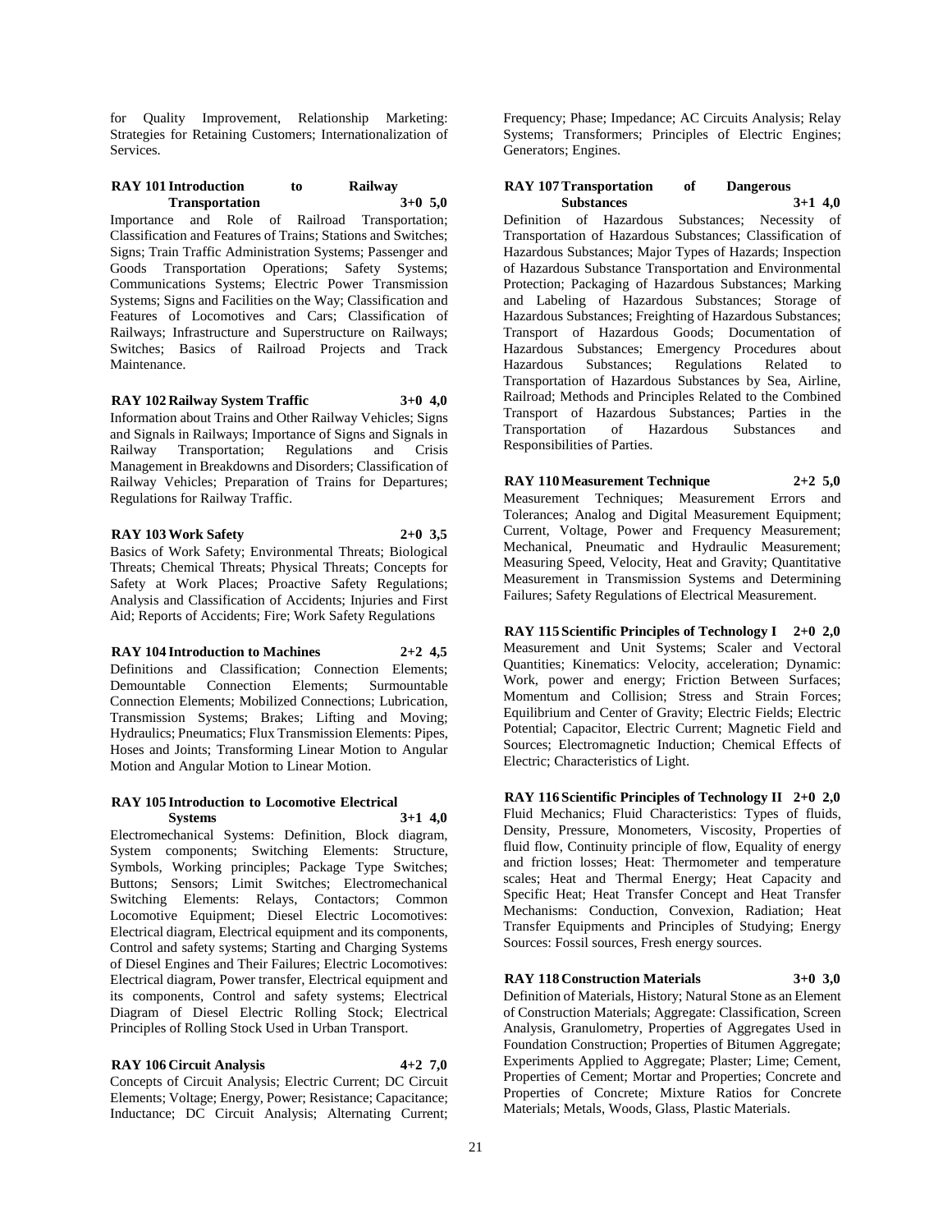for Quality Improvement, Relationship Marketing: Strategies for Retaining Customers; Internationalization of Services.

**RAY 101 Introduction to Railway Transportation 3+0 5,0**

Importance and Role of Railroad Transportation; Classification and Features of Trains; Stations and Switches; Signs; Train Traffic Administration Systems; Passenger and Goods Transportation Operations; Safety Systems; Communications Systems; Electric Power Transmission Systems; Signs and Facilities on the Way; Classification and Features of Locomotives and Cars; Classification of Railways; Infrastructure and Superstructure on Railways; Switches; Basics of Railroad Projects and Track Maintenance.

**RAY 102 Railway System Traffic 3+0 4,0**

Information about Trains and Other Railway Vehicles; Signs and Signals in Railways; Importance of Signs and Signals in Railway Transportation; Regulations and Crisis Management in Breakdowns and Disorders; Classification of Railway Vehicles; Preparation of Trains for Departures; Regulations for Railway Traffic.

**RAY 103 Work Safety 2+0 3,5**

Basics of Work Safety; Environmental Threats; Biological Threats; Chemical Threats; Physical Threats; Concepts for Safety at Work Places; Proactive Safety Regulations; Analysis and Classification of Accidents; Injuries and First Aid; Reports of Accidents; Fire; Work Safety Regulations

**RAY 104 Introduction to Machines 2+2 4,5**

Definitions and Classification; Connection Elements; Demountable Connection Elements; Surmountable Connection Elements; Mobilized Connections; Lubrication, Transmission Systems; Brakes; Lifting and Moving; Hydraulics; Pneumatics; Flux Transmission Elements: Pipes, Hoses and Joints; Transforming Linear Motion to Angular Motion and Angular Motion to Linear Motion.

**RAY 105 Introduction to Locomotive Electrical Systems 3+1 4,0**

Electromechanical Systems: Definition, Block diagram, System components; Switching Elements: Structure, Symbols, Working principles; Package Type Switches; Buttons; Sensors; Limit Switches; Electromechanical Switching Elements: Relays, Contactors; Common Locomotive Equipment; Diesel Electric Locomotives: Electrical diagram, Electrical equipment and its components, Control and safety systems; Starting and Charging Systems of Diesel Engines and Their Failures; Electric Locomotives: Electrical diagram, Power transfer, Electrical equipment and its components, Control and safety systems; Electrical Diagram of Diesel Electric Rolling Stock; Electrical Principles of Rolling Stock Used in Urban Transport.

**RAY 106 Circuit Analysis 4+2 7,0**

Concepts of Circuit Analysis; Electric Current; DC Circuit Elements; Voltage; Energy, Power; Resistance; Capacitance; Inductance; DC Circuit Analysis; Alternating Current; Frequency; Phase; Impedance; AC Circuits Analysis; Relay Systems; Transformers; Principles of Electric Engines; Generators; Engines.

**RAY 107 Transportation of Dangerous Substances 3+1 4,0**

Definition of Hazardous Substances; Necessity of Transportation of Hazardous Substances; Classification of Hazardous Substances; Major Types of Hazards; Inspection of Hazardous Substance Transportation and Environmental Protection; Packaging of Hazardous Substances; Marking and Labeling of Hazardous Substances; Storage of Hazardous Substances; Freighting of Hazardous Substances; Transport of Hazardous Goods; Documentation of Hazardous Substances; Emergency Procedures about Hazardous Substances; Regulations Related to Transportation of Hazardous Substances by Sea, Airline, Railroad; Methods and Principles Related to the Combined Transport of Hazardous Substances; Parties in the Transportation of Hazardous Substances and Responsibilities of Parties.

**RAY 110 Measurement Technique 2+2 5,0**

Measurement Techniques; Measurement Errors and Tolerances; Analog and Digital Measurement Equipment; Current, Voltage, Power and Frequency Measurement; Mechanical, Pneumatic and Hydraulic Measurement; Measuring Speed, Velocity, Heat and Gravity; Quantitative Measurement in Transmission Systems and Determining Failures; Safety Regulations of Electrical Measurement.

**RAY 115 Scientific Principles of Technology I 2+0 2,0**

Measurement and Unit Systems; Scaler and Vectoral Quantities; Kinematics: Velocity, acceleration; Dynamic: Work, power and energy; Friction Between Surfaces; Momentum and Collision; Stress and Strain Forces; Equilibrium and Center of Gravity; Electric Fields; Electric Potential; Capacitor, Electric Current; Magnetic Field and Sources; Electromagnetic Induction; Chemical Effects of Electric; Characteristics of Light.

**RAY 116 Scientific Principles of Technology II 2+0 2,0**

Fluid Mechanics; Fluid Characteristics: Types of fluids, Density, Pressure, Monometers, Viscosity, Properties of fluid flow, Continuity principle of flow, Equality of energy and friction losses; Heat: Thermometer and temperature scales; Heat and Thermal Energy; Heat Capacity and Specific Heat; Heat Transfer Concept and Heat Transfer Mechanisms: Conduction, Convexion, Radiation; Heat Transfer Equipments and Principles of Studying; Energy Sources: Fossil sources, Fresh energy sources.

**RAY 118 Construction Materials 3+0 3,0**

Definition of Materials, History; Natural Stone as an Element of Construction Materials; Aggregate: Classification, Screen Analysis, Granulometry, Properties of Aggregates Used in Foundation Construction; Properties of Bitumen Aggregate; Experiments Applied to Aggregate; Plaster; Lime; Cement, Properties of Cement; Mortar and Properties; Concrete and Properties of Concrete; Mixture Ratios for Concrete Materials; Metals, Woods, Glass, Plastic Materials.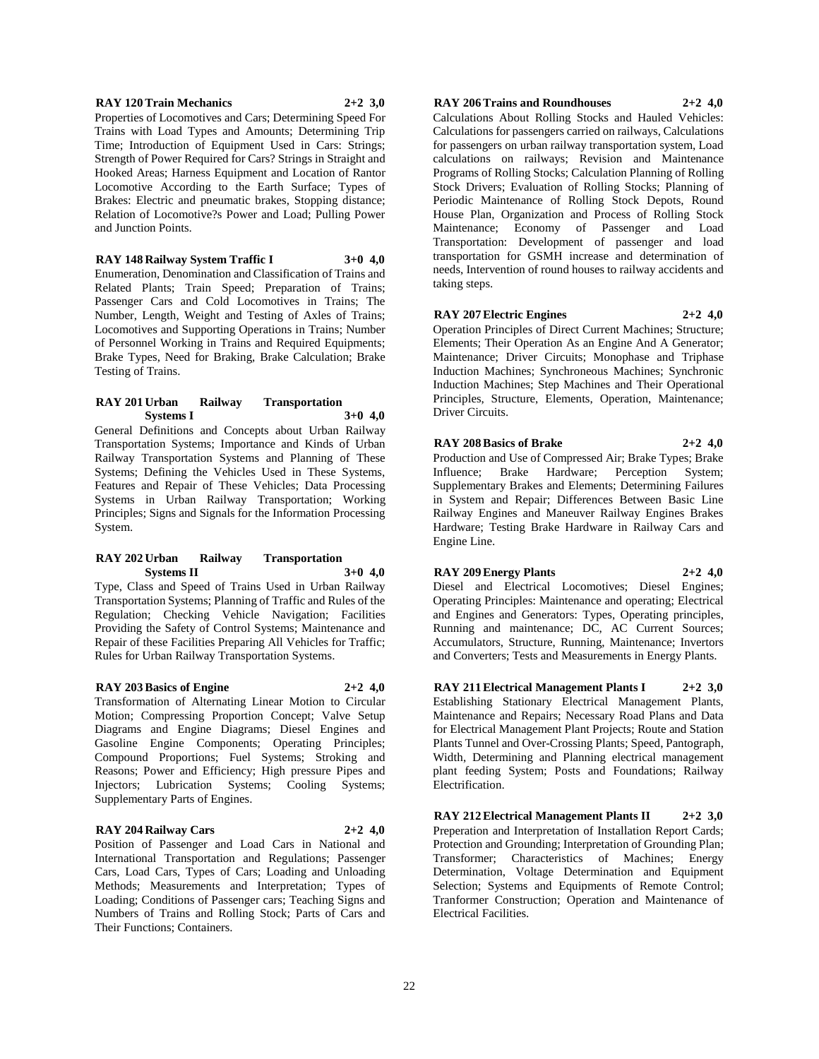**RAY 120 Train Mechanics 2+2 3,0**

Properties of Locomotives and Cars; Determining Speed For Trains with Load Types and Amounts; Determining Trip Time; Introduction of Equipment Used in Cars: Strings; Strength of Power Required for Cars? Strings in Straight and Hooked Areas; Harness Equipment and Location of Rantor Locomotive According to the Earth Surface; Types of Brakes: Electric and pneumatic brakes, Stopping distance; Relation of Locomotive?s Power and Load; Pulling Power and Junction Points.

**RAY 148 Railway System Traffic I 3+0 4,0**

Enumeration, Denomination and Classification of Trains and Related Plants; Train Speed; Preparation of Trains; Passenger Cars and Cold Locomotives in Trains; The Number, Length, Weight and Testing of Axles of Trains; Locomotives and Supporting Operations in Trains; Number of Personnel Working in Trains and Required Equipments; Brake Types, Need for Braking, Brake Calculation; Brake Testing of Trains.

**RAY 201 Urban Railway Transportation Systems I 3+0 4,0**

General Definitions and Concepts about Urban Railway Transportation Systems; Importance and Kinds of Urban Railway Transportation Systems and Planning of These Systems; Defining the Vehicles Used in These Systems, Features and Repair of These Vehicles; Data Processing Systems in Urban Railway Transportation; Working Principles; Signs and Signals for the Information Processing System.

**RAY 202 Urban Railway Transportation Systems II 3+0 4,0**

Type, Class and Speed of Trains Used in Urban Railway Transportation Systems; Planning of Traffic and Rules of the Regulation; Checking Vehicle Navigation; Facilities Providing the Safety of Control Systems; Maintenance and Repair of these Facilities Preparing All Vehicles for Traffic; Rules for Urban Railway Transportation Systems.

**RAY 203 Basics of Engine 2+2 4,0**

Transformation of Alternating Linear Motion to Circular Motion; Compressing Proportion Concept; Valve Setup Diagrams and Engine Diagrams; Diesel Engines and Gasoline Engine Components; Operating Principles; Compound Proportions; Fuel Systems; Stroking and Reasons; Power and Efficiency; High pressure Pipes and Injectors; Lubrication Systems; Cooling Systems; Supplementary Parts of Engines.

**RAY 204 Railway Cars 2+2 4,0**

Position of Passenger and Load Cars in National and International Transportation and Regulations; Passenger Cars, Load Cars, Types of Cars; Loading and Unloading Methods; Measurements and Interpretation; Types of Loading; Conditions of Passenger cars; Teaching Signs and Numbers of Trains and Rolling Stock; Parts of Cars and Their Functions; Containers.

**RAY 206 Trains and Roundhouses 2+2 4,0**

Calculations About Rolling Stocks and Hauled Vehicles: Calculations for passengers carried on railways, Calculations for passengers on urban railway transportation system, Load calculations on railways; Revision and Maintenance Programs of Rolling Stocks; Calculation Planning of Rolling Stock Drivers; Evaluation of Rolling Stocks; Planning of Periodic Maintenance of Rolling Stock Depots, Round House Plan, Organization and Process of Rolling Stock Maintenance; Economy of Passenger and Load Transportation: Development of passenger and load transportation for GSMH increase and determination of needs, Intervention of round houses to railway accidents and taking steps.

**RAY 207 Electric Engines 2+2 4,0**

Operation Principles of Direct Current Machines; Structure; Elements; Their Operation As an Engine And A Generator; Maintenance; Driver Circuits; Monophase and Triphase Induction Machines; Synchroneous Machines; Synchronic Induction Machines; Step Machines and Their Operational Principles, Structure, Elements, Operation, Maintenance; Driver Circuits.

**RAY 208 Basics of Brake 2+2 4,0**

Production and Use of Compressed Air; Brake Types; Brake Influence; Brake Hardware; Perception System; Supplementary Brakes and Elements; Determining Failures in System and Repair; Differences Between Basic Line Railway Engines and Maneuver Railway Engines Brakes Hardware; Testing Brake Hardware in Railway Cars and Engine Line.

**RAY 209 Energy Plants 2+2 4,0**

Diesel and Electrical Locomotives; Diesel Engines; Operating Principles: Maintenance and operating; Electrical and Engines and Generators: Types, Operating principles, Running and maintenance; DC, AC Current Sources; Accumulators, Structure, Running, Maintenance; Invertors and Converters; Tests and Measurements in Energy Plants.

**RAY 211 Electrical Management Plants I 2+2 3,0**

Establishing Stationary Electrical Management Plants, Maintenance and Repairs; Necessary Road Plans and Data for Electrical Management Plant Projects; Route and Station Plants Tunnel and Over-Crossing Plants; Speed, Pantograph, Width, Determining and Planning electrical management plant feeding System; Posts and Foundations; Railway Electrification.

**RAY 212 Electrical Management Plants II 2+2 3,0**

Preperation and Interpretation of Installation Report Cards; Protection and Grounding; Interpretation of Grounding Plan; Transformer; Characteristics of Machines; Energy Determination, Voltage Determination and Equipment Selection; Systems and Equipments of Remote Control; Tranformer Construction; Operation and Maintenance of Electrical Facilities.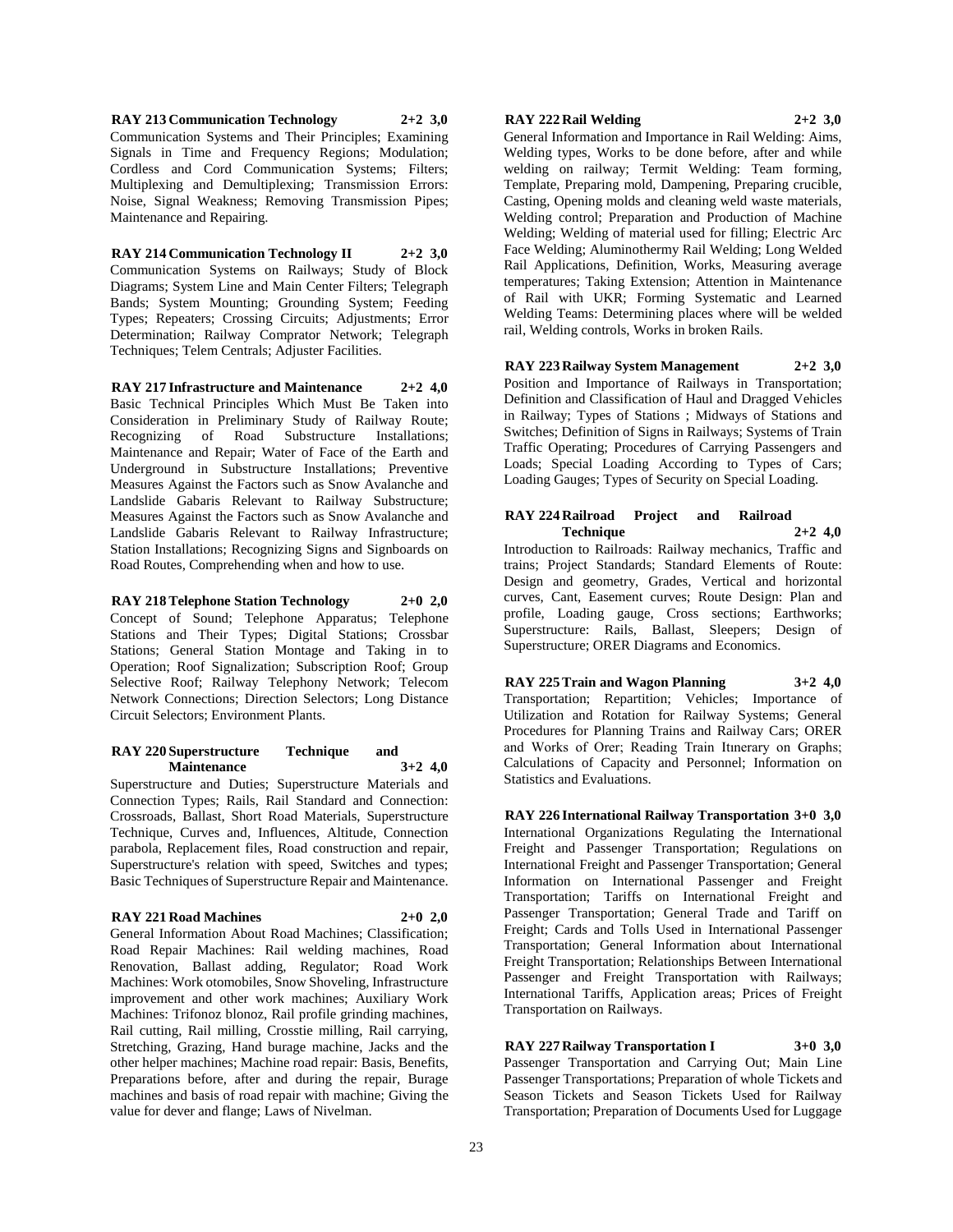**RAY 213 Communication Technology 2+2 3,0**
Communication Systems and Their Principles; Examining Signals in Time and Frequency Regions; Modulation; Cordless and Cord Communication Systems; Filters; Multiplexing and Demultiplexing; Transmission Errors: Noise, Signal Weakness; Removing Transmission Pipes; Maintenance and Repairing.

**RAY 214 Communication Technology II 2+2 3,0**
Communication Systems on Railways; Study of Block Diagrams; System Line and Main Center Filters; Telegraph Bands; System Mounting; Grounding System; Feeding Types; Repeaters; Crossing Circuits; Adjustments; Error Determination; Railway Comprator Network; Telegraph Techniques; Telem Centrals; Adjuster Facilities.

**RAY 217 Infrastructure and Maintenance 2+2 4,0**
Basic Technical Principles Which Must Be Taken into Consideration in Preliminary Study of Railway Route; Recognizing of Road Substructure Installations; Maintenance and Repair; Water of Face of the Earth and Underground in Substructure Installations; Preventive Measures Against the Factors such as Snow Avalanche and Landslide Gabaris Relevant to Railway Substructure; Measures Against the Factors such as Snow Avalanche and Landslide Gabaris Relevant to Railway Infrastructure; Station Installations; Recognizing Signs and Signboards on Road Routes, Comprehending when and how to use.

**RAY 218 Telephone Station Technology 2+0 2,0**
Concept of Sound; Telephone Apparatus; Telephone Stations and Their Types; Digital Stations; Crossbar Stations; General Station Montage and Taking in to Operation; Roof Signalization; Subscription Roof; Group Selective Roof; Railway Telephony Network; Telecom Network Connections; Direction Selectors; Long Distance Circuit Selectors; Environment Plants.

**RAY 220 Superstructure Technique and Maintenance 3+2 4,0**
Superstructure and Duties; Superstructure Materials and Connection Types; Rails, Rail Standard and Connection: Crossroads, Ballast, Short Road Materials, Superstructure Technique, Curves and, Influences, Altitude, Connection parabola, Replacement files, Road construction and repair, Superstructure's relation with speed, Switches and types; Basic Techniques of Superstructure Repair and Maintenance.

**RAY 221 Road Machines 2+0 2,0**
General Information About Road Machines; Classification; Road Repair Machines: Rail welding machines, Road Renovation, Ballast adding, Regulator; Road Work Machines: Work otomobiles, Snow Shoveling, Infrastructure improvement and other work machines; Auxiliary Work Machines: Trifonoz blonoz, Rail profile grinding machines, Rail cutting, Rail milling, Crosstie milling, Rail carrying, Stretching, Grazing, Hand burage machine, Jacks and the other helper machines; Machine road repair: Basis, Benefits, Preparations before, after and during the repair, Burage machines and basis of road repair with machine; Giving the value for dever and flange; Laws of Nivelman.

**RAY 222 Rail Welding 2+2 3,0**
General Information and Importance in Rail Welding: Aims, Welding types, Works to be done before, after and while welding on railway; Termit Welding: Team forming, Template, Preparing mold, Dampening, Preparing crucible, Casting, Opening molds and cleaning weld waste materials, Welding control; Preparation and Production of Machine Welding; Welding of material used for filling; Electric Arc Face Welding; Aluminothermy Rail Welding; Long Welded Rail Applications, Definition, Works, Measuring average temperatures; Taking Extension; Attention in Maintenance of Rail with UKR; Forming Systematic and Learned Welding Teams: Determining places where will be welded rail, Welding controls, Works in broken Rails.

**RAY 223 Railway System Management 2+2 3,0**
Position and Importance of Railways in Transportation; Definition and Classification of Haul and Dragged Vehicles in Railway; Types of Stations ; Midways of Stations and Switches; Definition of Signs in Railways; Systems of Train Traffic Operating; Procedures of Carrying Passengers and Loads; Special Loading According to Types of Cars; Loading Gauges; Types of Security on Special Loading.

**RAY 224 Railroad Project and Railroad Technique 2+2 4,0**
Introduction to Railroads: Railway mechanics, Traffic and trains; Project Standards; Standard Elements of Route: Design and geometry, Grades, Vertical and horizontal curves, Cant, Easement curves; Route Design: Plan and profile, Loading gauge, Cross sections; Earthworks; Superstructure: Rails, Ballast, Sleepers; Design of Superstructure; ORER Diagrams and Economics.

**RAY 225 Train and Wagon Planning 3+2 4,0**
Transportation; Repartition; Vehicles; Importance of Utilization and Rotation for Railway Systems; General Procedures for Planning Trains and Railway Cars; ORER and Works of Orer; Reading Train Itınerary on Graphs; Calculations of Capacity and Personnel; Information on Statistics and Evaluations.

**RAY 226 International Railway Transportation 3+0 3,0**
International Organizations Regulating the International Freight and Passenger Transportation; Regulations on International Freight and Passenger Transportation; General Information on International Passenger and Freight Transportation; Tariffs on International Freight and Passenger Transportation; General Trade and Tariff on Freight; Cards and Tolls Used in International Passenger Transportation; General Information about International Freight Transportation; Relationships Between International Passenger and Freight Transportation with Railways; International Tariffs, Application areas; Prices of Freight Transportation on Railways.

**RAY 227 Railway Transportation I 3+0 3,0**
Passenger Transportation and Carrying Out; Main Line Passenger Transportations; Preparation of whole Tickets and Season Tickets and Season Tickets Used for Railway Transportation; Preparation of Documents Used for Luggage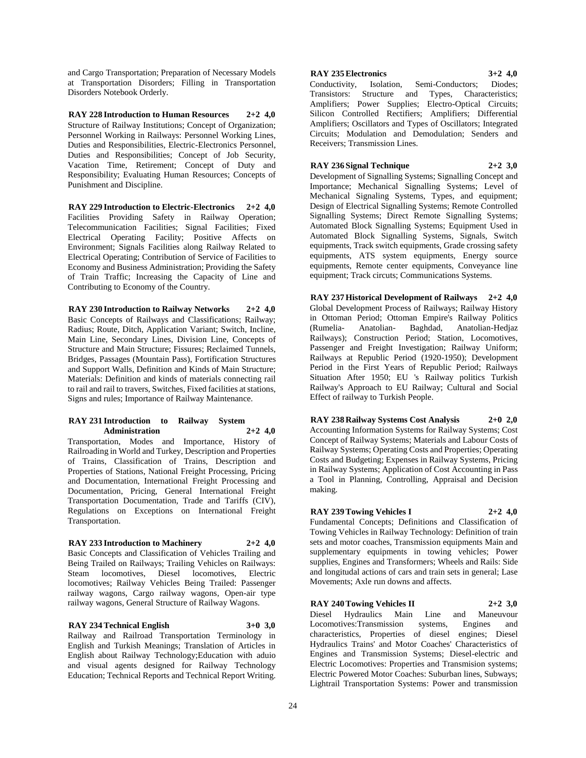and Cargo Transportation; Preparation of Necessary Models at Transportation Disorders; Filling in Transportation Disorders Notebook Orderly.

**RAY 228 Introduction to Human Resources 2+2 4,0**
Structure of Railway Institutions; Concept of Organization; Personnel Working in Railways: Personnel Working Lines, Duties and Responsibilities, Electric-Electronics Personnel, Duties and Responsibilities; Concept of Job Security, Vacation Time, Retirement; Concept of Duty and Responsibility; Evaluating Human Resources; Concepts of Punishment and Discipline.

**RAY 229 Introduction to Electric-Electronics 2+2 4,0**
Facilities Providing Safety in Railway Operation; Telecommunication Facilities; Signal Facilities; Fixed Electrical Operating Facility; Positive Affects on Environment; Signals Facilities along Railway Related to Electrical Operating; Contribution of Service of Facilities to Economy and Business Administration; Providing the Safety of Train Traffic; Increasing the Capacity of Line and Contributing to Economy of the Country.

**RAY 230 Introduction to Railway Networks 2+2 4,0**
Basic Concepts of Railways and Classifications; Railway; Radius; Route, Ditch, Application Variant; Switch, Incline, Main Line, Secondary Lines, Division Line, Concepts of Structure and Main Structure; Fissures; Reclaimed Tunnels, Bridges, Passages (Mountain Pass), Fortification Structures and Support Walls, Definition and Kinds of Main Structure; Materials: Definition and kinds of materials connecting rail to rail and rail to travers, Switches, Fixed facilities at stations, Signs and rules; Importance of Railway Maintenance.

**RAY 231 Introduction to Railway System Administration 2+2 4,0**
Transportation, Modes and Importance, History of Railroading in World and Turkey, Description and Properties of Trains, Classification of Trains, Description and Properties of Stations, National Freight Processing, Pricing and Documentation, International Freight Processing and Documentation, Pricing, General International Freight Transportation Documentation, Trade and Tariffs (CIV), Regulations on Exceptions on International Freight Transportation.

**RAY 233 Introduction to Machinery 2+2 4,0**
Basic Concepts and Classification of Vehicles Trailing and Being Trailed on Railways; Trailing Vehicles on Railways: Steam locomotives, Diesel locomotives, Electric locomotives; Railway Vehicles Being Trailed: Passenger railway wagons, Cargo railway wagons, Open-air type railway wagons, General Structure of Railway Wagons.

**RAY 234 Technical English 3+0 3,0**
Railway and Railroad Transportation Terminology in English and Turkish Meanings; Translation of Articles in English about Railway Technology;Education with aduio and visual agents designed for Railway Technology Education; Technical Reports and Technical Report Writing.

**RAY 235 Electronics 3+2 4,0**
Conductivity, Isolation, Semi-Conductors; Diodes; Transistors: Structure and Types, Characteristics; Amplifiers; Power Supplies; Electro-Optical Circuits; Silicon Controlled Rectifiers; Amplifiers; Differential Amplifiers; Oscillators and Types of Oscillators; Integrated Circuits; Modulation and Demodulation; Senders and Receivers; Transmission Lines.

**RAY 236 Signal Technique 2+2 3,0**
Development of Signalling Systems; Signalling Concept and Importance; Mechanical Signalling Systems; Level of Mechanical Signaling Systems, Types, and equipment; Design of Electrical Signalling Systems; Remote Controlled Signalling Systems; Direct Remote Signalling Systems; Automated Block Signalling Systems; Equipment Used in Automated Block Signalling Systems, Signals, Switch equipments, Track switch equipments, Grade crossing safety equipments, ATS system equipments, Energy source equipments, Remote center equipments, Conveyance line equipment; Track circuts; Communications Systems.

**RAY 237 Historical Development of Railways 2+2 4,0**
Global Development Process of Railways; Railway History in Ottoman Period; Ottoman Empire's Railway Politics (Rumelia- Anatolian- Baghdad, Anatolian-Hedjaz Railways); Construction Period; Station, Locomotives, Passenger and Freight Investigation; Railway Uniform; Railways at Republic Period (1920-1950); Development Period in the First Years of Republic Period; Railways Situation After 1950; EU 's Railway politics Turkish Railway's Approach to EU Railway; Cultural and Social Effect of railway to Turkish People.

**RAY 238 Railway Systems Cost Analysis 2+0 2,0**
Accounting Information Systems for Railway Systems; Cost Concept of Railway Systems; Materials and Labour Costs of Railway Systems; Operating Costs and Properties; Operating Costs and Budgeting; Expenses in Railway Systems, Pricing in Railway Systems; Application of Cost Accounting in Pass a Tool in Planning, Controlling, Appraisal and Decision making.

**RAY 239 Towing Vehicles I 2+2 4,0**
Fundamental Concepts; Definitions and Classification of Towing Vehicles in Railway Technology: Definition of train sets and motor coaches, Transmission equipments Main and supplementary equipments in towing vehicles; Power supplies, Engines and Transformers; Wheels and Rails: Side and longitudal actions of cars and train sets in general; Lase Movements; Axle run downs and affects.

**RAY 240 Towing Vehicles II 2+2 3,0**
Diesel Hydraulics Main Line and Maneuvour Locomotives:Transmission systems, Engines and characteristics, Properties of diesel engines; Diesel Hydraulics Trains' and Motor Coaches' Characteristics of Engines and Transmission Systems; Diesel-electric and Electric Locomotives: Properties and Transmision systems; Electric Powered Motor Coaches: Suburban lines, Subways; Lightrail Transportation Systems: Power and transmission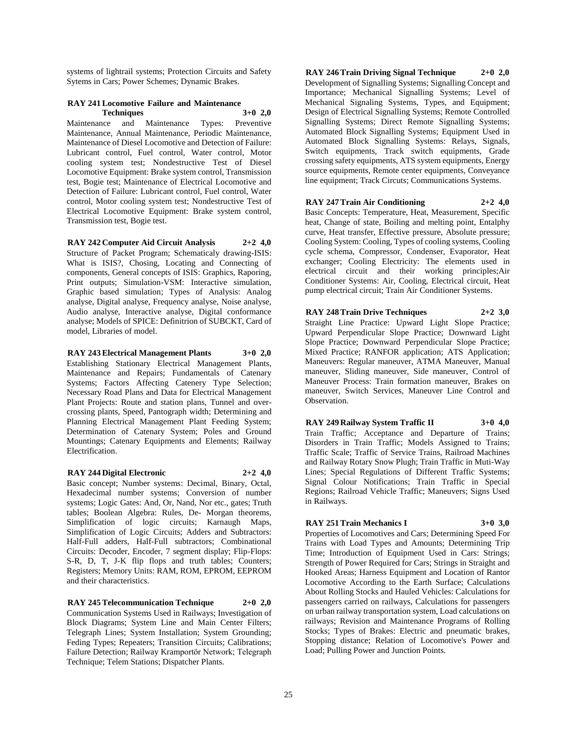systems of lightrail systems; Protection Circuits and Safety Sytems in Cars; Power Schemes; Dynamic Brakes.

**RAY 241 Locomotive Failure and Maintenance Techniques 3+0 2,0**

Maintenance and Maintenance Types: Preventive Maintenance, Annual Maintenance, Periodic Maintenance, Maintenance of Diesel Locomotive and Detection of Failure: Lubricant control, Fuel control, Water control, Motor cooling system test; Nondestructive Test of Diesel Locomotive Equipment: Brake system control, Transmission test, Bogie test; Maintenance of Electrical Locomotive and Detection of Failure: Lubricant control, Fuel control, Water control, Motor cooling system test; Nondestructive Test of Electrical Locomotive Equipment: Brake system control, Transmission test, Bogie test.

**RAY 242 Computer Aid Circuit Analysis 2+2 4,0**

Structure of Packet Program; Schematicaly drawing-ISIS: What is ISIS?, Chosing, Locating and Connecting of components, General concepts of ISIS: Graphics, Raporing, Print outputs; Simulation-VSM: Interactive simulation, Graphic based simulation; Types of Analysis: Analog analyse, Digital analyse, Frequency analyse, Noise analyse, Audio analyse, Interactive analyse, Digital conformance analyse; Models of SPICE: Definitrion of SUBCKT, Card of model, Libraries of model.

**RAY 243 Electrical Management Plants 3+0 2,0**

Establishing Stationary Electrical Management Plants, Maintenance and Repairs; Fundamentals of Catenary Systems; Factors Affecting Catenery Type Selection; Necessary Road Plans and Data for Electrical Management Plant Projects: Route and station plans, Tunnel and over-crossing plants, Speed, Pantograph width; Determining and Planning Electrical Management Plant Feeding System; Determination of Catenary System; Poles and Ground Mountings; Catenary Equipments and Elements; Railway Electrification.

**RAY 244 Digital Electronic 2+2 4,0**

Basic concept; Number systems: Decimal, Binary, Octal, Hexadecimal number systems; Conversion of number systems; Logic Gates: And, Or, Nand, Nor etc., gates; Truth tables; Boolean Algebra: Rules, De- Morgan theorems, Simplification of logic circuits; Karnaugh Maps, Simplification of Logic Circuits; Adders and Subtractors: Half-Full adders, Half-Full subtractors; Combinational Circuits: Decoder, Encoder, 7 segment display; Flip-Flops: S-R, D, T, J-K flip flops and truth tables; Counters; Registers; Memory Units: RAM, ROM, EPROM, EEPROM and their characteristics.

**RAY 245 Telecommunication Technique 2+0 2,0**

Communication Systems Used in Railways; Investigation of Block Diagrams; System Line and Main Center Filters; Telegraph Lines; System Installation; System Grounding; Feding Types; Repeaters; Transition Circuits; Calibrations; Failure Detection; Railway Kramportör Network; Telegraph Technique; Telem Stations; Dispatcher Plants.

**RAY 246 Train Driving Signal Technique 2+0 2,0**

Development of Signalling Systems; Signalling Concept and Importance; Mechanical Signalling Systems; Level of Mechanical Signaling Systems, Types, and Equipment; Design of Electrical Signalling Systems; Remote Controlled Signalling Systems; Direct Remote Signalling Systems; Automated Block Signalling Systems; Equipment Used in Automated Block Signalling Systems: Relays, Signals, Switch equipments, Track switch equipments, Grade crossing safety equipments, ATS system equipments, Energy source equipments, Remote center equipments, Conveyance line equipment; Track Circuts; Communications Systems.

**RAY 247 Train Air Conditioning 2+2 4,0**

Basic Concepts: Temperature, Heat, Measurement, Specific heat, Change of state, Boiling and melting point, Entalphy curve, Heat transfer, Effective pressure, Absolute pressure; Cooling System: Cooling, Types of cooling systems, Cooling cycle schema, Compressor, Condenser, Evaporator, Heat exchanger; Cooling Electricity: The elements used in electrical circuit and their working principles;Air Conditioner Systems: Air, Cooling, Electrical circuit, Heat pump electrical circuit; Train Air Conditioner Systems.

**RAY 248 Train Drive Techniques 2+2 3,0**

Straight Line Practice: Upward Light Slope Practice; Upward Perpendicular Slope Practice; Downward Light Slope Practice; Downward Perpendicular Slope Practice; Mixed Practice; RANFOR application; ATS Application; Maneuvers: Regular maneuver, ATMA Maneuver, Manual maneuver, Sliding maneuver, Side maneuver, Control of Maneuver Process: Train formation maneuver, Brakes on maneuver, Switch Services, Maneuver Line Control and Observation.

**RAY 249 Railway System Traffic II 3+0 4,0**

Train Traffic; Acceptance and Departure of Trains; Disorders in Train Traffic; Models Assigned to Trains; Traffic Scale; Traffic of Service Trains, Railroad Machines and Railway Rotary Snow Plugh; Train Traffic in Muti-Way Lines; Special Regulations of Different Traffic Systems; Signal Colour Notifications; Train Traffic in Special Regions; Railroad Vehicle Traffic; Maneuvers; Signs Used in Railways.

**RAY 251 Train Mechanics I 3+0 3,0**

Properties of Locomotives and Cars; Determining Speed For Trains with Load Types and Amounts; Determining Trip Time; Introduction of Equipment Used in Cars: Strings; Strength of Power Required for Cars; Strings in Straight and Hooked Areas; Harness Equipment and Location of Rantor Locomotive According to the Earth Surface; Calculations About Rolling Stocks and Hauled Vehicles: Calculations for passengers carried on railways, Calculations for passengers on urban railway transportation system, Load calculations on railways; Revision and Maintenance Programs of Rolling Stocks; Types of Brakes: Electric and pneumatic brakes, Stopping distance; Relation of Locomotive's Power and Load; Pulling Power and Junction Points.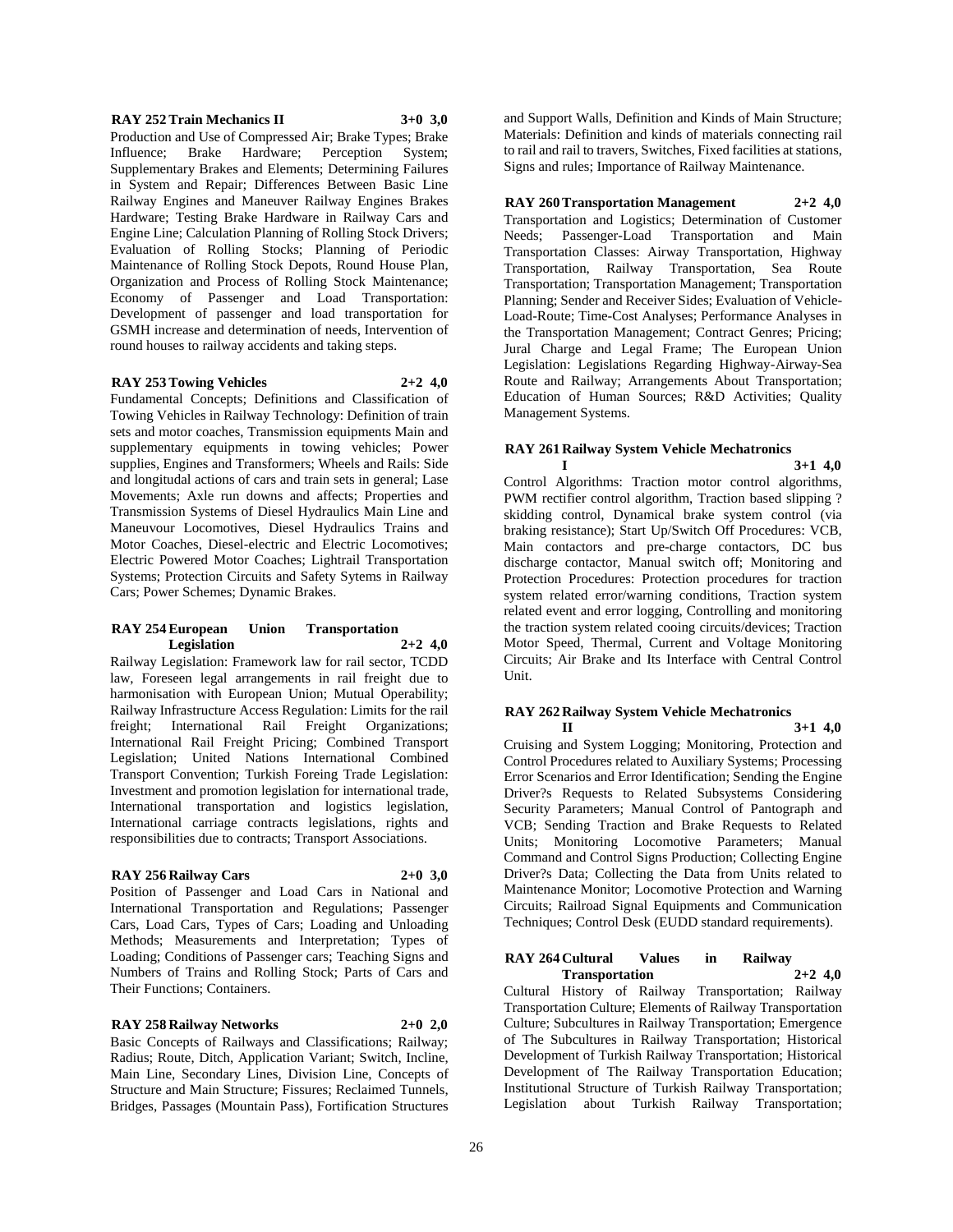**RAY 252 Train Mechanics II 3+0 3,0**

Production and Use of Compressed Air; Brake Types; Brake Influence; Brake Hardware; Perception System; Supplementary Brakes and Elements; Determining Failures in System and Repair; Differences Between Basic Line Railway Engines and Maneuver Railway Engines Brakes Hardware; Testing Brake Hardware in Railway Cars and Engine Line; Calculation Planning of Rolling Stock Drivers; Evaluation of Rolling Stocks; Planning of Periodic Maintenance of Rolling Stock Depots, Round House Plan, Organization and Process of Rolling Stock Maintenance; Economy of Passenger and Load Transportation: Development of passenger and load transportation for GSMH increase and determination of needs, Intervention of round houses to railway accidents and taking steps.

**RAY 253 Towing Vehicles 2+2 4,0**

Fundamental Concepts; Definitions and Classification of Towing Vehicles in Railway Technology: Definition of train sets and motor coaches, Transmission equipments Main and supplementary equipments in towing vehicles; Power supplies, Engines and Transformers; Wheels and Rails: Side and longitudal actions of cars and train sets in general; Lase Movements; Axle run downs and affects; Properties and Transmission Systems of Diesel Hydraulics Main Line and Maneuvour Locomotives, Diesel Hydraulics Trains and Motor Coaches, Diesel-electric and Electric Locomotives; Electric Powered Motor Coaches; Lightrail Transportation Systems; Protection Circuits and Safety Sytems in Railway Cars; Power Schemes; Dynamic Brakes.

**RAY 254 European Union Transportation Legislation 2+2 4,0**

Railway Legislation: Framework law for rail sector, TCDD law, Foreseen legal arrangements in rail freight due to harmonisation with European Union; Mutual Operability; Railway Infrastructure Access Regulation: Limits for the rail freight; International Rail Freight Organizations; International Rail Freight Pricing; Combined Transport Legislation; United Nations International Combined Transport Convention; Turkish Foreing Trade Legislation: Investment and promotion legislation for international trade, International transportation and logistics legislation, International carriage contracts legislations, rights and responsibilities due to contracts; Transport Associations.

**RAY 256 Railway Cars 2+0 3,0**

Position of Passenger and Load Cars in National and International Transportation and Regulations; Passenger Cars, Load Cars, Types of Cars; Loading and Unloading Methods; Measurements and Interpretation; Types of Loading; Conditions of Passenger cars; Teaching Signs and Numbers of Trains and Rolling Stock; Parts of Cars and Their Functions; Containers.

**RAY 258 Railway Networks 2+0 2,0**

Basic Concepts of Railways and Classifications; Railway; Radius; Route, Ditch, Application Variant; Switch, Incline, Main Line, Secondary Lines, Division Line, Concepts of Structure and Main Structure; Fissures; Reclaimed Tunnels, Bridges, Passages (Mountain Pass), Fortification Structures and Support Walls, Definition and Kinds of Main Structure; Materials: Definition and kinds of materials connecting rail to rail and rail to travers, Switches, Fixed facilities at stations, Signs and rules; Importance of Railway Maintenance.

**RAY 260 Transportation Management 2+2 4,0**

Transportation and Logistics; Determination of Customer Needs; Passenger-Load Transportation and Main Transportation Classes: Airway Transportation, Highway Transportation, Railway Transportation, Sea Route Transportation; Transportation Management; Transportation Planning; Sender and Receiver Sides; Evaluation of Vehicle-Load-Route; Time-Cost Analyses; Performance Analyses in the Transportation Management; Contract Genres; Pricing; Jural Charge and Legal Frame; The European Union Legislation: Legislations Regarding Highway-Airway-Sea Route and Railway; Arrangements About Transportation; Education of Human Sources; R&D Activities; Quality Management Systems.

**RAY 261 Railway System Vehicle Mechatronics I 3+1 4,0**

Control Algorithms: Traction motor control algorithms, PWM rectifier control algorithm, Traction based slipping ? skidding control, Dynamical brake system control (via braking resistance); Start Up/Switch Off Procedures: VCB, Main contactors and pre-charge contactors, DC bus discharge contactor, Manual switch off; Monitoring and Protection Procedures: Protection procedures for traction system related error/warning conditions, Traction system related event and error logging, Controlling and monitoring the traction system related cooing circuits/devices; Traction Motor Speed, Thermal, Current and Voltage Monitoring Circuits; Air Brake and Its Interface with Central Control Unit.

**RAY 262 Railway System Vehicle Mechatronics II 3+1 4,0**

Cruising and System Logging; Monitoring, Protection and Control Procedures related to Auxiliary Systems; Processing Error Scenarios and Error Identification; Sending the Engine Driver?s Requests to Related Subsystems Considering Security Parameters; Manual Control of Pantograph and VCB; Sending Traction and Brake Requests to Related Units; Monitoring Locomotive Parameters; Manual Command and Control Signs Production; Collecting Engine Driver?s Data; Collecting the Data from Units related to Maintenance Monitor; Locomotive Protection and Warning Circuits; Railroad Signal Equipments and Communication Techniques; Control Desk (EUDD standard requirements).

**RAY 264 Cultural Values in Railway Transportation 2+2 4,0**

Cultural History of Railway Transportation; Railway Transportation Culture; Elements of Railway Transportation Culture; Subcultures in Railway Transportation; Emergence of The Subcultures in Railway Transportation; Historical Development of Turkish Railway Transportation; Historical Development of The Railway Transportation Education; Institutional Structure of Turkish Railway Transportation; Legislation about Turkish Railway Transportation;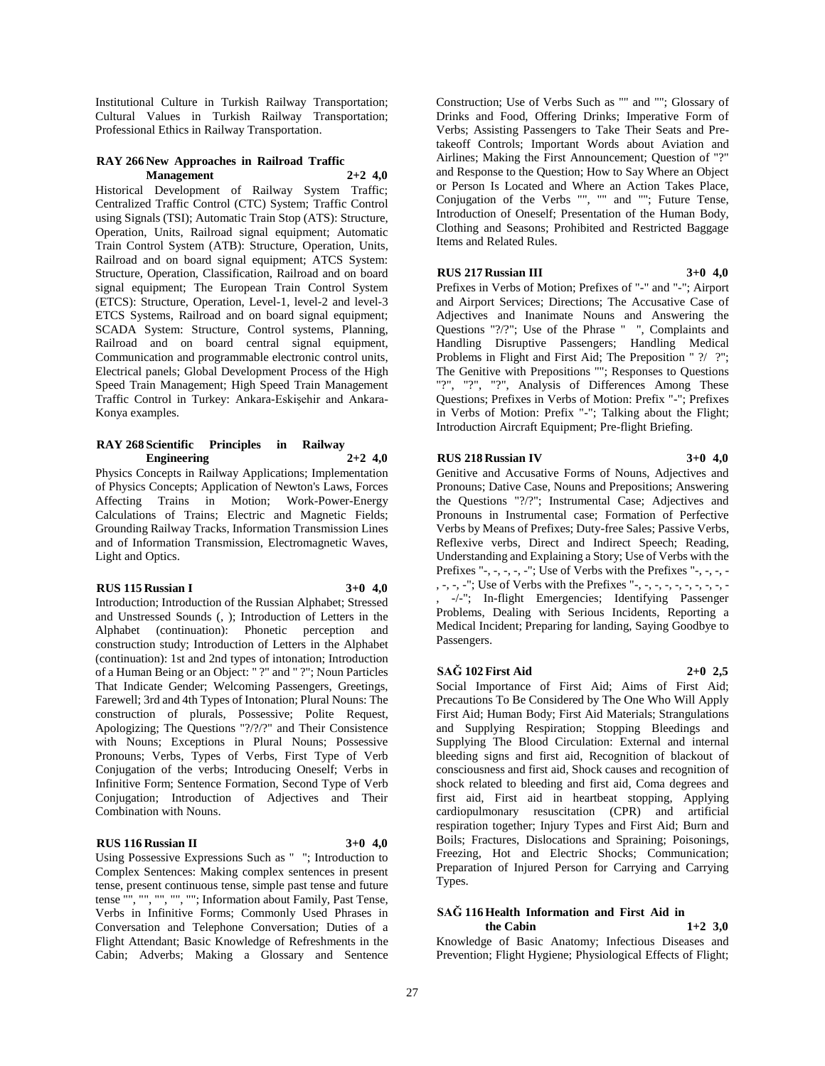Institutional Culture in Turkish Railway Transportation; Cultural Values in Turkish Railway Transportation; Professional Ethics in Railway Transportation.

**RAY 266 New Approaches in Railroad Traffic Management 2+2 4,0**

Historical Development of Railway System Traffic; Centralized Traffic Control (CTC) System; Traffic Control using Signals (TSI); Automatic Train Stop (ATS): Structure, Operation, Units, Railroad signal equipment; Automatic Train Control System (ATB): Structure, Operation, Units, Railroad and on board signal equipment; ATCS System: Structure, Operation, Classification, Railroad and on board signal equipment; The European Train Control System (ETCS): Structure, Operation, Level-1, level-2 and level-3 ETCS Systems, Railroad and on board signal equipment; SCADA System: Structure, Control systems, Planning, Railroad and on board central signal equipment, Communication and programmable electronic control units, Electrical panels; Global Development Process of the High Speed Train Management; High Speed Train Management Traffic Control in Turkey: Ankara-Eskişehir and Ankara-Konya examples.

**RAY 268 Scientific Principles in Railway Engineering 2+2 4,0**

Physics Concepts in Railway Applications; Implementation of Physics Concepts; Application of Newton's Laws, Forces Affecting Trains in Motion; Work-Power-Energy Calculations of Trains; Electric and Magnetic Fields; Grounding Railway Tracks, Information Transmission Lines and of Information Transmission, Electromagnetic Waves, Light and Optics.

**RUS 115 Russian I 3+0 4,0**

Introduction; Introduction of the Russian Alphabet; Stressed and Unstressed Sounds (, ); Introduction of Letters in the Alphabet (continuation): Phonetic perception and construction study; Introduction of Letters in the Alphabet (continuation): 1st and 2nd types of intonation; Introduction of a Human Being or an Object: " ?" and " ?"; Noun Particles That Indicate Gender; Welcoming Passengers, Greetings, Farewell; 3rd and 4th Types of Intonation; Plural Nouns: The construction of plurals, Possessive; Polite Request, Apologizing; The Questions "?/?/?" and Their Consistence with Nouns; Exceptions in Plural Nouns; Possessive Pronouns; Verbs, Types of Verbs, First Type of Verb Conjugation of the verbs; Introducing Oneself; Verbs in Infinitive Form; Sentence Formation, Second Type of Verb Conjugation; Introduction of Adjectives and Their Combination with Nouns.

**RUS 116 Russian II 3+0 4,0**

Using Possessive Expressions Such as " "; Introduction to Complex Sentences: Making complex sentences in present tense, present continuous tense, simple past tense and future tense "", "", "", "", ""; Information about Family, Past Tense, Verbs in Infinitive Forms; Commonly Used Phrases in Conversation and Telephone Conversation; Duties of a Flight Attendant; Basic Knowledge of Refreshments in the Cabin; Adverbs; Making a Glossary and Sentence Construction; Use of Verbs Such as "" and ""; Glossary of Drinks and Food, Offering Drinks; Imperative Form of Verbs; Assisting Passengers to Take Their Seats and Pre-takeoff Controls; Important Words about Aviation and Airlines; Making the First Announcement; Question of "?" and Response to the Question; How to Say Where an Object or Person Is Located and Where an Action Takes Place, Conjugation of the Verbs "", "" and ""; Future Tense, Introduction of Oneself; Presentation of the Human Body, Clothing and Seasons; Prohibited and Restricted Baggage Items and Related Rules.

**RUS 217 Russian III 3+0 4,0**

Prefixes in Verbs of Motion; Prefixes of "-" and "-"; Airport and Airport Services; Directions; The Accusative Case of Adjectives and Inanimate Nouns and Answering the Questions "?/?"; Use of the Phrase " ", Complaints and Handling Disruptive Passengers; Handling Medical Problems in Flight and First Aid; The Preposition " ?/ ?"; The Genitive with Prepositions ""; Responses to Questions "?", "?", "?", Analysis of Differences Among These Questions; Prefixes in Verbs of Motion: Prefix "-"; Prefixes in Verbs of Motion: Prefix "-"; Talking about the Flight; Introduction Aircraft Equipment; Pre-flight Briefing.

**RUS 218 Russian IV 3+0 4,0**

Genitive and Accusative Forms of Nouns, Adjectives and Pronouns; Dative Case, Nouns and Prepositions; Answering the Questions "?/?"; Instrumental Case; Adjectives and Pronouns in Instrumental case; Formation of Perfective Verbs by Means of Prefixes; Duty-free Sales; Passive Verbs, Reflexive verbs, Direct and Indirect Speech; Reading, Understanding and Explaining a Story; Use of Verbs with the Prefixes "-, -, -, -, -"; Use of Verbs with the Prefixes "-, -, -, -, -, -, -"; Use of Verbs with the Prefixes "-, -, -, -, -, -, -, -, -, -, -/-"; In-flight Emergencies; Identifying Passenger Problems, Dealing with Serious Incidents, Reporting a Medical Incident; Preparing for landing, Saying Goodbye to Passengers.

**SAĞ 102 First Aid 2+0 2,5**

Social Importance of First Aid; Aims of First Aid; Precautions To Be Considered by The One Who Will Apply First Aid; Human Body; First Aid Materials; Strangulations and Supplying Respiration; Stopping Bleedings and Supplying The Blood Circulation: External and internal bleeding signs and first aid, Recognition of blackout of consciousness and first aid, Shock causes and recognition of shock related to bleeding and first aid, Coma degrees and first aid, First aid in heartbeat stopping, Applying cardiopulmonary resuscitation (CPR) and artificial respiration together; Injury Types and First Aid; Burn and Boils; Fractures, Dislocations and Spraining; Poisonings, Freezing, Hot and Electric Shocks; Communication; Preparation of Injured Person for Carrying and Carrying Types.

**SAĞ 116 Health Information and First Aid in the Cabin 1+2 3,0**

Knowledge of Basic Anatomy; Infectious Diseases and Prevention; Flight Hygiene; Physiological Effects of Flight;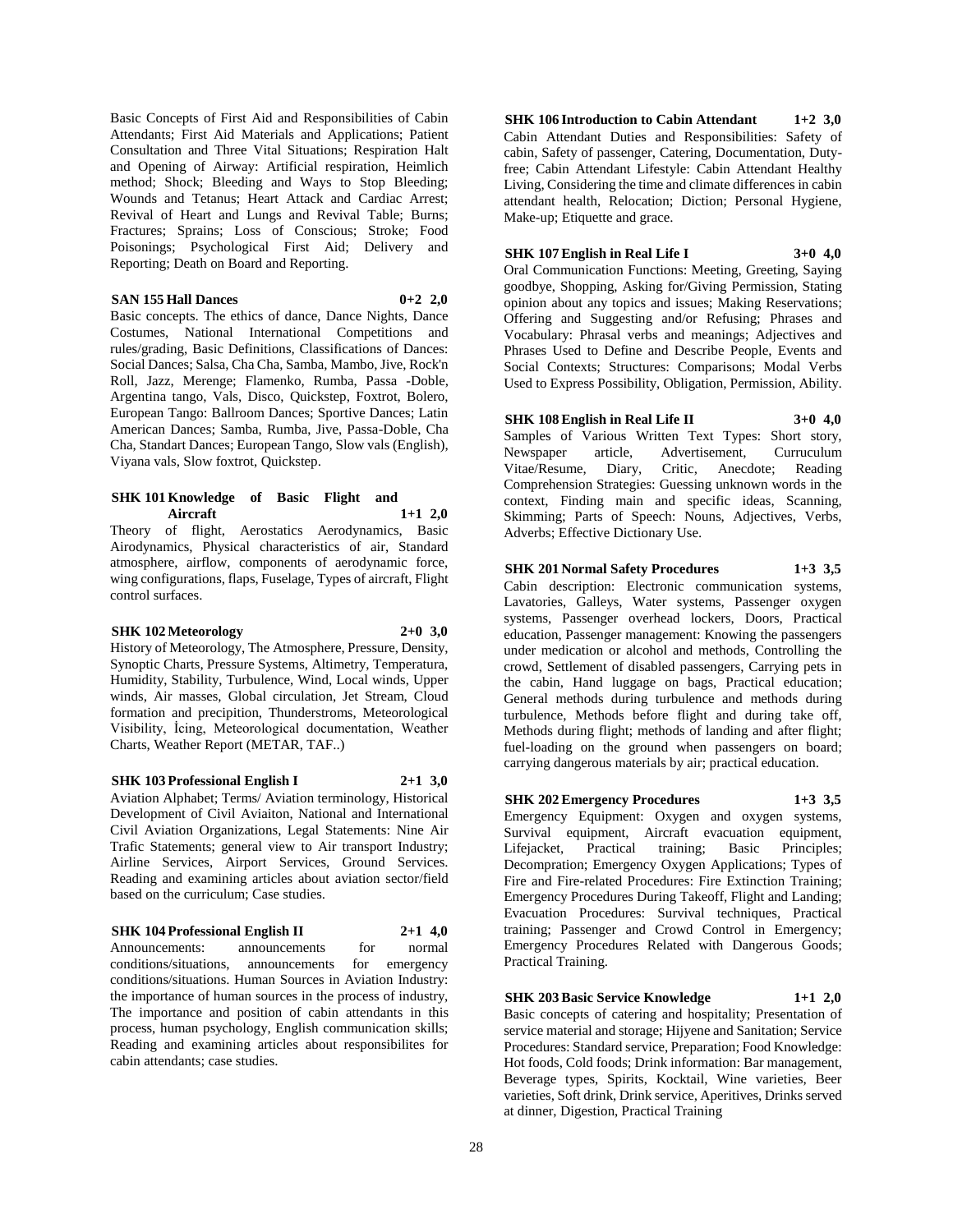Basic Concepts of First Aid and Responsibilities of Cabin Attendants; First Aid Materials and Applications; Patient Consultation and Three Vital Situations; Respiration Halt and Opening of Airway: Artificial respiration, Heimlich method; Shock; Bleeding and Ways to Stop Bleeding; Wounds and Tetanus; Heart Attack and Cardiac Arrest; Revival of Heart and Lungs and Revival Table; Burns; Fractures; Sprains; Loss of Conscious; Stroke; Food Poisonings; Psychological First Aid; Delivery and Reporting; Death on Board and Reporting.

**SAN 155 Hall Dances 0+2 2,0**

Basic concepts. The ethics of dance, Dance Nights, Dance Costumes, National International Competitions and rules/grading, Basic Definitions, Classifications of Dances: Social Dances; Salsa, Cha Cha, Samba, Mambo, Jive, Rock'n Roll, Jazz, Merenge; Flamenko, Rumba, Passa -Doble, Argentina tango, Vals, Disco, Quickstep, Foxtrot, Bolero, European Tango: Ballroom Dances; Sportive Dances; Latin American Dances; Samba, Rumba, Jive, Passa-Doble, Cha Cha, Standart Dances; European Tango, Slow vals (English), Viyana vals, Slow foxtrot, Quickstep.

**SHK 101 Knowledge of Basic Flight and Aircraft 1+1 2,0**

Theory of flight, Aerostatics Aerodynamics, Basic Airodynamics, Physical characteristics of air, Standard atmosphere, airflow, components of aerodynamic force, wing configurations, flaps, Fuselage, Types of aircraft, Flight control surfaces.

**SHK 102 Meteorology 2+0 3,0**

History of Meteorology, The Atmosphere, Pressure, Density, Synoptic Charts, Pressure Systems, Altimetry, Temperatura, Humidity, Stability, Turbulence, Wind, Local winds, Upper winds, Air masses, Global circulation, Jet Stream, Cloud formation and precipition, Thunderstroms, Meteorological Visibility, İcing, Meteorological documentation, Weather Charts, Weather Report (METAR, TAF..)

**SHK 103 Professional English I 2+1 3,0**

Aviation Alphabet; Terms/ Aviation terminology, Historical Development of Civil Aviaiton, National and International Civil Aviation Organizations, Legal Statements: Nine Air Trafic Statements; general view to Air transport Industry; Airline Services, Airport Services, Ground Services. Reading and examining articles about aviation sector/field based on the curriculum; Case studies.

**SHK 104 Professional English II 2+1 4,0**

Announcements: announcements for normal conditions/situations, announcements for emergency conditions/situations. Human Sources in Aviation Industry: the importance of human sources in the process of industry, The importance and position of cabin attendants in this process, human psychology, English communication skills; Reading and examining articles about responsibilites for cabin attendants; case studies.

**SHK 106 Introduction to Cabin Attendant 1+2 3,0**

Cabin Attendant Duties and Responsibilities: Safety of cabin, Safety of passenger, Catering, Documentation, Duty-free; Cabin Attendant Lifestyle: Cabin Attendant Healthy Living, Considering the time and climate differences in cabin attendant health, Relocation; Diction; Personal Hygiene, Make-up; Etiquette and grace.

**SHK 107 English in Real Life I 3+0 4,0**

Oral Communication Functions: Meeting, Greeting, Saying goodbye, Shopping, Asking for/Giving Permission, Stating opinion about any topics and issues; Making Reservations; Offering and Suggesting and/or Refusing; Phrases and Vocabulary: Phrasal verbs and meanings; Adjectives and Phrases Used to Define and Describe People, Events and Social Contexts; Structures: Comparisons; Modal Verbs Used to Express Possibility, Obligation, Permission, Ability.

**SHK 108 English in Real Life II 3+0 4,0**

Samples of Various Written Text Types: Short story, Newspaper article, Advertisement, Curruculum Vitae/Resume, Diary, Critic, Anecdote; Reading Comprehension Strategies: Guessing unknown words in the context, Finding main and specific ideas, Scanning, Skimming; Parts of Speech: Nouns, Adjectives, Verbs, Adverbs; Effective Dictionary Use.

**SHK 201 Normal Safety Procedures 1+3 3,5**

Cabin description: Electronic communication systems, Lavatories, Galleys, Water systems, Passenger oxygen systems, Passenger overhead lockers, Doors, Practical education, Passenger management: Knowing the passengers under medication or alcohol and methods, Controlling the crowd, Settlement of disabled passengers, Carrying pets in the cabin, Hand luggage on bags, Practical education; General methods during turbulence and methods during turbulence, Methods before flight and during take off, Methods during flight; methods of landing and after flight; fuel-loading on the ground when passengers on board; carrying dangerous materials by air; practical education.

**SHK 202 Emergency Procedures 1+3 3,5**

Emergency Equipment: Oxygen and oxygen systems, Survival equipment, Aircraft evacuation equipment, Lifejacket, Practical training; Basic Principles; Decompration; Emergency Oxygen Applications; Types of Fire and Fire-related Procedures: Fire Extinction Training; Emergency Procedures During Takeoff, Flight and Landing; Evacuation Procedures: Survival techniques, Practical training; Passenger and Crowd Control in Emergency; Emergency Procedures Related with Dangerous Goods; Practical Training.

**SHK 203 Basic Service Knowledge 1+1 2,0**

Basic concepts of catering and hospitality; Presentation of service material and storage; Hijyene and Sanitation; Service Procedures: Standard service, Preparation; Food Knowledge: Hot foods, Cold foods; Drink information: Bar management, Beverage types, Spirits, Kocktail, Wine varieties, Beer varieties, Soft drink, Drink service, Aperitives, Drinks served at dinner, Digestion, Practical Training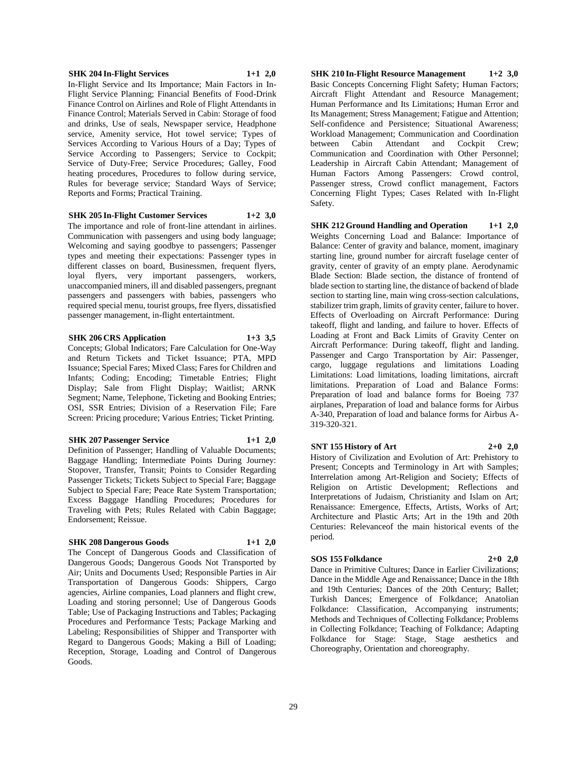**SHK 204 In-Flight Services 1+1 2,0**

In-Flight Service and Its Importance; Main Factors in In-Flight Service Planning; Financial Benefits of Food-Drink Finance Control on Airlines and Role of Flight Attendants in Finance Control; Materials Served in Cabin: Storage of food and drinks, Use of seals, Newspaper service, Headphone service, Amenity service, Hot towel service; Types of Services According to Various Hours of a Day; Types of Service According to Passengers; Service to Cockpit; Service of Duty-Free; Service Procedures; Galley, Food heating procedures, Procedures to follow during service, Rules for beverage service; Standard Ways of Service; Reports and Forms; Practical Training.

**SHK 205 In-Flight Customer Services 1+2 3,0**

The importance and role of front-line attendant in airlines. Communication with passengers and using body language; Welcoming and saying goodbye to passengers; Passenger types and meeting their expectations: Passenger types in different classes on board, Businessmen, frequent flyers, loyal flyers, very important passengers, workers, unaccompanied miners, ill and disabled passengers, pregnant passengers and passengers with babies, passengers who required special menu, tourist groups, free flyers, dissatisfied passenger management, in-flight entertaintment.

**SHK 206 CRS Application 1+3 3,5**

Concepts; Global Indicators; Fare Calculation for One-Way and Return Tickets and Ticket Issuance; PTA, MPD Issuance; Special Fares; Mixed Class; Fares for Children and Infants; Coding; Encoding; Timetable Entries; Flight Display; Sale from Flight Display; Waitlist; ARNK Segment; Name, Telephone, Ticketing and Booking Entries; OSI, SSR Entries; Division of a Reservation File; Fare Screen: Pricing procedure; Various Entries; Ticket Printing.

**SHK 207 Passenger Service 1+1 2,0**

Definition of Passenger; Handling of Valuable Documents; Baggage Handling; Intermediate Points During Journey: Stopover, Transfer, Transit; Points to Consider Regarding Passenger Tickets; Tickets Subject to Special Fare; Baggage Subject to Special Fare; Peace Rate System Transportation; Excess Baggage Handling Procedures; Procedures for Traveling with Pets; Rules Related with Cabin Baggage; Endorsement; Reissue.

**SHK 208 Dangerous Goods 1+1 2,0**

The Concept of Dangerous Goods and Classification of Dangerous Goods; Dangerous Goods Not Transported by Air; Units and Documents Used; Responsible Parties in Air Transportation of Dangerous Goods: Shippers, Cargo agencies, Airline companies, Load planners and flight crew, Loading and storing personnel; Use of Dangerous Goods Table; Use of Packaging Instructions and Tables; Packaging Procedures and Performance Tests; Package Marking and Labeling; Responsibilities of Shipper and Transporter with Regard to Dangerous Goods; Making a Bill of Loading; Reception, Storage, Loading and Control of Dangerous Goods.

**SHK 210 In-Flight Resource Management 1+2 3,0**

Basic Concepts Concerning Flight Safety; Human Factors; Aircraft Flight Attendant and Resource Management; Human Performance and Its Limitations; Human Error and Its Management; Stress Management; Fatigue and Attention; Self-confidence and Persistence; Situational Awareness; Workload Management; Communication and Coordination between Cabin Attendant and Cockpit Crew; Communication and Coordination with Other Personnel; Leadership in Aircraft Cabin Attendant; Management of Human Factors Among Passengers: Crowd control, Passenger stress, Crowd conflict management, Factors Concerning Flight Types; Cases Related with In-Flight Safety.

**SHK 212 Ground Handling and Operation 1+1 2,0**

Weights Concerning Load and Balance: Importance of Balance: Center of gravity and balance, moment, imaginary starting line, ground number for aircraft fuselage center of gravity, center of gravity of an empty plane. Aerodynamic Blade Section: Blade section, the distance of frontend of blade section to starting line, the distance of backend of blade section to starting line, main wing cross-section calculations, stabilizer trim graph, limits of gravity center, failure to hover. Effects of Overloading on Aircraft Performance: During takeoff, flight and landing, and failure to hover. Effects of Loading at Front and Back Limits of Gravity Center on Aircraft Performance: During takeoff, flight and landing. Passenger and Cargo Transportation by Air: Passenger, cargo, luggage regulations and limitations Loading Limitations: Load limitations, loading limitations, aircraft limitations. Preparation of Load and Balance Forms: Preparation of load and balance forms for Boeing 737 airplanes, Preparation of load and balance forms for Airbus A-340, Preparation of load and balance forms for Airbus A-319-320-321.

**SNT 155 History of Art 2+0 2,0**

History of Civilization and Evolution of Art: Prehistory to Present; Concepts and Terminology in Art with Samples; Interrelation among Art-Religion and Society; Effects of Religion on Artistic Development; Reflections and Interpretations of Judaism, Christianity and Islam on Art; Renaissance: Emergence, Effects, Artists, Works of Art; Architecture and Plastic Arts; Art in the 19th and 20th Centuries: Relevanceof the main historical events of the period.

**SOS 155 Folkdance 2+0 2,0**

Dance in Primitive Cultures; Dance in Earlier Civilizations; Dance in the Middle Age and Renaissance; Dance in the 18th and 19th Centuries; Dances of the 20th Century; Ballet; Turkish Dances; Emergence of Folkdance; Anatolian Folkdance: Classification, Accompanying instruments; Methods and Techniques of Collecting Folkdance; Problems in Collecting Folkdance; Teaching of Folkdance; Adapting Folkdance for Stage: Stage, Stage aesthetics and Choreography, Orientation and choreography.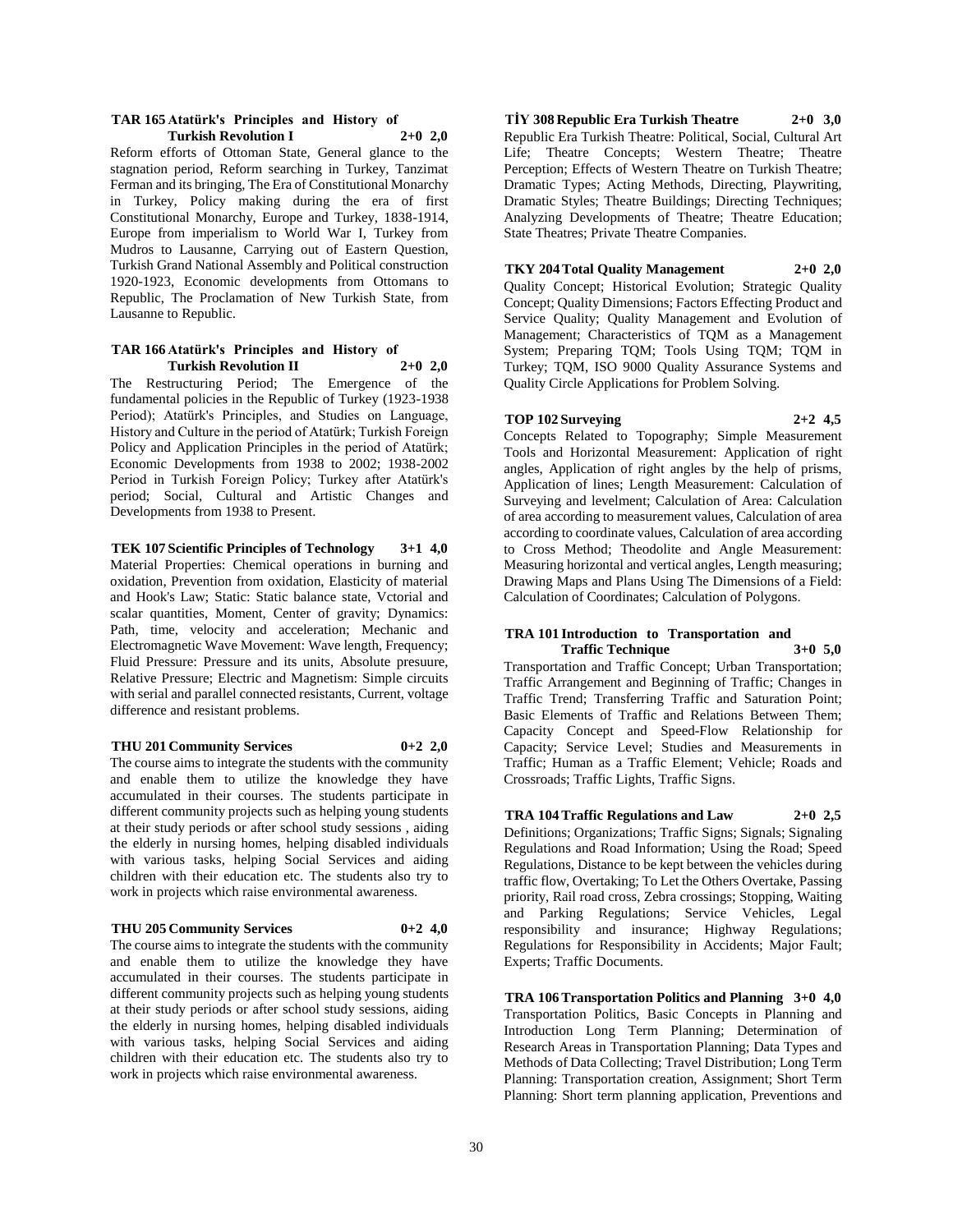**TAR 165 Atatürk's Principles and History of Turkish Revolution I 2+0 2,0**

Reform efforts of Ottoman State, General glance to the stagnation period, Reform searching in Turkey, Tanzimat Ferman and its bringing, The Era of Constitutional Monarchy in Turkey, Policy making during the era of first Constitutional Monarchy, Europe and Turkey, 1838-1914, Europe from imperialism to World War I, Turkey from Mudros to Lausanne, Carrying out of Eastern Question, Turkish Grand National Assembly and Political construction 1920-1923, Economic developments from Ottomans to Republic, The Proclamation of New Turkish State, from Lausanne to Republic.

**TAR 166 Atatürk's Principles and History of Turkish Revolution II 2+0 2,0**

The Restructuring Period; The Emergence of the fundamental policies in the Republic of Turkey (1923-1938 Period); Atatürk's Principles, and Studies on Language, History and Culture in the period of Atatürk; Turkish Foreign Policy and Application Principles in the period of Atatürk; Economic Developments from 1938 to 2002; 1938-2002 Period in Turkish Foreign Policy; Turkey after Atatürk's period; Social, Cultural and Artistic Changes and Developments from 1938 to Present.

**TEK 107 Scientific Principles of Technology 3+1 4,0**

Material Properties: Chemical operations in burning and oxidation, Prevention from oxidation, Elasticity of material and Hook's Law; Static: Static balance state, Vctorial and scalar quantities, Moment, Center of gravity; Dynamics: Path, time, velocity and acceleration; Mechanic and Electromagnetic Wave Movement: Wave length, Frequency; Fluid Pressure: Pressure and its units, Absolute presuure, Relative Pressure; Electric and Magnetism: Simple circuits with serial and parallel connected resistants, Current, voltage difference and resistant problems.

**THU 201 Community Services 0+2 2,0**

The course aims to integrate the students with the community and enable them to utilize the knowledge they have accumulated in their courses. The students participate in different community projects such as helping young students at their study periods or after school study sessions , aiding the elderly in nursing homes, helping disabled individuals with various tasks, helping Social Services and aiding children with their education etc. The students also try to work in projects which raise environmental awareness.

**THU 205 Community Services 0+2 4,0**

The course aims to integrate the students with the community and enable them to utilize the knowledge they have accumulated in their courses. The students participate in different community projects such as helping young students at their study periods or after school study sessions, aiding the elderly in nursing homes, helping disabled individuals with various tasks, helping Social Services and aiding children with their education etc. The students also try to work in projects which raise environmental awareness.

**TİY 308 Republic Era Turkish Theatre 2+0 3,0**

Republic Era Turkish Theatre: Political, Social, Cultural Art Life; Theatre Concepts; Western Theatre; Theatre Perception; Effects of Western Theatre on Turkish Theatre; Dramatic Types; Acting Methods, Directing, Playwriting, Dramatic Styles; Theatre Buildings; Directing Techniques; Analyzing Developments of Theatre; Theatre Education; State Theatres; Private Theatre Companies.

**TKY 204 Total Quality Management 2+0 2,0**

Quality Concept; Historical Evolution; Strategic Quality Concept; Quality Dimensions; Factors Effecting Product and Service Quality; Quality Management and Evolution of Management; Characteristics of TQM as a Management System; Preparing TQM; Tools Using TQM; TQM in Turkey; TQM, ISO 9000 Quality Assurance Systems and Quality Circle Applications for Problem Solving.

**TOP 102 Surveying 2+2 4,5**

Concepts Related to Topography; Simple Measurement Tools and Horizontal Measurement: Application of right angles, Application of right angles by the help of prisms, Application of lines; Length Measurement: Calculation of Surveying and levelment; Calculation of Area: Calculation of area according to measurement values, Calculation of area according to coordinate values, Calculation of area according to Cross Method; Theodolite and Angle Measurement: Measuring horizontal and vertical angles, Length measuring; Drawing Maps and Plans Using The Dimensions of a Field: Calculation of Coordinates; Calculation of Polygons.

**TRA 101 Introduction to Transportation and Traffic Technique 3+0 5,0**

Transportation and Traffic Concept; Urban Transportation; Traffic Arrangement and Beginning of Traffic; Changes in Traffic Trend; Transferring Traffic and Saturation Point; Basic Elements of Traffic and Relations Between Them; Capacity Concept and Speed-Flow Relationship for Capacity; Service Level; Studies and Measurements in Traffic; Human as a Traffic Element; Vehicle; Roads and Crossroads; Traffic Lights, Traffic Signs.

**TRA 104 Traffic Regulations and Law 2+0 2,5**

Definitions; Organizations; Traffic Signs; Signals; Signaling Regulations and Road Information; Using the Road; Speed Regulations, Distance to be kept between the vehicles during traffic flow, Overtaking; To Let the Others Overtake, Passing priority, Rail road cross, Zebra crossings; Stopping, Waiting and Parking Regulations; Service Vehicles, Legal responsibility and insurance; Highway Regulations; Regulations for Responsibility in Accidents; Major Fault; Experts; Traffic Documents.

**TRA 106 Transportation Politics and Planning 3+0 4,0**

Transportation Politics, Basic Concepts in Planning and Introduction Long Term Planning; Determination of Research Areas in Transportation Planning; Data Types and Methods of Data Collecting; Travel Distribution; Long Term Planning: Transportation creation, Assignment; Short Term Planning: Short term planning application, Preventions and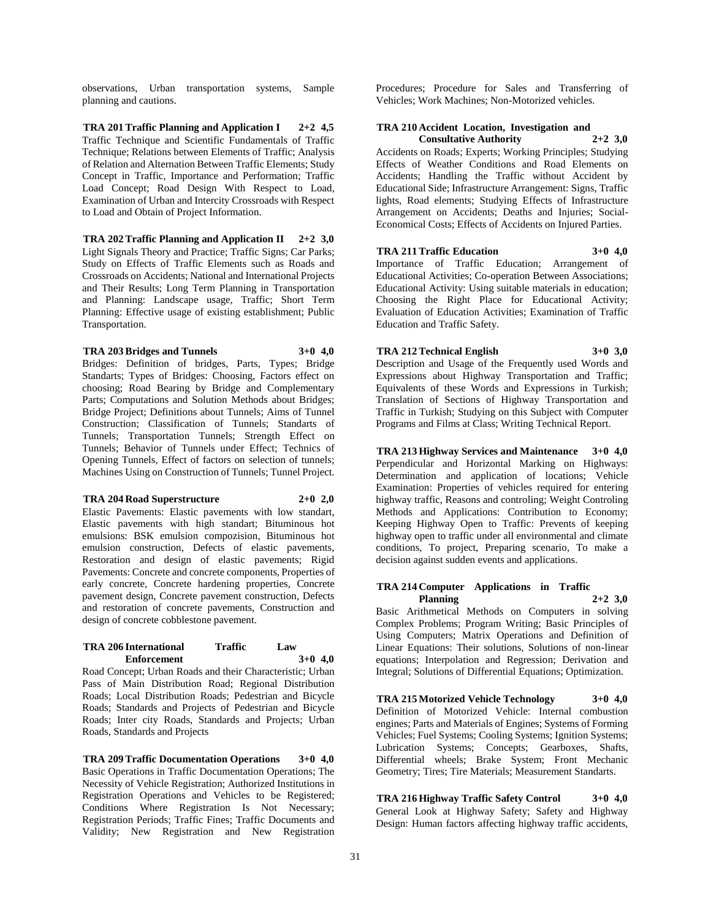observations, Urban transportation systems, Sample planning and cautions.

**TRA 201 Traffic Planning and Application I 2+2 4,5**
Traffic Technique and Scientific Fundamentals of Traffic Technique; Relations between Elements of Traffic; Analysis of Relation and Alternation Between Traffic Elements; Study Concept in Traffic, Importance and Performation; Traffic Load Concept; Road Design With Respect to Load, Examination of Urban and Intercity Crossroads with Respect to Load and Obtain of Project Information.

**TRA 202 Traffic Planning and Application II 2+2 3,0**
Light Signals Theory and Practice; Traffic Signs; Car Parks; Study on Effects of Traffic Elements such as Roads and Crossroads on Accidents; National and International Projects and Their Results; Long Term Planning in Transportation and Planning: Landscape usage, Traffic; Short Term Planning: Effective usage of existing establishment; Public Transportation.

**TRA 203 Bridges and Tunnels 3+0 4,0**
Bridges: Definition of bridges, Parts, Types; Bridge Standarts; Types of Bridges: Choosing, Factors effect on choosing; Road Bearing by Bridge and Complementary Parts; Computations and Solution Methods about Bridges; Bridge Project; Definitions about Tunnels; Aims of Tunnel Construction; Classification of Tunnels; Standarts of Tunnels; Transportation Tunnels; Strength Effect on Tunnels; Behavior of Tunnels under Effect; Technics of Opening Tunnels, Effect of factors on selection of tunnels; Machines Using on Construction of Tunnels; Tunnel Project.

**TRA 204 Road Superstructure 2+0 2,0**
Elastic Pavements: Elastic pavements with low standart, Elastic pavements with high standart; Bituminous hot emulsions: BSK emulsion compozision, Bituminous hot emulsion construction, Defects of elastic pavements, Restoration and design of elastic pavements; Rigid Pavements: Concrete and concrete components, Properties of early concrete, Concrete hardening properties, Concrete pavement design, Concrete pavement construction, Defects and restoration of concrete pavements, Construction and design of concrete cobblestone pavement.

**TRA 206 International Traffic Law Enforcement 3+0 4,0**
Road Concept; Urban Roads and their Characteristic; Urban Pass of Main Distribution Road; Regional Distribution Roads; Local Distribution Roads; Pedestrian and Bicycle Roads; Standards and Projects of Pedestrian and Bicycle Roads; Inter city Roads, Standards and Projects; Urban Roads, Standards and Projects

**TRA 209 Traffic Documentation Operations 3+0 4,0**
Basic Operations in Traffic Documentation Operations; The Necessity of Vehicle Registration; Authorized Institutions in Registration Operations and Vehicles to be Registered; Conditions Where Registration Is Not Necessary; Registration Periods; Traffic Fines; Traffic Documents and Validity; New Registration and New Registration Procedures; Procedure for Sales and Transferring of Vehicles; Work Machines; Non-Motorized vehicles.

**TRA 210 Accident Location, Investigation and Consultative Authority 2+2 3,0**
Accidents on Roads; Experts; Working Principles; Studying Effects of Weather Conditions and Road Elements on Accidents; Handling the Traffic without Accident by Educational Side; Infrastructure Arrangement: Signs, Traffic lights, Road elements; Studying Effects of Infrastructure Arrangement on Accidents; Deaths and Injuries; Social-Economical Costs; Effects of Accidents on Injured Parties.

**TRA 211 Traffic Education 3+0 4,0**
Importance of Traffic Education; Arrangement of Educational Activities; Co-operation Between Associations; Educational Activity: Using suitable materials in education; Choosing the Right Place for Educational Activity; Evaluation of Education Activities; Examination of Traffic Education and Traffic Safety.

**TRA 212 Technical English 3+0 3,0**
Description and Usage of the Frequently used Words and Expressions about Highway Transportation and Traffic; Equivalents of these Words and Expressions in Turkish; Translation of Sections of Highway Transportation and Traffic in Turkish; Studying on this Subject with Computer Programs and Films at Class; Writing Technical Report.

**TRA 213 Highway Services and Maintenance 3+0 4,0**
Perpendicular and Horizontal Marking on Highways: Determination and application of locations; Vehicle Examination: Properties of vehicles required for entering highway traffic, Reasons and controling; Weight Controling Methods and Applications: Contribution to Economy; Keeping Highway Open to Traffic: Prevents of keeping highway open to traffic under all environmental and climate conditions, To project, Preparing scenario, To make a decision against sudden events and applications.

**TRA 214 Computer Applications in Traffic Planning 2+2 3,0**
Basic Arithmetical Methods on Computers in solving Complex Problems; Program Writing; Basic Principles of Using Computers; Matrix Operations and Definition of Linear Equations: Their solutions, Solutions of non-linear equations; Interpolation and Regression; Derivation and Integral; Solutions of Differential Equations; Optimization.

**TRA 215 Motorized Vehicle Technology 3+0 4,0**
Definition of Motorized Vehicle: Internal combustion engines; Parts and Materials of Engines; Systems of Forming Vehicles; Fuel Systems; Cooling Systems; Ignition Systems; Lubrication Systems; Concepts; Gearboxes, Shafts, Differential wheels; Brake System; Front Mechanic Geometry; Tires; Tire Materials; Measurement Standarts.

**TRA 216 Highway Traffic Safety Control 3+0 4,0**
General Look at Highway Safety; Safety and Highway Design: Human factors affecting highway traffic accidents,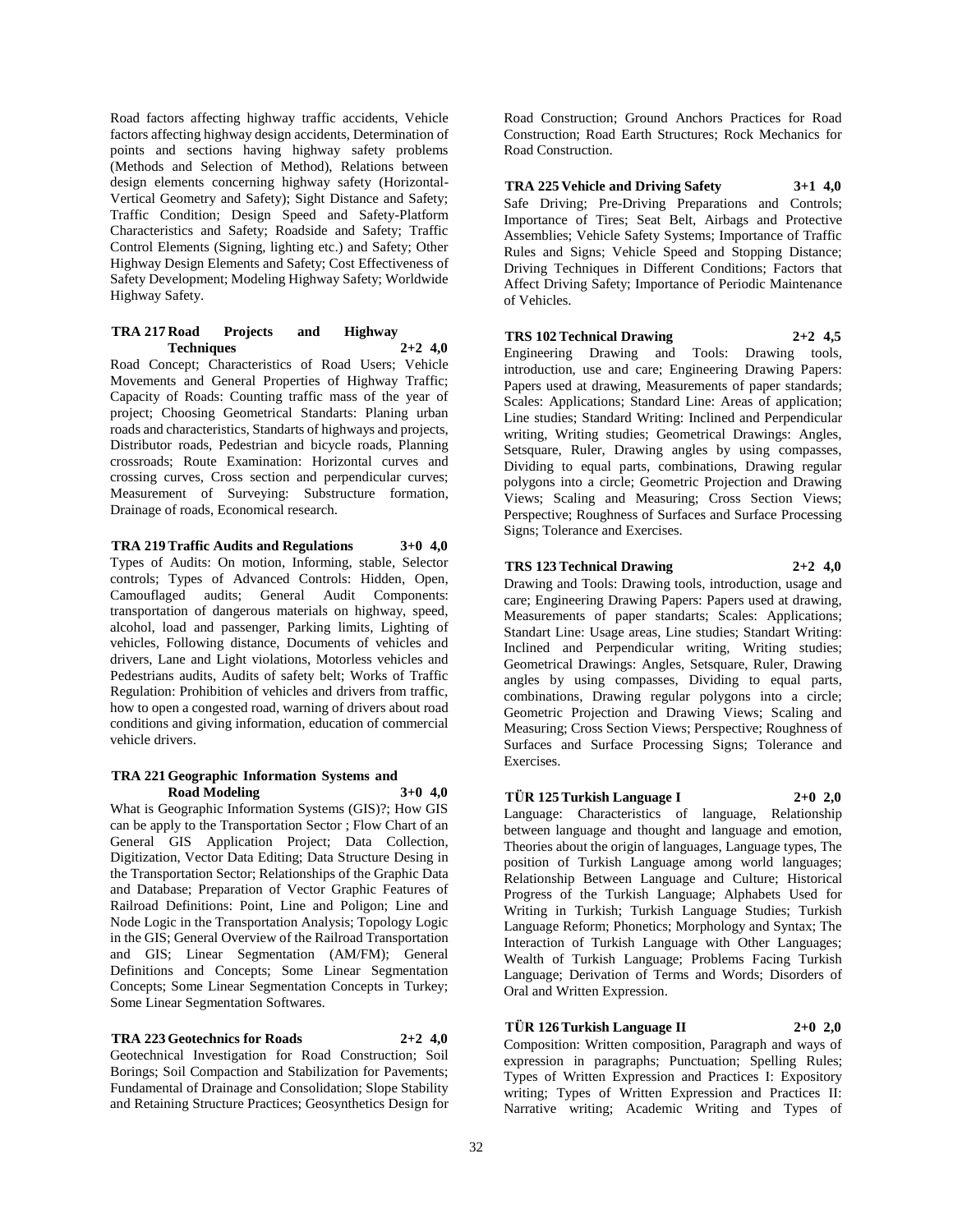Road factors affecting highway traffic accidents, Vehicle factors affecting highway design accidents, Determination of points and sections having highway safety problems (Methods and Selection of Method), Relations between design elements concerning highway safety (Horizontal-Vertical Geometry and Safety); Sight Distance and Safety; Traffic Condition; Design Speed and Safety-Platform Characteristics and Safety; Roadside and Safety; Traffic Control Elements (Signing, lighting etc.) and Safety; Other Highway Design Elements and Safety; Cost Effectiveness of Safety Development; Modeling Highway Safety; Worldwide Highway Safety.

**TRA 217 Road Projects and Highway Techniques 2+2 4,0**

Road Concept; Characteristics of Road Users; Vehicle Movements and General Properties of Highway Traffic; Capacity of Roads: Counting traffic mass of the year of project; Choosing Geometrical Standarts: Planing urban roads and characteristics, Standarts of highways and projects, Distributor roads, Pedestrian and bicycle roads, Planning crossroads; Route Examination: Horizontal curves and crossing curves, Cross section and perpendicular curves; Measurement of Surveying: Substructure formation, Drainage of roads, Economical research.

**TRA 219 Traffic Audits and Regulations 3+0 4,0**

Types of Audits: On motion, Informing, stable, Selector controls; Types of Advanced Controls: Hidden, Open, Camouflaged audits; General Audit Components: transportation of dangerous materials on highway, speed, alcohol, load and passenger, Parking limits, Lighting of vehicles, Following distance, Documents of vehicles and drivers, Lane and Light violations, Motorless vehicles and Pedestrians audits, Audits of safety belt; Works of Traffic Regulation: Prohibition of vehicles and drivers from traffic, how to open a congested road, warning of drivers about road conditions and giving information, education of commercial vehicle drivers.

**TRA 221 Geographic Information Systems and Road Modeling 3+0 4,0**

What is Geographic Information Systems (GIS)?; How GIS can be apply to the Transportation Sector ; Flow Chart of an General GIS Application Project; Data Collection, Digitization, Vector Data Editing; Data Structure Desing in the Transportation Sector; Relationships of the Graphic Data and Database; Preparation of Vector Graphic Features of Railroad Definitions: Point, Line and Poligon; Line and Node Logic in the Transportation Analysis; Topology Logic in the GIS; General Overview of the Railroad Transportation and GIS; Linear Segmentation (AM/FM); General Definitions and Concepts; Some Linear Segmentation Concepts; Some Linear Segmentation Concepts in Turkey; Some Linear Segmentation Softwares.

**TRA 223 Geotechnics for Roads 2+2 4,0**

Geotechnical Investigation for Road Construction; Soil Borings; Soil Compaction and Stabilization for Pavements; Fundamental of Drainage and Consolidation; Slope Stability and Retaining Structure Practices; Geosynthetics Design for Road Construction; Ground Anchors Practices for Road Construction; Road Earth Structures; Rock Mechanics for Road Construction.

**TRA 225 Vehicle and Driving Safety 3+1 4,0**

Safe Driving; Pre-Driving Preparations and Controls; Importance of Tires; Seat Belt, Airbags and Protective Assemblies; Vehicle Safety Systems; Importance of Traffic Rules and Signs; Vehicle Speed and Stopping Distance; Driving Techniques in Different Conditions; Factors that Affect Driving Safety; Importance of Periodic Maintenance of Vehicles.

**TRS 102 Technical Drawing 2+2 4,5**

Engineering Drawing and Tools: Drawing tools, introduction, use and care; Engineering Drawing Papers: Papers used at drawing, Measurements of paper standards; Scales: Applications; Standard Line: Areas of application; Line studies; Standard Writing: Inclined and Perpendicular writing, Writing studies; Geometrical Drawings: Angles, Setsquare, Ruler, Drawing angles by using compasses, Dividing to equal parts, combinations, Drawing regular polygons into a circle; Geometric Projection and Drawing Views; Scaling and Measuring; Cross Section Views; Perspective; Roughness of Surfaces and Surface Processing Signs; Tolerance and Exercises.

**TRS 123 Technical Drawing 2+2 4,0**

Drawing and Tools: Drawing tools, introduction, usage and care; Engineering Drawing Papers: Papers used at drawing, Measurements of paper standarts; Scales: Applications; Standart Line: Usage areas, Line studies; Standart Writing: Inclined and Perpendicular writing, Writing studies; Geometrical Drawings: Angles, Setsquare, Ruler, Drawing angles by using compasses, Dividing to equal parts, combinations, Drawing regular polygons into a circle; Geometric Projection and Drawing Views; Scaling and Measuring; Cross Section Views; Perspective; Roughness of Surfaces and Surface Processing Signs; Tolerance and Exercises.

**TÜR 125 Turkish Language I 2+0 2,0**

Language: Characteristics of language, Relationship between language and thought and language and emotion, Theories about the origin of languages, Language types, The position of Turkish Language among world languages; Relationship Between Language and Culture; Historical Progress of the Turkish Language; Alphabets Used for Writing in Turkish; Turkish Language Studies; Turkish Language Reform; Phonetics; Morphology and Syntax; The Interaction of Turkish Language with Other Languages; Wealth of Turkish Language; Problems Facing Turkish Language; Derivation of Terms and Words; Disorders of Oral and Written Expression.

**TÜR 126 Turkish Language II 2+0 2,0**

Composition: Written composition, Paragraph and ways of expression in paragraphs; Punctuation; Spelling Rules; Types of Written Expression and Practices I: Expository writing; Types of Written Expression and Practices II: Narrative writing; Academic Writing and Types of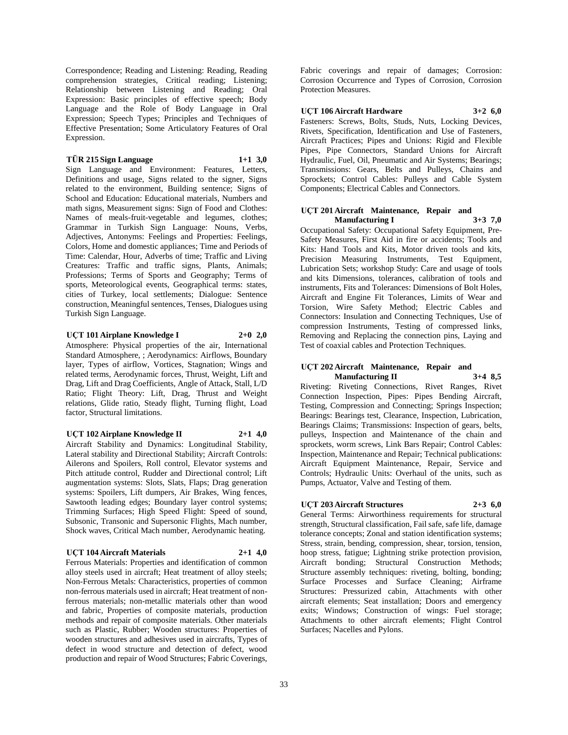Correspondence; Reading and Listening: Reading, Reading comprehension strategies, Critical reading; Listening; Relationship between Listening and Reading; Oral Expression: Basic principles of effective speech; Body Language and the Role of Body Language in Oral Expression; Speech Types; Principles and Techniques of Effective Presentation; Some Articulatory Features of Oral Expression.

**TÜR 215 Sign Language 1+1 3,0**

Sign Language and Environment: Features, Letters, Definitions and usage, Signs related to the signer, Signs related to the environment, Building sentence; Signs of School and Education: Educational materials, Numbers and math signs, Measurement signs: Sign of Food and Clothes: Names of meals-fruit-vegetable and legumes, clothes; Grammar in Turkish Sign Language: Nouns, Verbs, Adjectives, Antonyms: Feelings and Properties: Feelings, Colors, Home and domestic appliances; Time and Periods of Time: Calendar, Hour, Adverbs of time; Traffic and Living Creatures: Traffic and traffic signs, Plants, Animals; Professions; Terms of Sports and Geography; Terms of sports, Meteorological events, Geographical terms: states, cities of Turkey, local settlements; Dialogue: Sentence construction, Meaningful sentences, Tenses, Dialogues using Turkish Sign Language.

**UÇT 101 Airplane Knowledge I 2+0 2,0**

Atmosphere: Physical properties of the air, International Standard Atmosphere, ; Aerodynamics: Airflows, Boundary layer, Types of airflow, Vortices, Stagnation; Wings and related terms, Aerodynamic forces, Thrust, Weight, Lift and Drag, Lift and Drag Coefficients, Angle of Attack, Stall, L/D Ratio; Flight Theory: Lift, Drag, Thrust and Weight relations, Glide ratio, Steady flight, Turning flight, Load factor, Structural limitations.

**UÇT 102 Airplane Knowledge II 2+1 4,0**

Aircraft Stability and Dynamics: Longitudinal Stability, Lateral stability and Directional Stability; Aircraft Controls: Ailerons and Spoilers, Roll control, Elevator systems and Pitch attitude control, Rudder and Directional control; Lift augmentation systems: Slots, Slats, Flaps; Drag generation systems: Spoilers, Lift dumpers, Air Brakes, Wing fences, Sawtooth leading edges; Boundary layer control systems; Trimming Surfaces; High Speed Flight: Speed of sound, Subsonic, Transonic and Supersonic Flights, Mach number, Shock waves, Critical Mach number, Aerodynamic heating.

**UÇT 104 Aircraft Materials 2+1 4,0**

Ferrous Materials: Properties and identification of common alloy steels used in aircraft; Heat treatment of alloy steels; Non-Ferrous Metals: Characteristics, properties of common non-ferrous materials used in aircraft; Heat treatment of non-ferrous materials; non-metallic materials other than wood and fabric, Properties of composite materials, production methods and repair of composite materials. Other materials such as Plastic, Rubber; Wooden structures: Properties of wooden structures and adhesives used in aircrafts, Types of defect in wood structure and detection of defect, wood production and repair of Wood Structures; Fabric Coverings, Fabric coverings and repair of damages; Corrosion: Corrosion Occurrence and Types of Corrosion, Corrosion Protection Measures.

**UÇT 106 Aircraft Hardware 3+2 6,0**

Fasteners: Screws, Bolts, Studs, Nuts, Locking Devices, Rivets, Specification, Identification and Use of Fasteners, Aircraft Practices; Pipes and Unions: Rigid and Flexible Pipes, Pipe Connectors, Standard Unions for Aircraft Hydraulic, Fuel, Oil, Pneumatic and Air Systems; Bearings; Transmissions: Gears, Belts and Pulleys, Chains and Sprockets; Control Cables: Pulleys and Cable System Components; Electrical Cables and Connectors.

**UÇT 201 Aircraft Maintenance, Repair and Manufacturing I 3+3 7,0**

Occupational Safety: Occupational Safety Equipment, Pre-Safety Measures, First Aid in fire or accidents; Tools and Kits: Hand Tools and Kits, Motor driven tools and kits, Precision Measuring Instruments, Test Equipment, Lubrication Sets; workshop Study: Care and usage of tools and kits Dimensions, tolerances, calibration of tools and instruments, Fits and Tolerances: Dimensions of Bolt Holes, Aircraft and Engine Fit Tolerances, Limits of Wear and Torsion, Wire Safety Method; Electric Cables and Connectors: Insulation and Connecting Techniques, Use of compression Instruments, Testing of compressed links, Removing and Replacing the connection pins, Laying and Test of coaxial cables and Protection Techniques.

**UÇT 202 Aircraft Maintenance, Repair and Manufacturing II 3+4 8,5**

Riveting: Riveting Connections, Rivet Ranges, Rivet Connection Inspection, Pipes: Pipes Bending Aircraft, Testing, Compression and Connecting; Springs Inspection; Bearings: Bearings test, Clearance, Inspection, Lubrication, Bearings Claims; Transmissions: Inspection of gears, belts, pulleys, Inspection and Maintenance of the chain and sprockets, worm screws, Link Bars Repair; Control Cables: Inspection, Maintenance and Repair; Technical publications: Aircraft Equipment Maintenance, Repair, Service and Controls; Hydraulic Units: Overhaul of the units, such as Pumps, Actuator, Valve and Testing of them.

**UÇT 203 Aircraft Structures 2+3 6,0**

General Terms: Airworthiness requirements for structural strength, Structural classification, Fail safe, safe life, damage tolerance concepts; Zonal and station identification systems; Stress, strain, bending, compression, shear, torsion, tension, hoop stress, fatigue; Lightning strike protection provision, Aircraft bonding; Structural Construction Methods; Structure assembly techniques: riveting, bolting, bonding; Surface Processes and Surface Cleaning; Airframe Structures: Pressurized cabin, Attachments with other aircraft elements; Seat installation; Doors and emergency exits; Windows; Construction of wings: Fuel storage; Attachments to other aircraft elements; Flight Control Surfaces; Nacelles and Pylons.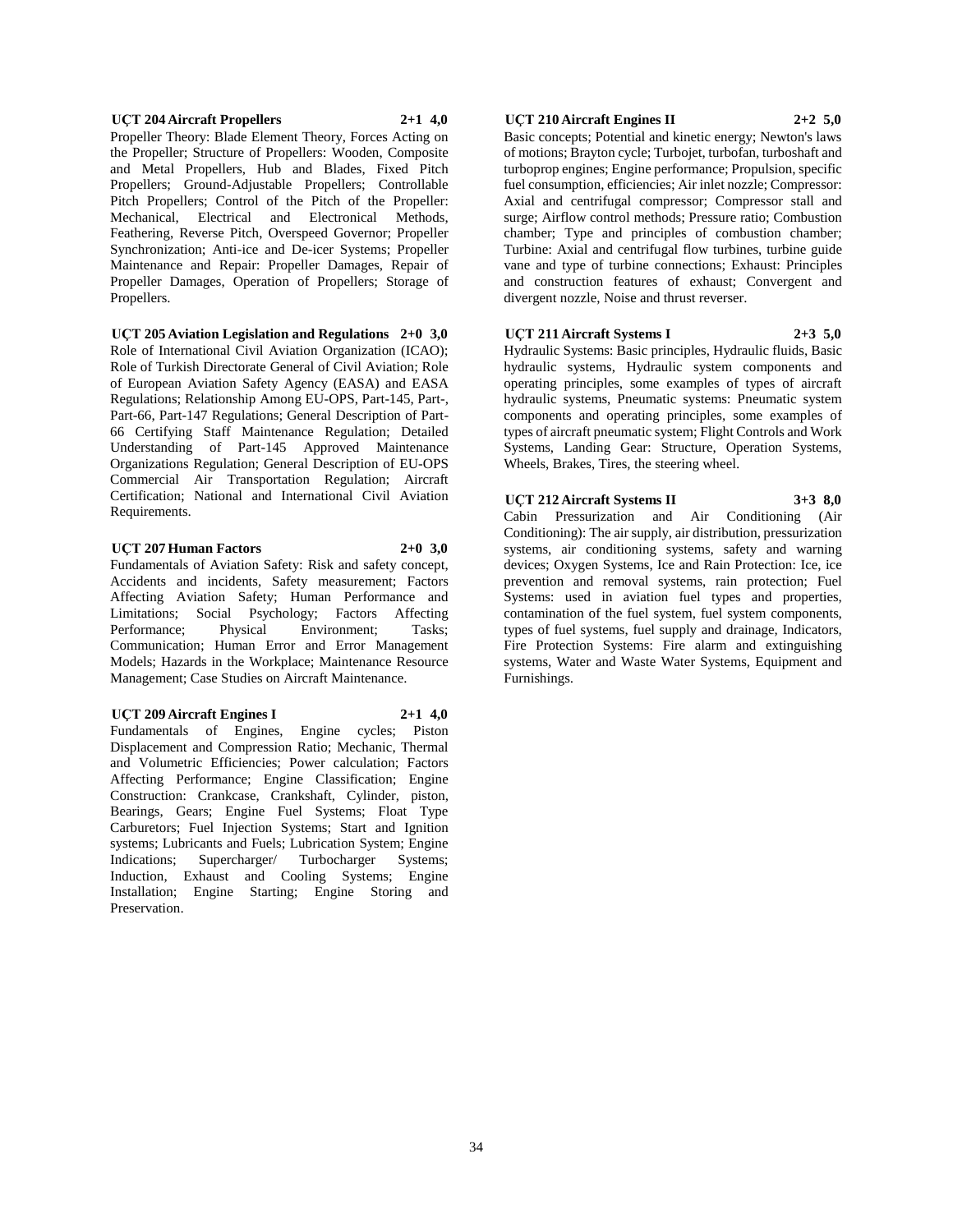**UÇT 204 Aircraft Propellers 2+1 4,0**

Propeller Theory: Blade Element Theory, Forces Acting on the Propeller; Structure of Propellers: Wooden, Composite and Metal Propellers, Hub and Blades, Fixed Pitch Propellers; Ground-Adjustable Propellers; Controllable Pitch Propellers; Control of the Pitch of the Propeller: Mechanical, Electrical and Electronical Methods, Feathering, Reverse Pitch, Overspeed Governor; Propeller Synchronization; Anti-ice and De-icer Systems; Propeller Maintenance and Repair: Propeller Damages, Repair of Propeller Damages, Operation of Propellers; Storage of Propellers.

**UÇT 205 Aviation Legislation and Regulations 2+0 3,0**

Role of International Civil Aviation Organization (ICAO); Role of Turkish Directorate General of Civil Aviation; Role of European Aviation Safety Agency (EASA) and EASA Regulations; Relationship Among EU-OPS, Part-145, Part-, Part-66, Part-147 Regulations; General Description of Part-66 Certifying Staff Maintenance Regulation; Detailed Understanding of Part-145 Approved Maintenance Organizations Regulation; General Description of EU-OPS Commercial Air Transportation Regulation; Aircraft Certification; National and International Civil Aviation Requirements.

**UÇT 207 Human Factors 2+0 3,0**

Fundamentals of Aviation Safety: Risk and safety concept, Accidents and incidents, Safety measurement; Factors Affecting Aviation Safety; Human Performance and Limitations; Social Psychology; Factors Affecting Performance; Physical Environment; Tasks; Communication; Human Error and Error Management Models; Hazards in the Workplace; Maintenance Resource Management; Case Studies on Aircraft Maintenance.

**UÇT 209 Aircraft Engines I 2+1 4,0**

Fundamentals of Engines, Engine cycles; Piston Displacement and Compression Ratio; Mechanic, Thermal and Volumetric Efficiencies; Power calculation; Factors Affecting Performance; Engine Classification; Engine Construction: Crankcase, Crankshaft, Cylinder, piston, Bearings, Gears; Engine Fuel Systems; Float Type Carburetors; Fuel Injection Systems; Start and Ignition systems; Lubricants and Fuels; Lubrication System; Engine Indications; Supercharger/ Turbocharger Systems; Induction, Exhaust and Cooling Systems; Engine Installation; Engine Starting; Engine Storing and Preservation.

**UÇT 210 Aircraft Engines II 2+2 5,0**

Basic concepts; Potential and kinetic energy; Newton's laws of motions; Brayton cycle; Turbojet, turbofan, turboshaft and turboprop engines; Engine performance; Propulsion, specific fuel consumption, efficiencies; Air inlet nozzle; Compressor: Axial and centrifugal compressor; Compressor stall and surge; Airflow control methods; Pressure ratio; Combustion chamber; Type and principles of combustion chamber; Turbine: Axial and centrifugal flow turbines, turbine guide vane and type of turbine connections; Exhaust: Principles and construction features of exhaust; Convergent and divergent nozzle, Noise and thrust reverser.

**UÇT 211 Aircraft Systems I 2+3 5,0**

Hydraulic Systems: Basic principles, Hydraulic fluids, Basic hydraulic systems, Hydraulic system components and operating principles, some examples of types of aircraft hydraulic systems, Pneumatic systems: Pneumatic system components and operating principles, some examples of types of aircraft pneumatic system; Flight Controls and Work Systems, Landing Gear: Structure, Operation Systems, Wheels, Brakes, Tires, the steering wheel.

**UÇT 212 Aircraft Systems II 3+3 8,0**

Cabin Pressurization and Air Conditioning (Air Conditioning): The air supply, air distribution, pressurization systems, air conditioning systems, safety and warning devices; Oxygen Systems, Ice and Rain Protection: Ice, ice prevention and removal systems, rain protection; Fuel Systems: used in aviation fuel types and properties, contamination of the fuel system, fuel system components, types of fuel systems, fuel supply and drainage, Indicators, Fire Protection Systems: Fire alarm and extinguishing systems, Water and Waste Water Systems, Equipment and Furnishings.